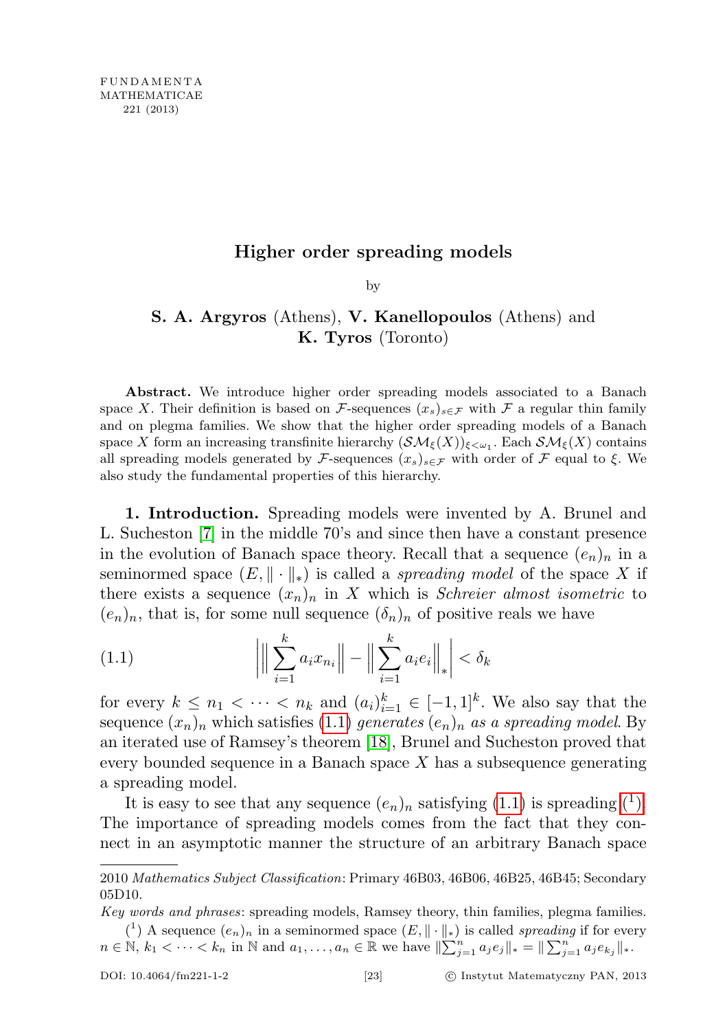FUNDAMENTA MATHEMATICAE 221 (2013)

# Higher order spreading models

by

**S. A. Argyros** (Athens), **V. Kanellopoulos** (Athens) and **K. Tyros** (Toronto)

**Abstract.** We introduce higher order spreading models associated to a Banach space $X$. Their definition is based on $\mathcal{F}$-sequences $(x_s)_{s\in\mathcal{F}}$ with $\mathcal{F}$ a regular thin family and on plegma families. We show that the higher order spreading models of a Banach space $X$ form an increasing transfinite hierarchy $(\mathcal{SM}_\xi(X))_{\xi<\omega_1}$. Each $\mathcal{SM}_\xi(X)$ contains all spreading models generated by $\mathcal{F}$-sequences $(x_s)_{s\in\mathcal{F}}$ with order of $\mathcal{F}$ equal to $\xi$. We also study the fundamental properties of this hierarchy.

**1. Introduction.** Spreading models were invented by A. Brunel and L. Sucheston [7] in the middle 70's and since then have a constant presence in the evolution of Banach space theory. Recall that a sequence $(e_n)_n$ in a seminormed space $(E, \|\cdot\|_*)$ is called a *spreading model* of the space $X$ if there exists a sequence $(x_n)_n$ in $X$ which is *Schreier almost isometric* to $(e_n)_n$, that is, for some null sequence $(\delta_n)_n$ of positive reals we have

$$\left| \Big\| \sum_{i=1}^{k} a_i x_{n_i} \Big\| - \Big\| \sum_{i=1}^{k} a_i e_i \Big\|_* \right| < \delta_k \tag{1.1}$$

for every $k \leq n_1 < \cdots < n_k$ and $(a_i)_{i=1}^k \in [-1,1]^k$. We also say that the sequence $(x_n)_n$ which satisfies (1.1) *generates* $(e_n)_n$ *as a spreading model*. By an iterated use of Ramsey's theorem [18], Brunel and Sucheston proved that every bounded sequence in a Banach space $X$ has a subsequence generating a spreading model.

It is easy to see that any sequence $(e_n)_n$ satisfying (1.1) is spreading [1]. The importance of spreading models comes from the fact that they connect in an asymptotic manner the structure of an arbitrary Banach space

---

2010 *Mathematics Subject Classification*: Primary 46B03, 46B06, 46B25, 46B45; Secondary 05D10.

*Key words and phrases*: spreading models, Ramsey theory, thin families, plegma families.

[1] A sequence $(e_n)_n$ in a seminormed space $(E, \|\cdot\|_*)$ is called *spreading* if for every $n \in \mathbb{N}$, $k_1 < \cdots < k_n$ in $\mathbb{N}$ and $a_1, \ldots, a_n \in \mathbb{R}$ we have $\|\sum_{j=1}^n a_j e_j\|_* = \|\sum_{j=1}^n a_j e_{k_j}\|_*$.

DOI: 10.4064/fm221-1-2 © Instytut Matematyczny PAN, 2013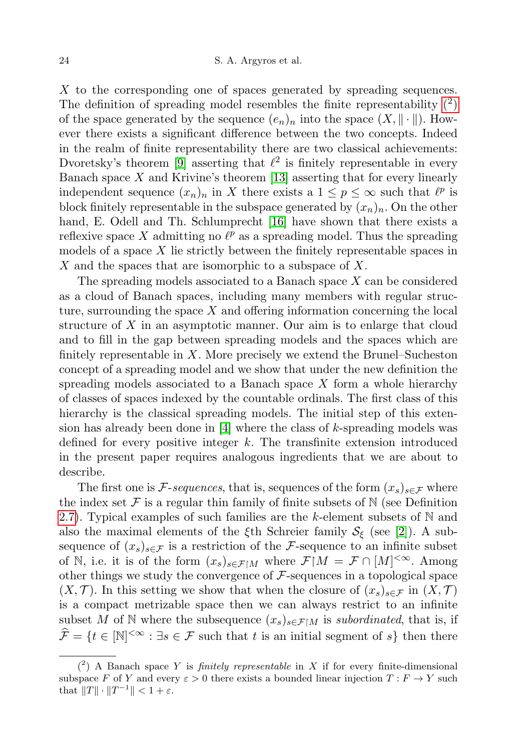$X$ to the corresponding one of spaces generated by spreading sequences. The definition of spreading model resembles the finite representability [2] of the space generated by the sequence $(e_n)_n$ into the space $(X, \|\cdot\|)$. However there exists a significant difference between the two concepts. Indeed in the realm of finite representability there are two classical achievements: Dvoretsky's theorem [9] asserting that $\ell^2$ is finitely representable in every Banach space $X$ and Krivine's theorem [13] asserting that for every linearly independent sequence $(x_n)_n$ in $X$ there exists a $1 \leq p \leq \infty$ such that $\ell^p$ is block finitely representable in the subspace generated by $(x_n)_n$. On the other hand, E. Odell and Th. Schlumprecht [16] have shown that there exists a reflexive space $X$ admitting no $\ell^p$ as a spreading model. Thus the spreading models of a space $X$ lie strictly between the finitely representable spaces in $X$ and the spaces that are isomorphic to a subspace of $X$.

The spreading models associated to a Banach space $X$ can be considered as a cloud of Banach spaces, including many members with regular structure, surrounding the space $X$ and offering information concerning the local structure of $X$ in an asymptotic manner. Our aim is to enlarge that cloud and to fill in the gap between spreading models and the spaces which are finitely representable in $X$. More precisely we extend the Brunel–Sucheston concept of a spreading model and we show that under the new definition the spreading models associated to a Banach space $X$ form a whole hierarchy of classes of spaces indexed by the countable ordinals. The first class of this hierarchy is the classical spreading models. The initial step of this extension has already been done in [4] where the class of $k$-spreading models was defined for every positive integer $k$. The transfinite extension introduced in the present paper requires analogous ingredients that we are about to describe.

The first one is $\mathcal{F}$-*sequences*, that is, sequences of the form $(x_s)_{s\in\mathcal{F}}$ where the index set $\mathcal{F}$ is a regular thin family of finite subsets of $\mathbb{N}$ (see Definition 2.7). Typical examples of such families are the $k$-element subsets of $\mathbb{N}$ and also the maximal elements of the $\xi$th Schreier family $\mathcal{S}_\xi$ (see [2]). A subsequence of $(x_s)_{s\in\mathcal{F}}$ is a restriction of the $\mathcal{F}$-sequence to an infinite subset of $\mathbb{N}$, i.e. it is of the form $(x_s)_{s\in\mathcal{F}\upharpoonright M}$ where $\mathcal{F}\upharpoonright M = \mathcal{F} \cap [M]^{<\infty}$. Among other things we study the convergence of $\mathcal{F}$-sequences in a topological space $(X, \mathcal{T})$. In this setting we show that when the closure of $(x_s)_{s\in\mathcal{F}}$ in $(X, \mathcal{T})$ is a compact metrizable space then we can always restrict to an infinite subset $M$ of $\mathbb{N}$ where the subsequence $(x_s)_{s\in\mathcal{F}\upharpoonright M}$ is *subordinated*, that is, if $\widehat{\mathcal{F}} = \{t \in [\mathbb{N}]^{<\infty} : \exists s \in \mathcal{F}$ such that $t$ is an initial segment of $s\}$ then there

---

[2] A Banach space $Y$ is *finitely representable* in $X$ if for every finite-dimensional subspace $F$ of $Y$ and every $\varepsilon > 0$ there exists a bounded linear injection $T : F \to Y$ such that $\|T\| \cdot \|T^{-1}\| < 1 + \varepsilon$.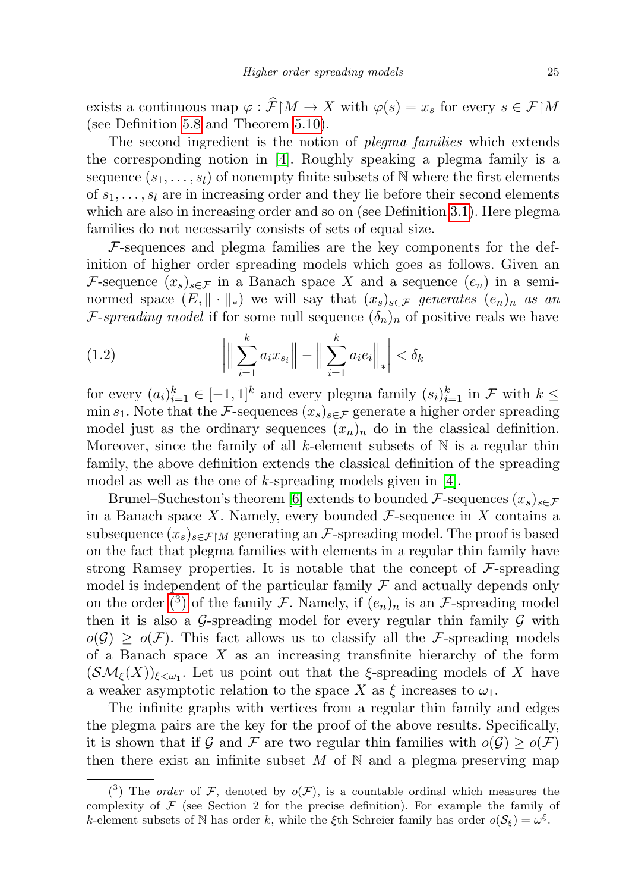exists a continuous map $\varphi : \widehat{\mathcal{F}}\restriction M \to X$ with $\varphi(s) = x_s$ for every $s \in \mathcal{F}\restriction M$ (see Definition 5.8 and Theorem 5.10).

The second ingredient is the notion of *plegma families* which extends the corresponding notion in [4]. Roughly speaking a plegma family is a sequence $(s_1, \ldots, s_l)$ of nonempty finite subsets of $\mathbb{N}$ where the first elements of $s_1, \ldots, s_l$ are in increasing order and they lie before their second elements which are also in increasing order and so on (see Definition 3.1). Here plegma families do not necessarily consists of sets of equal size.

$\mathcal{F}$-sequences and plegma families are the key components for the definition of higher order spreading models which goes as follows. Given an $\mathcal{F}$-sequence $(x_s)_{s\in\mathcal{F}}$ in a Banach space $X$ and a sequence $(e_n)$ in a seminormed space $(E, \|\cdot\|_*)$ we will say that $(x_s)_{s\in\mathcal{F}}$ *generates* $(e_n)_n$ *as an* $\mathcal{F}$*-spreading model* if for some null sequence $(\delta_n)_n$ of positive reals we have

$$\left| \Big\| \sum_{i=1}^{k} a_i x_{s_i} \Big\| - \Big\| \sum_{i=1}^{k} a_i e_i \Big\|_* \right| < \delta_k \tag{1.2}$$

for every $(a_i)_{i=1}^k \in [-1,1]^k$ and every plegma family $(s_i)_{i=1}^k$ in $\mathcal{F}$ with $k \le \min s_1$. Note that the $\mathcal{F}$-sequences $(x_s)_{s\in\mathcal{F}}$ generate a higher order spreading model just as the ordinary sequences $(x_n)_n$ do in the classical definition. Moreover, since the family of all $k$-element subsets of $\mathbb{N}$ is a regular thin family, the above definition extends the classical definition of the spreading model as well as the one of $k$-spreading models given in [4].

Brunel–Sucheston's theorem [6] extends to bounded $\mathcal{F}$-sequences $(x_s)_{s\in\mathcal{F}}$ in a Banach space $X$. Namely, every bounded $\mathcal{F}$-sequence in $X$ contains a subsequence $(x_s)_{s\in\mathcal{F}\restriction M}$ generating an $\mathcal{F}$-spreading model. The proof is based on the fact that plegma families with elements in a regular thin family have strong Ramsey properties. It is notable that the concept of $\mathcal{F}$-spreading model is independent of the particular family $\mathcal{F}$ and actually depends only on the order (3) of the family $\mathcal{F}$. Namely, if $(e_n)_n$ is an $\mathcal{F}$-spreading model then it is also a $\mathcal{G}$-spreading model for every regular thin family $\mathcal{G}$ with $o(\mathcal{G}) \ge o(\mathcal{F})$. This fact allows us to classify all the $\mathcal{F}$-spreading models of a Banach space $X$ as an increasing transfinite hierarchy of the form $(\mathcal{SM}_\xi(X))_{\xi<\omega_1}$. Let us point out that the $\xi$-spreading models of $X$ have a weaker asymptotic relation to the space $X$ as $\xi$ increases to $\omega_1$.

The infinite graphs with vertices from a regular thin family and edges the plegma pairs are the key for the proof of the above results. Specifically, it is shown that if $\mathcal{G}$ and $\mathcal{F}$ are two regular thin families with $o(\mathcal{G}) \ge o(\mathcal{F})$ then there exist an infinite subset $M$ of $\mathbb{N}$ and a plegma preserving map

(3) The *order* of $\mathcal{F}$, denoted by $o(\mathcal{F})$, is a countable ordinal which measures the complexity of $\mathcal{F}$ (see Section 2 for the precise definition). For example the family of $k$-element subsets of $\mathbb{N}$ has order $k$, while the $\xi$th Schreier family has order $o(\mathcal{S}_\xi) = \omega^\xi$.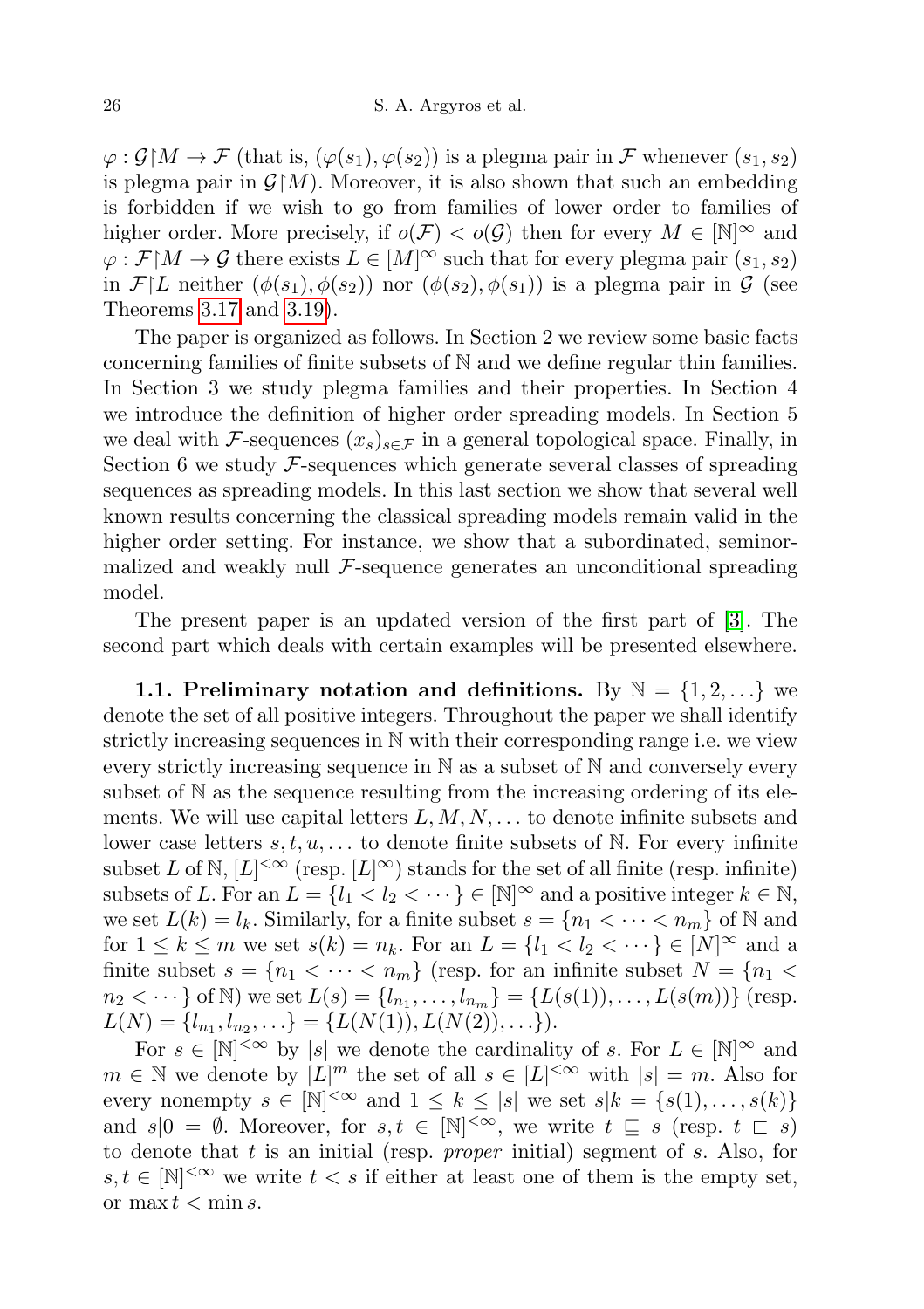$\varphi : \mathcal{G}\restriction M \to \mathcal{F}$ (that is, $(\varphi(s_1), \varphi(s_2))$ is a plegma pair in $\mathcal{F}$ whenever $(s_1, s_2)$ is plegma pair in $\mathcal{G}\restriction M$). Moreover, it is also shown that such an embedding is forbidden if we wish to go from families of lower order to families of higher order. More precisely, if $o(\mathcal{F}) < o(\mathcal{G})$ then for every $M \in [\mathbb{N}]^\infty$ and $\varphi : \mathcal{F}\restriction M \to \mathcal{G}$ there exists $L \in [M]^\infty$ such that for every plegma pair $(s_1, s_2)$ in $\mathcal{F}\restriction L$ neither $(\phi(s_1), \phi(s_2))$ nor $(\phi(s_2), \phi(s_1))$ is a plegma pair in $\mathcal{G}$ (see Theorems 3.17 and 3.19).

The paper is organized as follows. In Section 2 we review some basic facts concerning families of finite subsets of $\mathbb{N}$ and we define regular thin families. In Section 3 we study plegma families and their properties. In Section 4 we introduce the definition of higher order spreading models. In Section 5 we deal with $\mathcal{F}$-sequences $(x_s)_{s\in\mathcal{F}}$ in a general topological space. Finally, in Section 6 we study $\mathcal{F}$-sequences which generate several classes of spreading sequences as spreading models. In this last section we show that several well known results concerning the classical spreading models remain valid in the higher order setting. For instance, we show that a subordinated, seminormalized and weakly null $\mathcal{F}$-sequence generates an unconditional spreading model.

The present paper is an updated version of the first part of [3]. The second part which deals with certain examples will be presented elsewhere.

**1.1. Preliminary notation and definitions.** By $\mathbb{N} = \{1, 2, \ldots\}$ we denote the set of all positive integers. Throughout the paper we shall identify strictly increasing sequences in $\mathbb{N}$ with their corresponding range i.e. we view every strictly increasing sequence in $\mathbb{N}$ as a subset of $\mathbb{N}$ and conversely every subset of $\mathbb{N}$ as the sequence resulting from the increasing ordering of its elements. We will use capital letters $L, M, N, \ldots$ to denote infinite subsets and lower case letters $s, t, u, \ldots$ to denote finite subsets of $\mathbb{N}$. For every infinite subset $L$ of $\mathbb{N}$, $[L]^{<\infty}$ (resp. $[L]^\infty$) stands for the set of all finite (resp. infinite) subsets of $L$. For an $L = \{l_1 < l_2 < \cdots\} \in [\mathbb{N}]^\infty$ and a positive integer $k \in \mathbb{N}$, we set $L(k) = l_k$. Similarly, for a finite subset $s = \{n_1 < \cdots < n_m\}$ of $\mathbb{N}$ and for $1 \le k \le m$ we set $s(k) = n_k$. For an $L = \{l_1 < l_2 < \cdots\} \in [N]^\infty$ and a finite subset $s = \{n_1 < \cdots < n_m\}$ (resp. for an infinite subset $N = \{n_1 < n_2 < \cdots\}$ of $\mathbb{N}$) we set $L(s) = \{l_{n_1}, \ldots, l_{n_m}\} = \{L(s(1)), \ldots, L(s(m))\}$ (resp. $L(N) = \{l_{n_1}, l_{n_2}, \ldots\} = \{L(N(1)), L(N(2)), \ldots\}$).

For $s \in [\mathbb{N}]^{<\infty}$ by $|s|$ we denote the cardinality of $s$. For $L \in [\mathbb{N}]^\infty$ and $m \in \mathbb{N}$ we denote by $[L]^m$ the set of all $s \in [L]^{<\infty}$ with $|s| = m$. Also for every nonempty $s \in [\mathbb{N}]^{<\infty}$ and $1 \le k \le |s|$ we set $s|k = \{s(1), \ldots, s(k)\}$ and $s|0 = \emptyset$. Moreover, for $s, t \in [\mathbb{N}]^{<\infty}$, we write $t \sqsubseteq s$ (resp. $t \sqsubset s$) to denote that $t$ is an initial (resp. *proper* initial) segment of $s$. Also, for $s, t \in [\mathbb{N}]^{<\infty}$ we write $t < s$ if either at least one of them is the empty set, or $\max t < \min s$.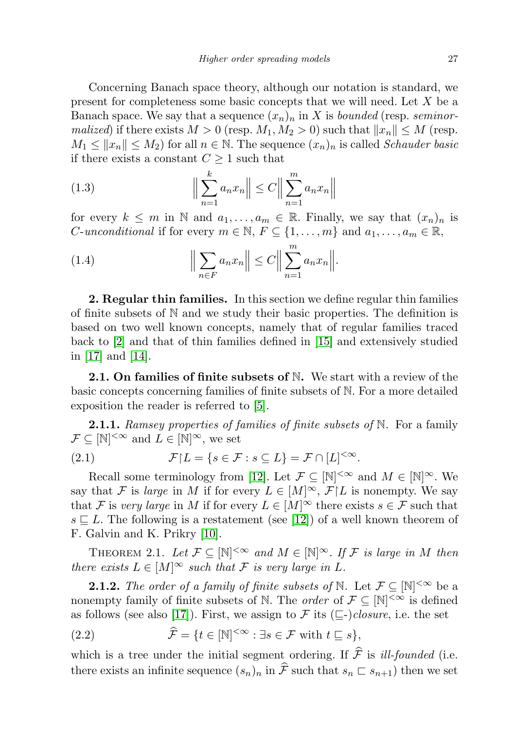Concerning Banach space theory, although our notation is standard, we present for completeness some basic concepts that we will need. Let $X$ be a Banach space. We say that a sequence $(x_n)_n$ in $X$ is *bounded* (resp. *seminormalized*) if there exists $M > 0$ (resp. $M_1, M_2 > 0$) such that $\|x_n\| \leq M$ (resp. $M_1 \leq \|x_n\| \leq M_2$) for all $n \in \mathbb{N}$. The sequence $(x_n)_n$ is called *Schauder basic* if there exists a constant $C \geq 1$ such that

$$\Big\| \sum_{n=1}^{k} a_n x_n \Big\| \leq C \Big\| \sum_{n=1}^{m} a_n x_n \Big\| \tag{1.3}$$

for every $k \leq m$ in $\mathbb{N}$ and $a_1, \dots, a_m \in \mathbb{R}$. Finally, we say that $(x_n)_n$ is $C$-*unconditional* if for every $m \in \mathbb{N}$, $F \subseteq \{1, \dots, m\}$ and $a_1, \dots, a_m \in \mathbb{R}$,

$$\Big\| \sum_{n \in F} a_n x_n \Big\| \leq C \Big\| \sum_{n=1}^{m} a_n x_n \Big\|. \tag{1.4}$$

**2. Regular thin families.** In this section we define regular thin families of finite subsets of $\mathbb{N}$ and we study their basic properties. The definition is based on two well known concepts, namely that of regular families traced back to [2] and that of thin families defined in [15] and extensively studied in [17] and [14].

**2.1. On families of finite subsets of $\mathbb{N}$.** We start with a review of the basic concepts concerning families of finite subsets of $\mathbb{N}$. For a more detailed exposition the reader is referred to [5].

**2.1.1.** *Ramsey properties of families of finite subsets of* $\mathbb{N}$. For a family $\mathcal{F} \subseteq [\mathbb{N}]^{<\infty}$ and $L \in [\mathbb{N}]^{\infty}$, we set

$$\mathcal{F} \restriction L = \{s \in \mathcal{F} : s \subseteq L\} = \mathcal{F} \cap [L]^{<\infty}. \tag{2.1}$$

Recall some terminology from [12]. Let $\mathcal{F} \subseteq [\mathbb{N}]^{<\infty}$ and $M \in [\mathbb{N}]^{\infty}$. We say that $\mathcal{F}$ is *large* in $M$ if for every $L \in [M]^{\infty}$, $\mathcal{F} \restriction L$ is nonempty. We say that $\mathcal{F}$ is *very large* in $M$ if for every $L \in [M]^{\infty}$ there exists $s \in \mathcal{F}$ such that $s \sqsubseteq L$. The following is a restatement (see [12]) of a well known theorem of F. Galvin and K. Prikry [10].

Theorem 2.1. *Let $\mathcal{F} \subseteq [\mathbb{N}]^{<\infty}$ and $M \in [\mathbb{N}]^{\infty}$. If $\mathcal{F}$ is large in $M$ then there exists $L \in [M]^{\infty}$ such that $\mathcal{F}$ is very large in $L$.*

**2.1.2.** *The order of a family of finite subsets of* $\mathbb{N}$. Let $\mathcal{F} \subseteq [\mathbb{N}]^{<\infty}$ be a nonempty family of finite subsets of $\mathbb{N}$. The *order* of $\mathcal{F} \subseteq [\mathbb{N}]^{<\infty}$ is defined as follows (see also [17]). First, we assign to $\mathcal{F}$ its ($\sqsubseteq$-)*closure*, i.e. the set

$$\widehat{\mathcal{F}} = \{t \in [\mathbb{N}]^{<\infty} : \exists s \in \mathcal{F} \text{ with } t \sqsubseteq s\}, \tag{2.2}$$

which is a tree under the initial segment ordering. If $\widehat{\mathcal{F}}$ is *ill-founded* (i.e. there exists an infinite sequence $(s_n)_n$ in $\widehat{\mathcal{F}}$ such that $s_n \sqsubset s_{n+1}$) then we set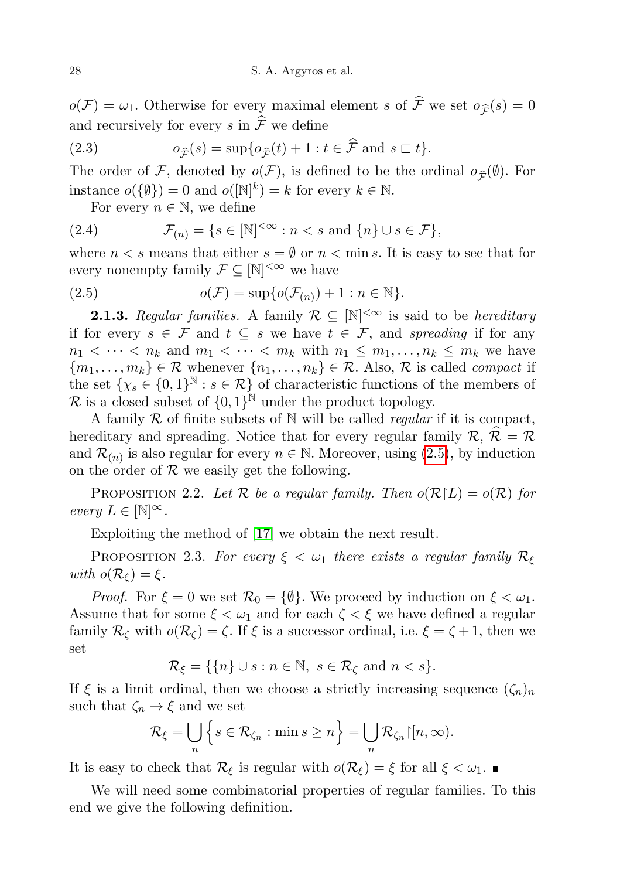$o(\mathcal{F}) = \omega_1$. Otherwise for every maximal element $s$ of $\widehat{\mathcal{F}}$ we set $o_{\widehat{\mathcal{F}}}(s) = 0$ and recursively for every $s$ in $\widehat{\mathcal{F}}$ we define

$$o_{\widehat{\mathcal{F}}}(s) = \sup\{o_{\widehat{\mathcal{F}}}(t) + 1 : t \in \widehat{\mathcal{F}} \text{ and } s \sqsubset t\}. \tag{2.3}$$

The order of $\mathcal{F}$, denoted by $o(\mathcal{F})$, is defined to be the ordinal $o_{\widehat{\mathcal{F}}}(\emptyset)$. For instance $o(\{\emptyset\}) = 0$ and $o([\mathbb{N}]^k) = k$ for every $k \in \mathbb{N}$.

For every $n \in \mathbb{N}$, we define

$$\mathcal{F}_{(n)} = \{s \in [\mathbb{N}]^{<\infty} : n < s \text{ and } \{n\} \cup s \in \mathcal{F}\}, \tag{2.4}$$

where $n < s$ means that either $s = \emptyset$ or $n < \min s$. It is easy to see that for every nonempty family $\mathcal{F} \subseteq [\mathbb{N}]^{<\infty}$ we have

$$o(\mathcal{F}) = \sup\{o(\mathcal{F}_{(n)}) + 1 : n \in \mathbb{N}\}. \tag{2.5}$$

**2.1.3.** *Regular families.* A family $\mathcal{R} \subseteq [\mathbb{N}]^{<\infty}$ is said to be *hereditary* if for every $s \in \mathcal{F}$ and $t \subseteq s$ we have $t \in \mathcal{F}$, and *spreading* if for any $n_1 < \cdots < n_k$ and $m_1 < \cdots < m_k$ with $n_1 \leq m_1, \ldots, n_k \leq m_k$ we have $\{m_1, \ldots, m_k\} \in \mathcal{R}$ whenever $\{n_1, \ldots, n_k\} \in \mathcal{R}$. Also, $\mathcal{R}$ is called *compact* if the set $\{\chi_s \in \{0,1\}^{\mathbb{N}} : s \in \mathcal{R}\}$ of characteristic functions of the members of $\mathcal{R}$ is a closed subset of $\{0,1\}^{\mathbb{N}}$ under the product topology.

A family $\mathcal{R}$ of finite subsets of $\mathbb{N}$ will be called *regular* if it is compact, hereditary and spreading. Notice that for every regular family $\mathcal{R}$, $\widehat{\mathcal{R}} = \mathcal{R}$ and $\mathcal{R}_{(n)}$ is also regular for every $n \in \mathbb{N}$. Moreover, using (2.5), by induction on the order of $\mathcal{R}$ we easily get the following.

Proposition 2.2. *Let $\mathcal{R}$ be a regular family. Then $o(\mathcal{R} \restriction L) = o(\mathcal{R})$ for every $L \in [\mathbb{N}]^{\infty}$.*

Exploiting the method of [17] we obtain the next result.

Proposition 2.3. *For every $\xi < \omega_1$ there exists a regular family $\mathcal{R}_\xi$ with $o(\mathcal{R}_\xi) = \xi$.*

*Proof.* For $\xi = 0$ we set $\mathcal{R}_0 = \{\emptyset\}$. We proceed by induction on $\xi < \omega_1$. Assume that for some $\xi < \omega_1$ and for each $\zeta < \xi$ we have defined a regular family $\mathcal{R}_\zeta$ with $o(\mathcal{R}_\zeta) = \zeta$. If $\xi$ is a successor ordinal, i.e. $\xi = \zeta + 1$, then we set

$$\mathcal{R}_\xi = \{\{n\} \cup s : n \in \mathbb{N},\ s \in \mathcal{R}_\zeta \text{ and } n < s\}.$$

If $\xi$ is a limit ordinal, then we choose a strictly increasing sequence $(\zeta_n)_n$ such that $\zeta_n \to \xi$ and we set

$$\mathcal{R}_\xi = \bigcup_n \Big\{ s \in \mathcal{R}_{\zeta_n} : \min s \geq n \Big\} = \bigcup_n \mathcal{R}_{\zeta_n} \restriction [n, \infty).$$

It is easy to check that $\mathcal{R}_\xi$ is regular with $o(\mathcal{R}_\xi) = \xi$ for all $\xi < \omega_1$. ∎

We will need some combinatorial properties of regular families. To this end we give the following definition.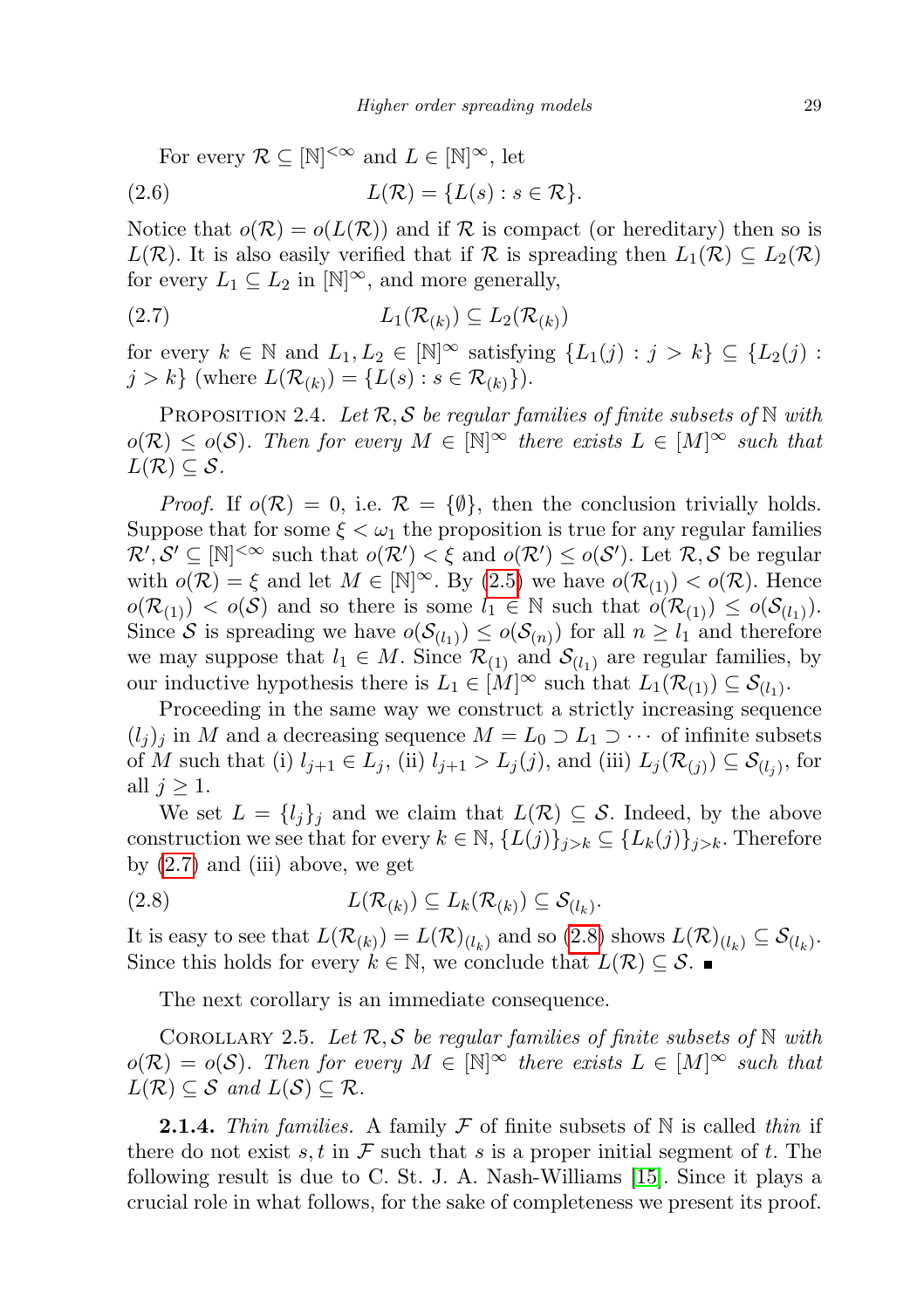For every $\mathcal{R} \subseteq [\mathbb{N}]^{<\infty}$ and $L \in [\mathbb{N}]^\infty$, let

$$L(\mathcal{R}) = \{L(s) : s \in \mathcal{R}\}. \tag{2.6}$$

Notice that $o(\mathcal{R}) = o(L(\mathcal{R}))$ and if $\mathcal{R}$ is compact (or hereditary) then so is $L(\mathcal{R})$. It is also easily verified that if $\mathcal{R}$ is spreading then $L_1(\mathcal{R}) \subseteq L_2(\mathcal{R})$ for every $L_1 \subseteq L_2$ in $[\mathbb{N}]^\infty$, and more generally,

$$L_1(\mathcal{R}_{(k)}) \subseteq L_2(\mathcal{R}_{(k)}) \tag{2.7}$$

for every $k \in \mathbb{N}$ and $L_1, L_2 \in [\mathbb{N}]^\infty$ satisfying $\{L_1(j) : j > k\} \subseteq \{L_2(j) : j > k\}$ (where $L(\mathcal{R}_{(k)}) = \{L(s) : s \in \mathcal{R}_{(k)}\}$).

Proposition 2.4. *Let $\mathcal{R}, \mathcal{S}$ be regular families of finite subsets of $\mathbb{N}$ with $o(\mathcal{R}) \leq o(\mathcal{S})$. Then for every $M \in [\mathbb{N}]^\infty$ there exists $L \in [M]^\infty$ such that $L(\mathcal{R}) \subseteq \mathcal{S}$.*

*Proof.* If $o(\mathcal{R}) = 0$, i.e. $\mathcal{R} = \{\emptyset\}$, then the conclusion trivially holds. Suppose that for some $\xi < \omega_1$ the proposition is true for any regular families $\mathcal{R}', \mathcal{S}' \subseteq [\mathbb{N}]^{<\infty}$ such that $o(\mathcal{R}') < \xi$ and $o(\mathcal{R}') \leq o(\mathcal{S}')$. Let $\mathcal{R}, \mathcal{S}$ be regular with $o(\mathcal{R}) = \xi$ and let $M \in [\mathbb{N}]^\infty$. By (2.5) we have $o(\mathcal{R}_{(1)}) < o(\mathcal{R})$. Hence $o(\mathcal{R}_{(1)}) < o(\mathcal{S})$ and so there is some $l_1 \in \mathbb{N}$ such that $o(\mathcal{R}_{(1)}) \leq o(\mathcal{S}_{(l_1)})$. Since $\mathcal{S}$ is spreading we have $o(\mathcal{S}_{(l_1)}) \leq o(\mathcal{S}_{(n)})$ for all $n \geq l_1$ and therefore we may suppose that $l_1 \in M$. Since $\mathcal{R}_{(1)}$ and $\mathcal{S}_{(l_1)}$ are regular families, by our inductive hypothesis there is $L_1 \in [M]^\infty$ such that $L_1(\mathcal{R}_{(1)}) \subseteq \mathcal{S}_{(l_1)}$.

Proceeding in the same way we construct a strictly increasing sequence $(l_j)_j$ in $M$ and a decreasing sequence $M = L_0 \supset L_1 \supset \cdots$ of infinite subsets of $M$ such that (i) $l_{j+1} \in L_j$, (ii) $l_{j+1} > L_j(j)$, and (iii) $L_j(\mathcal{R}_{(j)}) \subseteq \mathcal{S}_{(l_j)}$, for all $j \geq 1$.

We set $L = \{l_j\}_j$ and we claim that $L(\mathcal{R}) \subseteq \mathcal{S}$. Indeed, by the above construction we see that for every $k \in \mathbb{N}$, $\{L(j)\}_{j>k} \subseteq \{L_k(j)\}_{j>k}$. Therefore by (2.7) and (iii) above, we get

$$L(\mathcal{R}_{(k)}) \subseteq L_k(\mathcal{R}_{(k)}) \subseteq \mathcal{S}_{(l_k)}. \tag{2.8}$$

It is easy to see that $L(\mathcal{R}_{(k)}) = L(\mathcal{R})_{(l_k)}$ and so (2.8) shows $L(\mathcal{R})_{(l_k)} \subseteq \mathcal{S}_{(l_k)}$. Since this holds for every $k \in \mathbb{N}$, we conclude that $L(\mathcal{R}) \subseteq \mathcal{S}$. ∎

The next corollary is an immediate consequence.

Corollary 2.5. *Let $\mathcal{R}, \mathcal{S}$ be regular families of finite subsets of $\mathbb{N}$ with $o(\mathcal{R}) = o(\mathcal{S})$. Then for every $M \in [\mathbb{N}]^\infty$ there exists $L \in [M]^\infty$ such that $L(\mathcal{R}) \subseteq \mathcal{S}$ and $L(\mathcal{S}) \subseteq \mathcal{R}$.*

**2.1.4.** *Thin families.* A family $\mathcal{F}$ of finite subsets of $\mathbb{N}$ is called *thin* if there do not exist $s, t$ in $\mathcal{F}$ such that $s$ is a proper initial segment of $t$. The following result is due to C. St. J. A. Nash-Williams [15]. Since it plays a crucial role in what follows, for the sake of completeness we present its proof.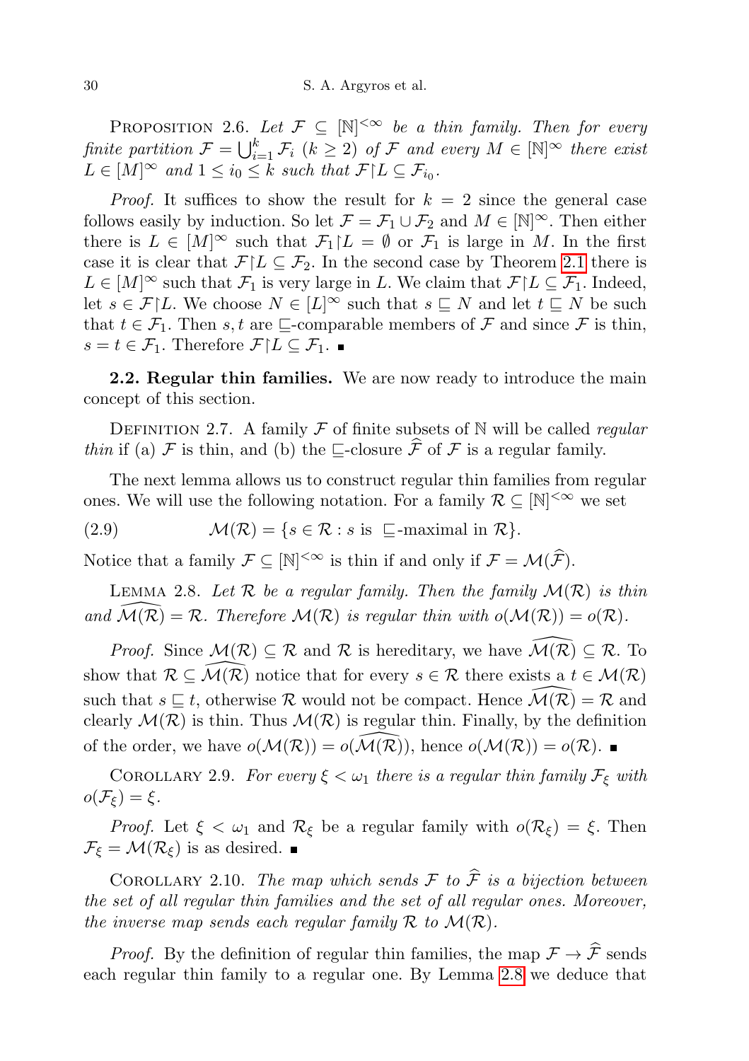PROPOSITION 2.6. *Let $\mathcal{F} \subseteq [\mathbb{N}]^{<\infty}$ be a thin family. Then for every finite partition $\mathcal{F} = \bigcup_{i=1}^{k} \mathcal{F}_i$ ($k \geq 2$) of $\mathcal{F}$ and every $M \in [\mathbb{N}]^\infty$ there exist $L \in [M]^\infty$ and $1 \leq i_0 \leq k$ such that $\mathcal{F}\upharpoonright L \subseteq \mathcal{F}_{i_0}$.*

*Proof.* It suffices to show the result for $k = 2$ since the general case follows easily by induction. So let $\mathcal{F} = \mathcal{F}_1 \cup \mathcal{F}_2$ and $M \in [\mathbb{N}]^\infty$. Then either there is $L \in [M]^\infty$ such that $\mathcal{F}_1\upharpoonright L = \emptyset$ or $\mathcal{F}_1$ is large in $M$. In the first case it is clear that $\mathcal{F}\upharpoonright L \subseteq \mathcal{F}_2$. In the second case by Theorem 2.1 there is $L \in [M]^\infty$ such that $\mathcal{F}_1$ is very large in $L$. We claim that $\mathcal{F}\upharpoonright L \subseteq \mathcal{F}_1$. Indeed, let $s \in \mathcal{F}\upharpoonright L$. We choose $N \in [L]^\infty$ such that $s \sqsubseteq N$ and let $t \sqsubseteq N$ be such that $t \in \mathcal{F}_1$. Then $s, t$ are $\sqsubseteq$-comparable members of $\mathcal{F}$ and since $\mathcal{F}$ is thin, $s = t \in \mathcal{F}_1$. Therefore $\mathcal{F}\upharpoonright L \subseteq \mathcal{F}_1$. ∎

**2.2. Regular thin families.** We are now ready to introduce the main concept of this section.

DEFINITION 2.7. A family $\mathcal{F}$ of finite subsets of $\mathbb{N}$ will be called *regular thin* if (a) $\mathcal{F}$ is thin, and (b) the $\sqsubseteq$-closure $\widehat{\mathcal{F}}$ of $\mathcal{F}$ is a regular family.

The next lemma allows us to construct regular thin families from regular ones. We will use the following notation. For a family $\mathcal{R} \subseteq [\mathbb{N}]^{<\infty}$ we set

$$\mathcal{M}(\mathcal{R}) = \{s \in \mathcal{R} : s \text{ is } \sqsubseteq\text{-maximal in } \mathcal{R}\}. \tag{2.9}$$

Notice that a family $\mathcal{F} \subseteq [\mathbb{N}]^{<\infty}$ is thin if and only if $\mathcal{F} = \mathcal{M}(\widehat{\mathcal{F}})$.

LEMMA 2.8. *Let $\mathcal{R}$ be a regular family. Then the family $\mathcal{M}(\mathcal{R})$ is thin and $\widehat{\mathcal{M}(\mathcal{R})} = \mathcal{R}$. Therefore $\mathcal{M}(\mathcal{R})$ is regular thin with $o(\mathcal{M}(\mathcal{R})) = o(\mathcal{R})$.*

*Proof.* Since $\mathcal{M}(\mathcal{R}) \subseteq \mathcal{R}$ and $\mathcal{R}$ is hereditary, we have $\widehat{\mathcal{M}(\mathcal{R})} \subseteq \mathcal{R}$. To show that $\mathcal{R} \subseteq \widehat{\mathcal{M}(\mathcal{R})}$ notice that for every $s \in \mathcal{R}$ there exists a $t \in \mathcal{M}(\mathcal{R})$ such that $s \sqsubseteq t$, otherwise $\mathcal{R}$ would not be compact. Hence $\widehat{\mathcal{M}(\mathcal{R})} = \mathcal{R}$ and clearly $\mathcal{M}(\mathcal{R})$ is thin. Thus $\mathcal{M}(\mathcal{R})$ is regular thin. Finally, by the definition of the order, we have $o(\mathcal{M}(\mathcal{R})) = o(\widehat{\mathcal{M}(\mathcal{R})})$, hence $o(\mathcal{M}(\mathcal{R})) = o(\mathcal{R})$. ∎

COROLLARY 2.9. *For every $\xi < \omega_1$ there is a regular thin family $\mathcal{F}_\xi$ with $o(\mathcal{F}_\xi) = \xi$.*

*Proof.* Let $\xi < \omega_1$ and $\mathcal{R}_\xi$ be a regular family with $o(\mathcal{R}_\xi) = \xi$. Then $\mathcal{F}_\xi = \mathcal{M}(\mathcal{R}_\xi)$ is as desired. ∎

COROLLARY 2.10. *The map which sends $\mathcal{F}$ to $\widehat{\mathcal{F}}$ is a bijection between the set of all regular thin families and the set of all regular ones. Moreover, the inverse map sends each regular family $\mathcal{R}$ to $\mathcal{M}(\mathcal{R})$.*

*Proof.* By the definition of regular thin families, the map $\mathcal{F} \to \widehat{\mathcal{F}}$ sends each regular thin family to a regular one. By Lemma 2.8 we deduce that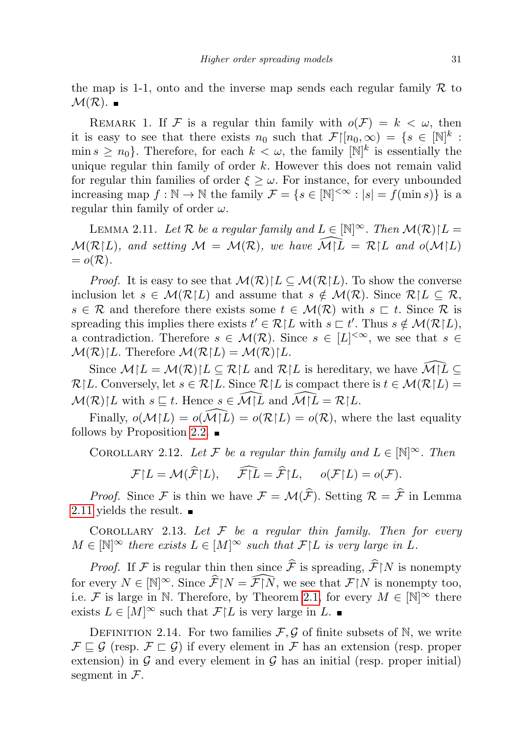the map is 1-1, onto and the inverse map sends each regular family $\mathcal{R}$ to $\mathcal{M}(\mathcal{R})$. ∎

REMARK 1. If $\mathcal{F}$ is a regular thin family with $o(\mathcal{F}) = k < \omega$, then it is easy to see that there exists $n_0$ such that $\mathcal{F}\restriction[n_0, \infty) = \{s \in [\mathbb{N}]^k : \min s \geq n_0\}$. Therefore, for each $k < \omega$, the family $[\mathbb{N}]^k$ is essentially the unique regular thin family of order $k$. However this does not remain valid for regular thin families of order $\xi \geq \omega$. For instance, for every unbounded increasing map $f : \mathbb{N} \to \mathbb{N}$ the family $\mathcal{F} = \{s \in [\mathbb{N}]^{<\infty} : |s| = f(\min s)\}$ is a regular thin family of order $\omega$.

LEMMA 2.11. *Let $\mathcal{R}$ be a regular family and $L \in [\mathbb{N}]^\infty$. Then $\mathcal{M}(\mathcal{R})\restriction L = \mathcal{M}(\mathcal{R}\restriction L)$, and setting $\mathcal{M} = \mathcal{M}(\mathcal{R})$, we have $\widehat{\mathcal{M}\restriction L} = \mathcal{R}\restriction L$ and $o(\mathcal{M}\restriction L) = o(\mathcal{R})$.*

*Proof.* It is easy to see that $\mathcal{M}(\mathcal{R})\restriction L \subseteq \mathcal{M}(\mathcal{R}\restriction L)$. To show the converse inclusion let $s \in \mathcal{M}(\mathcal{R}\restriction L)$ and assume that $s \notin \mathcal{M}(\mathcal{R})$. Since $\mathcal{R}\restriction L \subseteq \mathcal{R}$, $s \in \mathcal{R}$ and therefore there exists some $t \in \mathcal{M}(\mathcal{R})$ with $s \sqsubset t$. Since $\mathcal{R}$ is spreading this implies there exists $t' \in \mathcal{R}\restriction L$ with $s \sqsubset t'$. Thus $s \notin \mathcal{M}(\mathcal{R}\restriction L)$, a contradiction. Therefore $s \in \mathcal{M}(\mathcal{R})$. Since $s \in [L]^{<\infty}$, we see that $s \in \mathcal{M}(\mathcal{R})\restriction L$. Therefore $\mathcal{M}(\mathcal{R}\restriction L) = \mathcal{M}(\mathcal{R})\restriction L$.

Since $\mathcal{M}\restriction L = \mathcal{M}(\mathcal{R})\restriction L \subseteq \mathcal{R}\restriction L$ and $\mathcal{R}\restriction L$ is hereditary, we have $\widehat{\mathcal{M}\restriction L} \subseteq \mathcal{R}\restriction L$. Conversely, let $s \in \mathcal{R}\restriction L$. Since $\mathcal{R}\restriction L$ is compact there is $t \in \mathcal{M}(\mathcal{R}\restriction L) = \mathcal{M}(\mathcal{R})\restriction L$ with $s \sqsubseteq t$. Hence $s \in \widehat{\mathcal{M}\restriction L}$ and $\widehat{\mathcal{M}\restriction L} = \mathcal{R}\restriction L$.

Finally, $o(\mathcal{M}\restriction L) = o(\widehat{\mathcal{M}\restriction L}) = o(\mathcal{R}\restriction L) = o(\mathcal{R})$, where the last equality follows by Proposition 2.2. ∎

COROLLARY 2.12. *Let $\mathcal{F}$ be a regular thin family and $L \in [\mathbb{N}]^\infty$. Then*

$$\mathcal{F}\restriction L = \mathcal{M}(\widehat{\mathcal{F}}\restriction L), \qquad \widehat{\mathcal{F}\restriction L} = \widehat{\mathcal{F}}\restriction L, \qquad o(\mathcal{F}\restriction L) = o(\mathcal{F}).$$

*Proof.* Since $\mathcal{F}$ is thin we have $\mathcal{F} = \mathcal{M}(\widehat{\mathcal{F}})$. Setting $\mathcal{R} = \widehat{\mathcal{F}}$ in Lemma 2.11 yields the result. ∎

COROLLARY 2.13. *Let $\mathcal{F}$ be a regular thin family. Then for every $M \in [\mathbb{N}]^\infty$ there exists $L \in [M]^\infty$ such that $\mathcal{F}\restriction L$ is very large in $L$.*

*Proof.* If $\mathcal{F}$ is regular thin then since $\widehat{\mathcal{F}}$ is spreading, $\widehat{\mathcal{F}}\restriction N$ is nonempty for every $N \in [\mathbb{N}]^\infty$. Since $\widehat{\mathcal{F}}\restriction N = \widehat{\mathcal{F}\restriction N}$, we see that $\mathcal{F}\restriction N$ is nonempty too, i.e. $\mathcal{F}$ is large in $\mathbb{N}$. Therefore, by Theorem 2.1, for every $M \in [\mathbb{N}]^\infty$ there exists $L \in [M]^\infty$ such that $\mathcal{F}\restriction L$ is very large in $L$. ∎

DEFINITION 2.14. For two families $\mathcal{F}, \mathcal{G}$ of finite subsets of $\mathbb{N}$, we write $\mathcal{F} \sqsubseteq \mathcal{G}$ (resp. $\mathcal{F} \sqsubset \mathcal{G}$) if every element in $\mathcal{F}$ has an extension (resp. proper extension) in $\mathcal{G}$ and every element in $\mathcal{G}$ has an initial (resp. proper initial) segment in $\mathcal{F}$.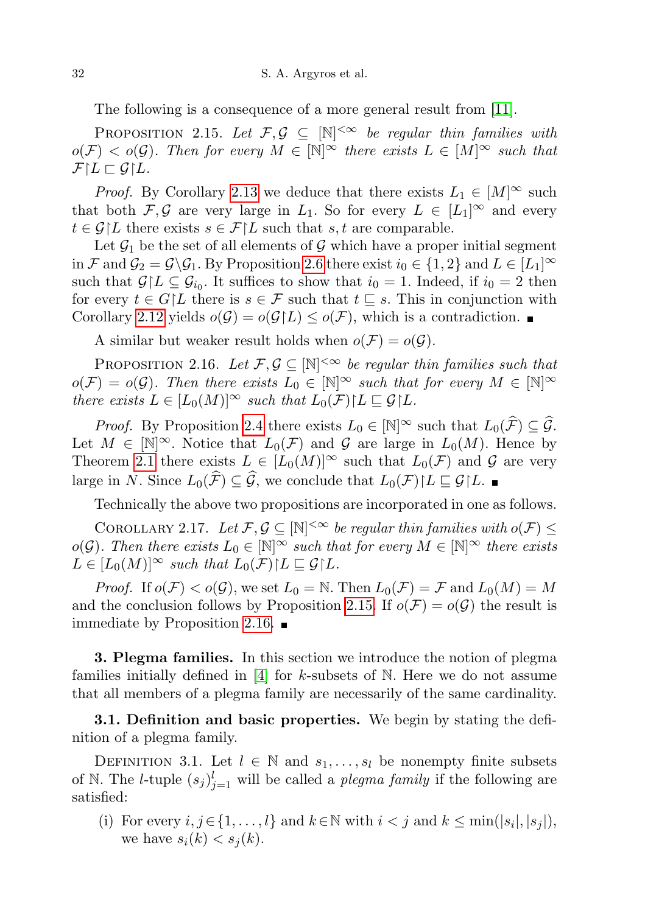The following is a consequence of a more general result from [11].

PROPOSITION 2.15. *Let $\mathcal{F}, \mathcal{G} \subseteq [\mathbb{N}]^{<\infty}$ be regular thin families with $o(\mathcal{F}) < o(\mathcal{G})$. Then for every $M \in [\mathbb{N}]^\infty$ there exists $L \in [M]^\infty$ such that $\mathcal{F} \upharpoonright L \sqsubset \mathcal{G} \upharpoonright L$.*

*Proof.* By Corollary 2.13 we deduce that there exists $L_1 \in [M]^\infty$ such that both $\mathcal{F}, \mathcal{G}$ are very large in $L_1$. So for every $L \in [L_1]^\infty$ and every $t \in \mathcal{G} \upharpoonright L$ there exists $s \in \mathcal{F} \upharpoonright L$ such that $s, t$ are comparable.

Let $\mathcal{G}_1$ be the set of all elements of $\mathcal{G}$ which have a proper initial segment in $\mathcal{F}$ and $\mathcal{G}_2 = \mathcal{G} \setminus \mathcal{G}_1$. By Proposition 2.6 there exist $i_0 \in \{1, 2\}$ and $L \in [L_1]^\infty$ such that $\mathcal{G} \upharpoonright L \subseteq \mathcal{G}_{i_0}$. It suffices to show that $i_0 = 1$. Indeed, if $i_0 = 2$ then for every $t \in G \upharpoonright L$ there is $s \in \mathcal{F}$ such that $t \sqsubseteq s$. This in conjunction with Corollary 2.12 yields $o(\mathcal{G}) = o(\mathcal{G} \upharpoonright L) \leq o(\mathcal{F})$, which is a contradiction. ∎

A similar but weaker result holds when $o(\mathcal{F}) = o(\mathcal{G})$.

PROPOSITION 2.16. *Let $\mathcal{F}, \mathcal{G} \subseteq [\mathbb{N}]^{<\infty}$ be regular thin families such that $o(\mathcal{F}) = o(\mathcal{G})$. Then there exists $L_0 \in [\mathbb{N}]^\infty$ such that for every $M \in [\mathbb{N}]^\infty$ there exists $L \in [L_0(M)]^\infty$ such that $L_0(\mathcal{F}) \upharpoonright L \sqsubseteq \mathcal{G} \upharpoonright L$.*

*Proof.* By Proposition 2.4 there exists $L_0 \in [\mathbb{N}]^\infty$ such that $L_0(\widehat{\mathcal{F}}) \subseteq \widehat{\mathcal{G}}$. Let $M \in [\mathbb{N}]^\infty$. Notice that $L_0(\mathcal{F})$ and $\mathcal{G}$ are large in $L_0(M)$. Hence by Theorem 2.1 there exists $L \in [L_0(M)]^\infty$ such that $L_0(\mathcal{F})$ and $\mathcal{G}$ are very large in $N$. Since $L_0(\widehat{\mathcal{F}}) \subseteq \widehat{\mathcal{G}}$, we conclude that $L_0(\mathcal{F}) \upharpoonright L \sqsubseteq \mathcal{G} \upharpoonright L$. ∎

Technically the above two propositions are incorporated in one as follows.

COROLLARY 2.17. *Let $\mathcal{F}, \mathcal{G} \subseteq [\mathbb{N}]^{<\infty}$ be regular thin families with $o(\mathcal{F}) \leq o(\mathcal{G})$. Then there exists $L_0 \in [\mathbb{N}]^\infty$ such that for every $M \in [\mathbb{N}]^\infty$ there exists $L \in [L_0(M)]^\infty$ such that $L_0(\mathcal{F}) \upharpoonright L \sqsubseteq \mathcal{G} \upharpoonright L$.*

*Proof.* If $o(\mathcal{F}) < o(\mathcal{G})$, we set $L_0 = \mathbb{N}$. Then $L_0(\mathcal{F}) = \mathcal{F}$ and $L_0(M) = M$ and the conclusion follows by Proposition 2.15. If $o(\mathcal{F}) = o(\mathcal{G})$ the result is immediate by Proposition 2.16. ∎

**3. Plegma families.** In this section we introduce the notion of plegma families initially defined in [4] for $k$-subsets of $\mathbb{N}$. Here we do not assume that all members of a plegma family are necessarily of the same cardinality.

**3.1. Definition and basic properties.** We begin by stating the definition of a plegma family.

DEFINITION 3.1. Let $l \in \mathbb{N}$ and $s_1, \ldots, s_l$ be nonempty finite subsets of $\mathbb{N}$. The $l$-tuple $(s_j)_{j=1}^l$ will be called a *plegma family* if the following are satisfied:

(i) For every $i, j \in \{1, \ldots, l\}$ and $k \in \mathbb{N}$ with $i < j$ and $k \leq \min(|s_i|, |s_j|)$, we have $s_i(k) < s_j(k)$.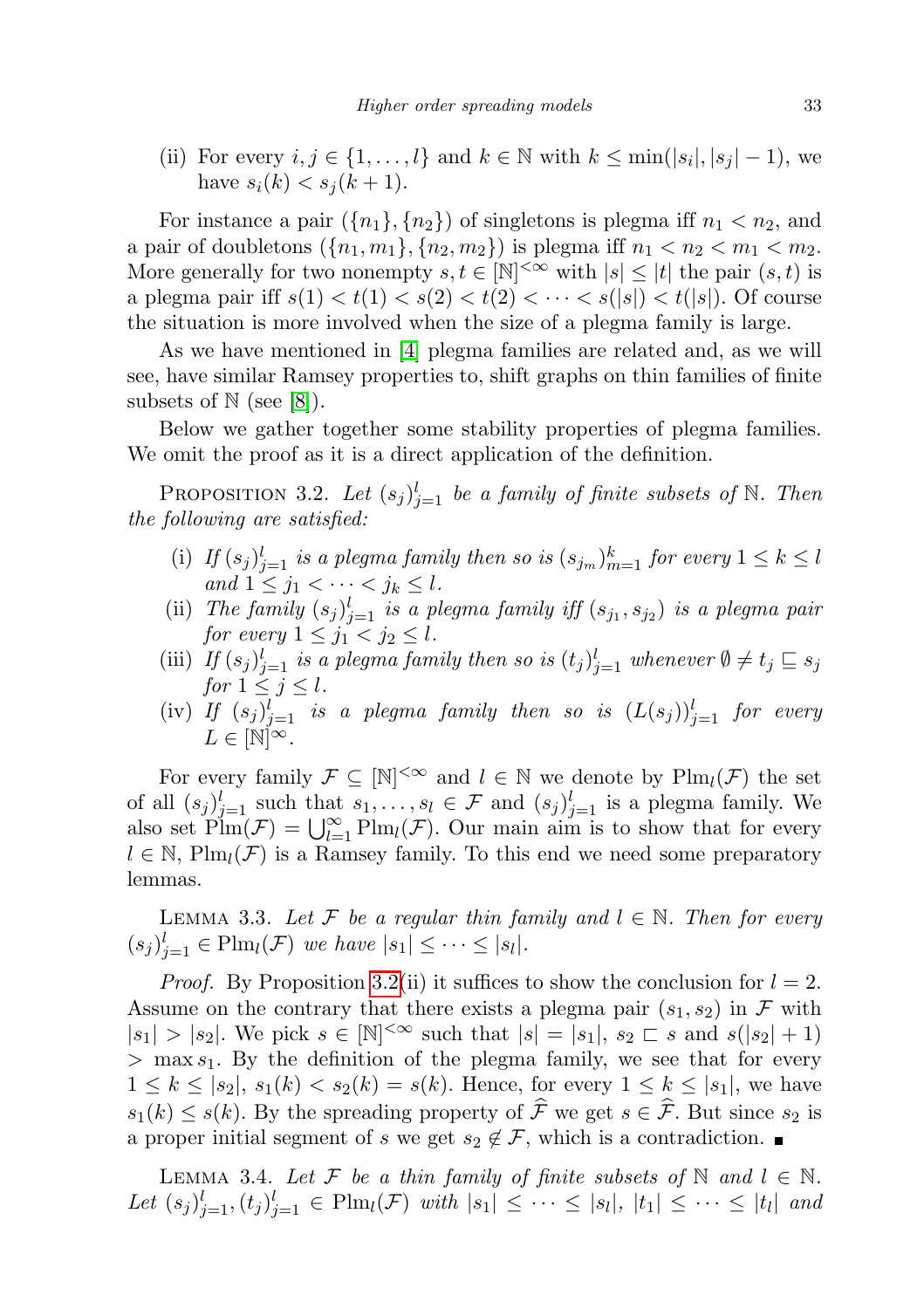(ii) For every $i, j \in \{1, \ldots, l\}$ and $k \in \mathbb{N}$ with $k \leq \min(|s_i|, |s_j| - 1)$, we have $s_i(k) < s_j(k+1)$.

For instance a pair $(\{n_1\}, \{n_2\})$ of singletons is plegma iff $n_1 < n_2$, and a pair of doubletons $(\{n_1, m_1\}, \{n_2, m_2\})$ is plegma iff $n_1 < n_2 < m_1 < m_2$. More generally for two nonempty $s, t \in [\mathbb{N}]^{<\infty}$ with $|s| \leq |t|$ the pair $(s, t)$ is a plegma pair iff $s(1) < t(1) < s(2) < t(2) < \cdots < s(|s|) < t(|s|)$. Of course the situation is more involved when the size of a plegma family is large.

As we have mentioned in [4] plegma families are related and, as we will see, have similar Ramsey properties to, shift graphs on thin families of finite subsets of $\mathbb{N}$ (see [8]).

Below we gather together some stability properties of plegma families. We omit the proof as it is a direct application of the definition.

Proposition 3.2. *Let $(s_j)_{j=1}^l$ be a family of finite subsets of $\mathbb{N}$. Then the following are satisfied:*

- (i) *If $(s_j)_{j=1}^l$ is a plegma family then so is $(s_{j_m})_{m=1}^k$ for every $1 \leq k \leq l$ and $1 \leq j_1 < \cdots < j_k \leq l$.*
- (ii) *The family $(s_j)_{j=1}^l$ is a plegma family iff $(s_{j_1}, s_{j_2})$ is a plegma pair for every $1 \leq j_1 < j_2 \leq l$.*
- (iii) *If $(s_j)_{j=1}^l$ is a plegma family then so is $(t_j)_{j=1}^l$ whenever $\emptyset \neq t_j \sqsubseteq s_j$ for $1 \leq j \leq l$.*
- (iv) *If $(s_j)_{j=1}^l$ is a plegma family then so is $(L(s_j))_{j=1}^l$ for every $L \in [\mathbb{N}]^\infty$.*

For every family $\mathcal{F} \subseteq [\mathbb{N}]^{<\infty}$ and $l \in \mathbb{N}$ we denote by $\mathrm{Plm}_l(\mathcal{F})$ the set of all $(s_j)_{j=1}^l$ such that $s_1, \ldots, s_l \in \mathcal{F}$ and $(s_j)_{j=1}^l$ is a plegma family. We also set $\mathrm{Plm}(\mathcal{F}) = \bigcup_{l=1}^\infty \mathrm{Plm}_l(\mathcal{F})$. Our main aim is to show that for every $l \in \mathbb{N}$, $\mathrm{Plm}_l(\mathcal{F})$ is a Ramsey family. To this end we need some preparatory lemmas.

Lemma 3.3. *Let $\mathcal{F}$ be a regular thin family and $l \in \mathbb{N}$. Then for every $(s_j)_{j=1}^l \in \mathrm{Plm}_l(\mathcal{F})$ we have $|s_1| \leq \cdots \leq |s_l|$.*

*Proof.* By Proposition 3.2(ii) it suffices to show the conclusion for $l = 2$. Assume on the contrary that there exists a plegma pair $(s_1, s_2)$ in $\mathcal{F}$ with $|s_1| > |s_2|$. We pick $s \in [\mathbb{N}]^{<\infty}$ such that $|s| = |s_1|$, $s_2 \sqsubset s$ and $s(|s_2| + 1) > \max s_1$. By the definition of the plegma family, we see that for every $1 \leq k \leq |s_2|$, $s_1(k) < s_2(k) = s(k)$. Hence, for every $1 \leq k \leq |s_1|$, we have $s_1(k) \leq s(k)$. By the spreading property of $\widehat{\mathcal{F}}$ we get $s \in \widehat{\mathcal{F}}$. But since $s_2$ is a proper initial segment of $s$ we get $s_2 \notin \mathcal{F}$, which is a contradiction. ∎

Lemma 3.4. *Let $\mathcal{F}$ be a thin family of finite subsets of $\mathbb{N}$ and $l \in \mathbb{N}$. Let $(s_j)_{j=1}^l, (t_j)_{j=1}^l \in \mathrm{Plm}_l(\mathcal{F})$ with $|s_1| \leq \cdots \leq |s_l|$, $|t_1| \leq \cdots \leq |t_l|$ and*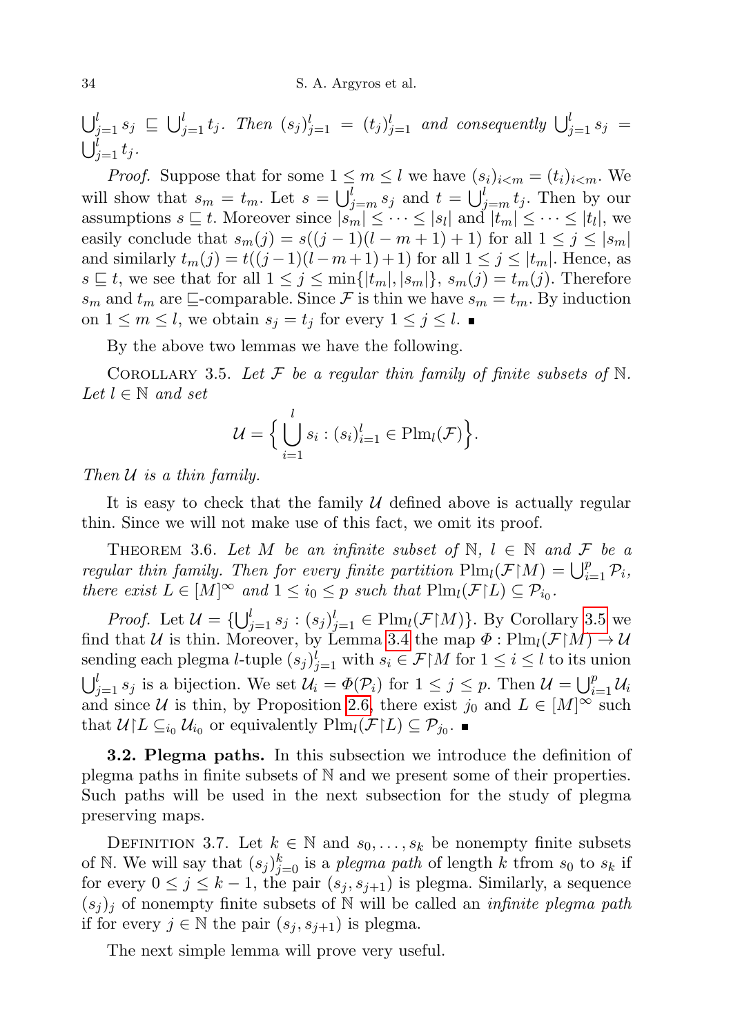$\bigcup_{j=1}^l s_j \sqsubseteq \bigcup_{j=1}^l t_j$. *Then* $(s_j)_{j=1}^l = (t_j)_{j=1}^l$ *and consequently* $\bigcup_{j=1}^l s_j = \bigcup_{j=1}^l t_j$.

*Proof.* Suppose that for some $1 \le m \le l$ we have $(s_i)_{i<m} = (t_i)_{i<m}$. We will show that $s_m = t_m$. Let $s = \bigcup_{j=m}^l s_j$ and $t = \bigcup_{j=m}^l t_j$. Then by our assumptions $s \sqsubseteq t$. Moreover since $|s_m| \le \cdots \le |s_l|$ and $|t_m| \le \cdots \le |t_l|$, we easily conclude that $s_m(j) = s((j-1)(l-m+1)+1)$ for all $1 \le j \le |s_m|$ and similarly $t_m(j) = t((j-1)(l-m+1)+1)$ for all $1 \le j \le |t_m|$. Hence, as $s \sqsubseteq t$, we see that for all $1 \le j \le \min\{|t_m|, |s_m|\}$, $s_m(j) = t_m(j)$. Therefore $s_m$ and $t_m$ are $\sqsubseteq$-comparable. Since $\mathcal{F}$ is thin we have $s_m = t_m$. By induction on $1 \le m \le l$, we obtain $s_j = t_j$ for every $1 \le j \le l$. ∎

By the above two lemmas we have the following.

Corollary 3.5. *Let $\mathcal{F}$ be a regular thin family of finite subsets of $\mathbb{N}$. Let $l \in \mathbb{N}$ and set*

$$\mathcal{U} = \Big\{ \bigcup_{i=1}^{l} s_i : (s_i)_{i=1}^l \in \mathrm{Plm}_l(\mathcal{F}) \Big\}.$$

*Then $\mathcal{U}$ is a thin family.*

It is easy to check that the family $\mathcal{U}$ defined above is actually regular thin. Since we will not make use of this fact, we omit its proof.

Theorem 3.6. *Let $M$ be an infinite subset of $\mathbb{N}$, $l \in \mathbb{N}$ and $\mathcal{F}$ be a regular thin family. Then for every finite partition $\mathrm{Plm}_l(\mathcal{F}\restriction M) = \bigcup_{i=1}^p \mathcal{P}_i$, there exist $L \in [M]^\infty$ and $1 \le i_0 \le p$ such that $\mathrm{Plm}_l(\mathcal{F}\restriction L) \subseteq \mathcal{P}_{i_0}$.*

*Proof.* Let $\mathcal{U} = \{\bigcup_{j=1}^l s_j : (s_j)_{j=1}^l \in \mathrm{Plm}_l(\mathcal{F}\restriction M)\}$. By Corollary 3.5 we find that $\mathcal{U}$ is thin. Moreover, by Lemma 3.4 the map $\Phi : \mathrm{Plm}_l(\mathcal{F}\restriction M) \to \mathcal{U}$ sending each plegma $l$-tuple $(s_j)_{j=1}^l$ with $s_i \in \mathcal{F}\restriction M$ for $1 \le i \le l$ to its union $\bigcup_{j=1}^l s_j$ is a bijection. We set $\mathcal{U}_i = \Phi(\mathcal{P}_i)$ for $1 \le j \le p$. Then $\mathcal{U} = \bigcup_{i=1}^p \mathcal{U}_i$ and since $\mathcal{U}$ is thin, by Proposition 2.6, there exist $j_0$ and $L \in [M]^\infty$ such that $\mathcal{U}\restriction L \subseteq_{i_0} \mathcal{U}_{i_0}$ or equivalently $\mathrm{Plm}_l(\mathcal{F}\restriction L) \subseteq \mathcal{P}_{j_0}$. ∎

**3.2. Plegma paths.** In this subsection we introduce the definition of plegma paths in finite subsets of $\mathbb{N}$ and we present some of their properties. Such paths will be used in the next subsection for the study of plegma preserving maps.

Definition 3.7. Let $k \in \mathbb{N}$ and $s_0, \ldots, s_k$ be nonempty finite subsets of $\mathbb{N}$. We will say that $(s_j)_{j=0}^k$ is a *plegma path* of length $k$ tfrom $s_0$ to $s_k$ if for every $0 \le j \le k-1$, the pair $(s_j, s_{j+1})$ is plegma. Similarly, a sequence $(s_j)_j$ of nonempty finite subsets of $\mathbb{N}$ will be called an *infinite plegma path* if for every $j \in \mathbb{N}$ the pair $(s_j, s_{j+1})$ is plegma.

The next simple lemma will prove very useful.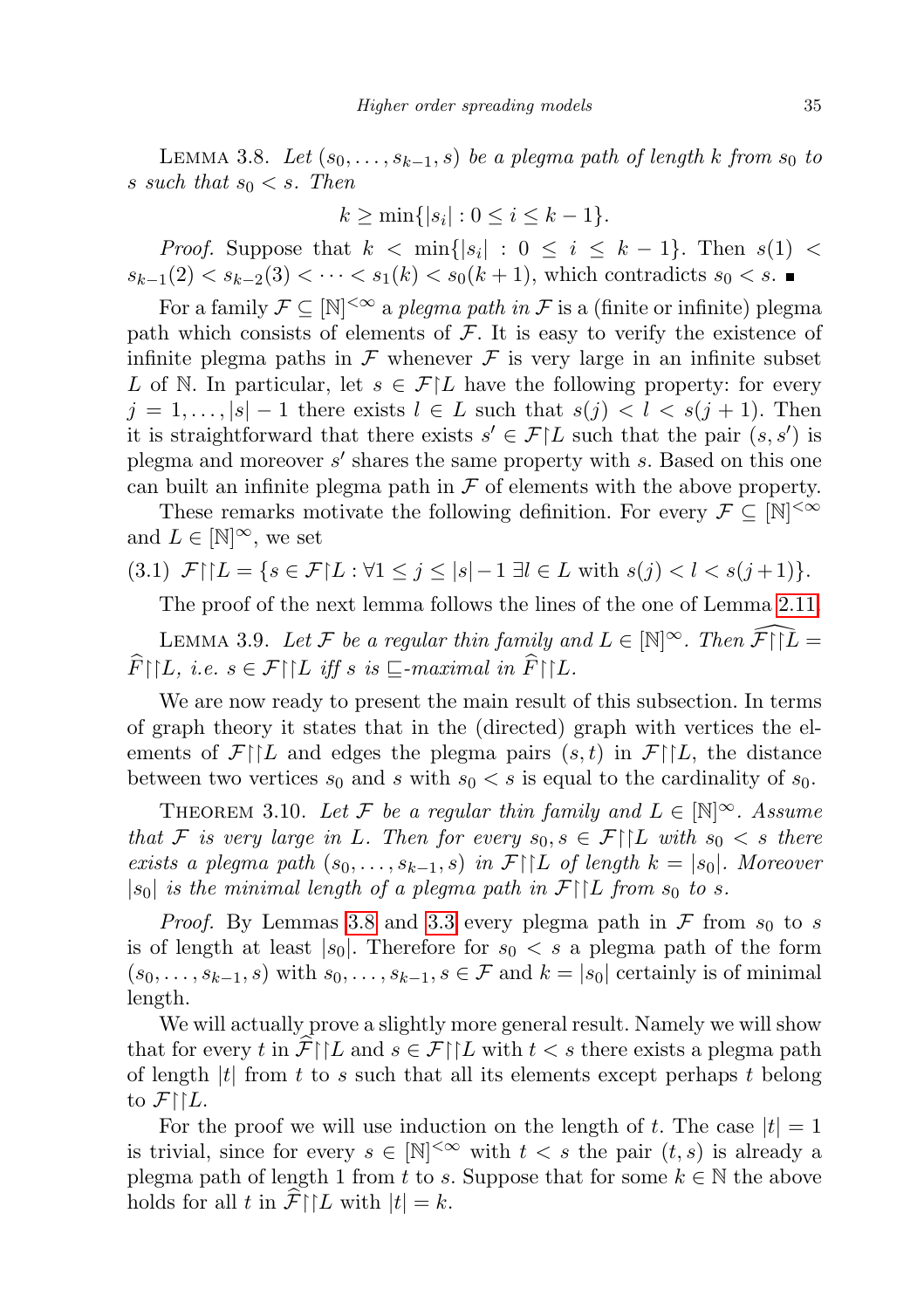Lemma 3.8. *Let $(s_0, \dots, s_{k-1}, s)$ be a plegma path of length $k$ from $s_0$ to $s$ such that $s_0 < s$. Then*

$$k \geq \min\{|s_i| : 0 \leq i \leq k-1\}.$$

*Proof.* Suppose that $k < \min\{|s_i| : 0 \leq i \leq k-1\}$. Then $s(1) < s_{k-1}(2) < s_{k-2}(3) < \cdots < s_1(k) < s_0(k+1)$, which contradicts $s_0 < s$. ∎

For a family $\mathcal{F} \subseteq [\mathbb{N}]^{<\infty}$ a *plegma path in* $\mathcal{F}$ is a (finite or infinite) plegma path which consists of elements of $\mathcal{F}$. It is easy to verify the existence of infinite plegma paths in $\mathcal{F}$ whenever $\mathcal{F}$ is very large in an infinite subset $L$ of $\mathbb{N}$. In particular, let $s \in \mathcal{F}\upharpoonright L$ have the following property: for every $j = 1, \dots, |s|-1$ there exists $l \in L$ such that $s(j) < l < s(j+1)$. Then it is straightforward that there exists $s' \in \mathcal{F}\upharpoonright L$ such that the pair $(s, s')$ is plegma and moreover $s'$ shares the same property with $s$. Based on this one can built an infinite plegma path in $\mathcal{F}$ of elements with the above property.

These remarks motivate the following definition. For every $\mathcal{F} \subseteq [\mathbb{N}]^{<\infty}$ and $L \in [\mathbb{N}]^{\infty}$, we set

$$\mathcal{F}\upharpoonright\upharpoonright L = \{s \in \mathcal{F}\upharpoonright L : \forall 1 \leq j \leq |s|-1 \ \exists l \in L \text{ with } s(j) < l < s(j+1)\}. \tag{3.1}$$

The proof of the next lemma follows the lines of the one of Lemma 2.11.

Lemma 3.9. *Let $\mathcal{F}$ be a regular thin family and $L \in [\mathbb{N}]^{\infty}$. Then $\widehat{\mathcal{F}\upharpoonright\upharpoonright L} = \widehat{F}\upharpoonright\upharpoonright L$, i.e. $s \in \mathcal{F}\upharpoonright\upharpoonright L$ iff $s$ is $\sqsubseteq$-maximal in $\widehat{F}\upharpoonright\upharpoonright L$.*

We are now ready to present the main result of this subsection. In terms of graph theory it states that in the (directed) graph with vertices the elements of $\mathcal{F}\upharpoonright\upharpoonright L$ and edges the plegma pairs $(s,t)$ in $\mathcal{F}\upharpoonright\upharpoonright L$, the distance between two vertices $s_0$ and $s$ with $s_0 < s$ is equal to the cardinality of $s_0$.

Theorem 3.10. *Let $\mathcal{F}$ be a regular thin family and $L \in [\mathbb{N}]^{\infty}$. Assume that $\mathcal{F}$ is very large in $L$. Then for every $s_0, s \in \mathcal{F}\upharpoonright\upharpoonright L$ with $s_0 < s$ there exists a plegma path $(s_0, \dots, s_{k-1}, s)$ in $\mathcal{F}\upharpoonright\upharpoonright L$ of length $k = |s_0|$. Moreover $|s_0|$ is the minimal length of a plegma path in $\mathcal{F}\upharpoonright\upharpoonright L$ from $s_0$ to $s$.*

*Proof.* By Lemmas 3.8 and 3.3 every plegma path in $\mathcal{F}$ from $s_0$ to $s$ is of length at least $|s_0|$. Therefore for $s_0 < s$ a plegma path of the form $(s_0, \dots, s_{k-1}, s)$ with $s_0, \dots, s_{k-1}, s \in \mathcal{F}$ and $k = |s_0|$ certainly is of minimal length.

We will actually prove a slightly more general result. Namely we will show that for every $t$ in $\widehat{\mathcal{F}}\upharpoonright\upharpoonright L$ and $s \in \mathcal{F}\upharpoonright\upharpoonright L$ with $t < s$ there exists a plegma path of length $|t|$ from $t$ to $s$ such that all its elements except perhaps $t$ belong to $\mathcal{F}\upharpoonright\upharpoonright L$.

For the proof we will use induction on the length of $t$. The case $|t| = 1$ is trivial, since for every $s \in [\mathbb{N}]^{<\infty}$ with $t < s$ the pair $(t,s)$ is already a plegma path of length 1 from $t$ to $s$. Suppose that for some $k \in \mathbb{N}$ the above holds for all $t$ in $\widehat{\mathcal{F}}\upharpoonright\upharpoonright L$ with $|t| = k$.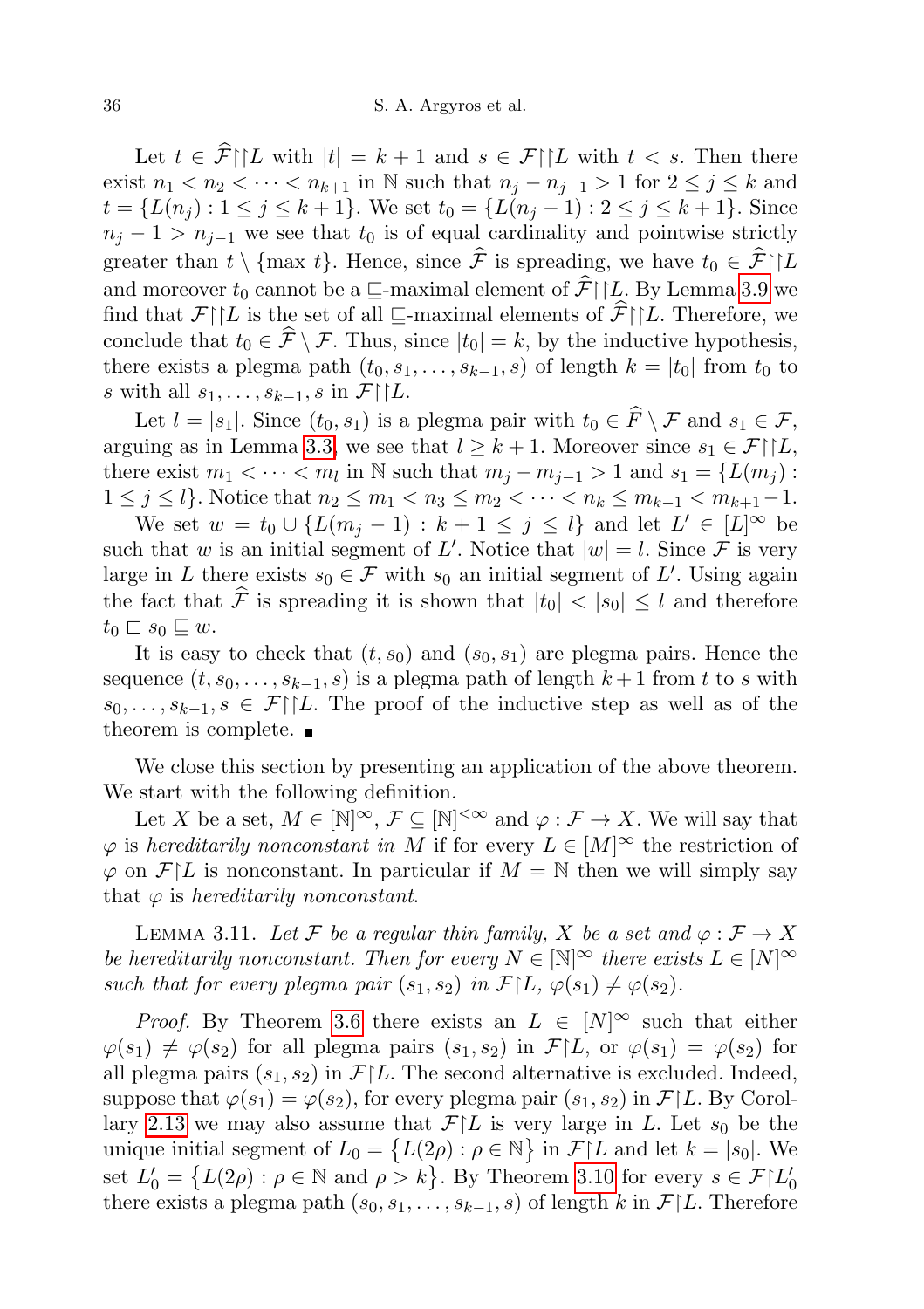Let $t \in \widehat{\mathcal{F}}\upharpoonright\upharpoonright L$ with $|t| = k+1$ and $s \in \mathcal{F}\upharpoonright\upharpoonright L$ with $t < s$. Then there exist $n_1 < n_2 < \cdots < n_{k+1}$ in $\mathbb{N}$ such that $n_j - n_{j-1} > 1$ for $2 \leq j \leq k$ and $t = \{L(n_j) : 1 \leq j \leq k+1\}$. We set $t_0 = \{L(n_j - 1) : 2 \leq j \leq k+1\}$. Since $n_j - 1 > n_{j-1}$ we see that $t_0$ is of equal cardinality and pointwise strictly greater than $t \setminus \{\max t\}$. Hence, since $\widehat{\mathcal{F}}$ is spreading, we have $t_0 \in \widehat{\mathcal{F}}\upharpoonright\upharpoonright L$ and moreover $t_0$ cannot be a $\sqsubseteq$-maximal element of $\widehat{\mathcal{F}}\upharpoonright\upharpoonright L$. By Lemma 3.9 we find that $\mathcal{F}\upharpoonright\upharpoonright L$ is the set of all $\sqsubseteq$-maximal elements of $\widehat{\mathcal{F}}\upharpoonright\upharpoonright L$. Therefore, we conclude that $t_0 \in \widehat{\mathcal{F}} \setminus \mathcal{F}$. Thus, since $|t_0| = k$, by the inductive hypothesis, there exists a plegma path $(t_0, s_1, \ldots, s_{k-1}, s)$ of length $k = |t_0|$ from $t_0$ to $s$ with all $s_1, \ldots, s_{k-1}, s$ in $\mathcal{F}\upharpoonright\upharpoonright L$.

Let $l = |s_1|$. Since $(t_0, s_1)$ is a plegma pair with $t_0 \in \widehat{F} \setminus \mathcal{F}$ and $s_1 \in \mathcal{F}$, arguing as in Lemma 3.3, we see that $l \geq k+1$. Moreover since $s_1 \in \mathcal{F}\upharpoonright\upharpoonright L$, there exist $m_1 < \cdots < m_l$ in $\mathbb{N}$ such that $m_j - m_{j-1} > 1$ and $s_1 = \{L(m_j) : 1 \leq j \leq l\}$. Notice that $n_2 \leq m_1 < n_3 \leq m_2 < \cdots < n_k \leq m_{k-1} < m_{k+1} - 1$.

We set $w = t_0 \cup \{L(m_j - 1) : k+1 \leq j \leq l\}$ and let $L' \in [L]^\infty$ be such that $w$ is an initial segment of $L'$. Notice that $|w| = l$. Since $\mathcal{F}$ is very large in $L$ there exists $s_0 \in \mathcal{F}$ with $s_0$ an initial segment of $L'$. Using again the fact that $\widehat{\mathcal{F}}$ is spreading it is shown that $|t_0| < |s_0| \leq l$ and therefore $t_0 \sqsubset s_0 \sqsubseteq w$.

It is easy to check that $(t, s_0)$ and $(s_0, s_1)$ are plegma pairs. Hence the sequence $(t, s_0, \ldots, s_{k-1}, s)$ is a plegma path of length $k+1$ from $t$ to $s$ with $s_0, \ldots, s_{k-1}, s \in \mathcal{F}\upharpoonright\upharpoonright L$. The proof of the inductive step as well as of the theorem is complete. ∎

We close this section by presenting an application of the above theorem. We start with the following definition.

Let $X$ be a set, $M \in [\mathbb{N}]^\infty$, $\mathcal{F} \subseteq [\mathbb{N}]^{<\infty}$ and $\varphi : \mathcal{F} \to X$. We will say that $\varphi$ is *hereditarily nonconstant in $M$* if for every $L \in [M]^\infty$ the restriction of $\varphi$ on $\mathcal{F}\upharpoonright L$ is nonconstant. In particular if $M = \mathbb{N}$ then we will simply say that $\varphi$ is *hereditarily nonconstant*.

Lemma 3.11. *Let $\mathcal{F}$ be a regular thin family, $X$ be a set and $\varphi : \mathcal{F} \to X$ be hereditarily nonconstant. Then for every $N \in [\mathbb{N}]^\infty$ there exists $L \in [N]^\infty$ such that for every plegma pair $(s_1, s_2)$ in $\mathcal{F}\upharpoonright L$, $\varphi(s_1) \neq \varphi(s_2)$.*

*Proof.* By Theorem 3.6 there exists an $L \in [N]^\infty$ such that either $\varphi(s_1) \neq \varphi(s_2)$ for all plegma pairs $(s_1, s_2)$ in $\mathcal{F}\upharpoonright L$, or $\varphi(s_1) = \varphi(s_2)$ for all plegma pairs $(s_1, s_2)$ in $\mathcal{F}\upharpoonright L$. The second alternative is excluded. Indeed, suppose that $\varphi(s_1) = \varphi(s_2)$, for every plegma pair $(s_1, s_2)$ in $\mathcal{F}\upharpoonright L$. By Corollary 2.13 we may also assume that $\mathcal{F}\upharpoonright L$ is very large in $L$. Let $s_0$ be the unique initial segment of $L_0 = \{L(2\rho) : \rho \in \mathbb{N}\}$ in $\mathcal{F}\upharpoonright L$ and let $k = |s_0|$. We set $L_0' = \{L(2\rho) : \rho \in \mathbb{N} \text{ and } \rho > k\}$. By Theorem 3.10 for every $s \in \mathcal{F}\upharpoonright L_0'$ there exists a plegma path $(s_0, s_1, \ldots, s_{k-1}, s)$ of length $k$ in $\mathcal{F}\upharpoonright L$. Therefore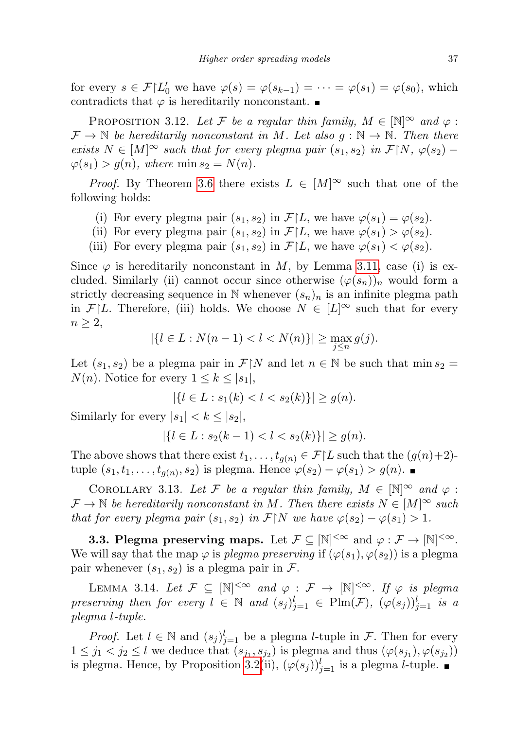for every $s \in \mathcal{F}\restriction L'_0$ we have $\varphi(s) = \varphi(s_{k-1}) = \cdots = \varphi(s_1) = \varphi(s_0)$, which contradicts that $\varphi$ is hereditarily nonconstant. ∎

PROPOSITION 3.12. *Let $\mathcal{F}$ be a regular thin family, $M \in [\mathbb{N}]^\infty$ and $\varphi : \mathcal{F} \to \mathbb{N}$ be hereditarily nonconstant in $M$. Let also $g : \mathbb{N} \to \mathbb{N}$. Then there exists $N \in [M]^\infty$ such that for every plegma pair $(s_1, s_2)$ in $\mathcal{F}\restriction N$, $\varphi(s_2) - \varphi(s_1) > g(n)$, where $\min s_2 = N(n)$.*

*Proof.* By Theorem 3.6 there exists $L \in [M]^\infty$ such that one of the following holds:

(i) For every plegma pair $(s_1, s_2)$ in $\mathcal{F}\restriction L$, we have $\varphi(s_1) = \varphi(s_2)$.
(ii) For every plegma pair $(s_1, s_2)$ in $\mathcal{F}\restriction L$, we have $\varphi(s_1) > \varphi(s_2)$.
(iii) For every plegma pair $(s_1, s_2)$ in $\mathcal{F}\restriction L$, we have $\varphi(s_1) < \varphi(s_2)$.

Since $\varphi$ is hereditarily nonconstant in $M$, by Lemma 3.11, case (i) is excluded. Similarly (ii) cannot occur since otherwise $(\varphi(s_n))_n$ would form a strictly decreasing sequence in $\mathbb{N}$ whenever $(s_n)_n$ is an infinite plegma path in $\mathcal{F}\restriction L$. Therefore, (iii) holds. We choose $N \in [L]^\infty$ such that for every $n \geq 2$,

$$|\{l \in L : N(n-1) < l < N(n)\}| \geq \max_{j \leq n} g(j).$$

Let $(s_1, s_2)$ be a plegma pair in $\mathcal{F}\restriction N$ and let $n \in \mathbb{N}$ be such that $\min s_2 = N(n)$. Notice for every $1 \leq k \leq |s_1|$,

$$|\{l \in L : s_1(k) < l < s_2(k)\}| \geq g(n).$$

Similarly for every $|s_1| < k \leq |s_2|$,

$$|\{l \in L : s_2(k-1) < l < s_2(k)\}| \geq g(n).$$

The above shows that there exist $t_1, \ldots, t_{g(n)} \in \mathcal{F}\restriction L$ such that the $(g(n)+2)$-tuple $(s_1, t_1, \ldots, t_{g(n)}, s_2)$ is plegma. Hence $\varphi(s_2) - \varphi(s_1) > g(n)$. ∎

COROLLARY 3.13. *Let $\mathcal{F}$ be a regular thin family, $M \in [\mathbb{N}]^\infty$ and $\varphi : \mathcal{F} \to \mathbb{N}$ be hereditarily nonconstant in $M$. Then there exists $N \in [M]^\infty$ such that for every plegma pair $(s_1, s_2)$ in $\mathcal{F}\restriction N$ we have $\varphi(s_2) - \varphi(s_1) > 1$.*

**3.3. Plegma preserving maps.** Let $\mathcal{F} \subseteq [\mathbb{N}]^{<\infty}$ and $\varphi : \mathcal{F} \to [\mathbb{N}]^{<\infty}$. We will say that the map $\varphi$ is *plegma preserving* if $(\varphi(s_1), \varphi(s_2))$ is a plegma pair whenever $(s_1, s_2)$ is a plegma pair in $\mathcal{F}$.

LEMMA 3.14. *Let $\mathcal{F} \subseteq [\mathbb{N}]^{<\infty}$ and $\varphi : \mathcal{F} \to [\mathbb{N}]^{<\infty}$. If $\varphi$ is plegma preserving then for every $l \in \mathbb{N}$ and $(s_j)_{j=1}^l \in \mathrm{Plm}(\mathcal{F})$, $(\varphi(s_j))_{j=1}^l$ is a plegma $l$-tuple.*

*Proof.* Let $l \in \mathbb{N}$ and $(s_j)_{j=1}^l$ be a plegma $l$-tuple in $\mathcal{F}$. Then for every $1 \leq j_1 < j_2 \leq l$ we deduce that $(s_{j_1}, s_{j_2})$ is plegma and thus $(\varphi(s_{j_1}), \varphi(s_{j_2}))$ is plegma. Hence, by Proposition 3.2(ii), $(\varphi(s_j))_{j=1}^l$ is a plegma $l$-tuple. ∎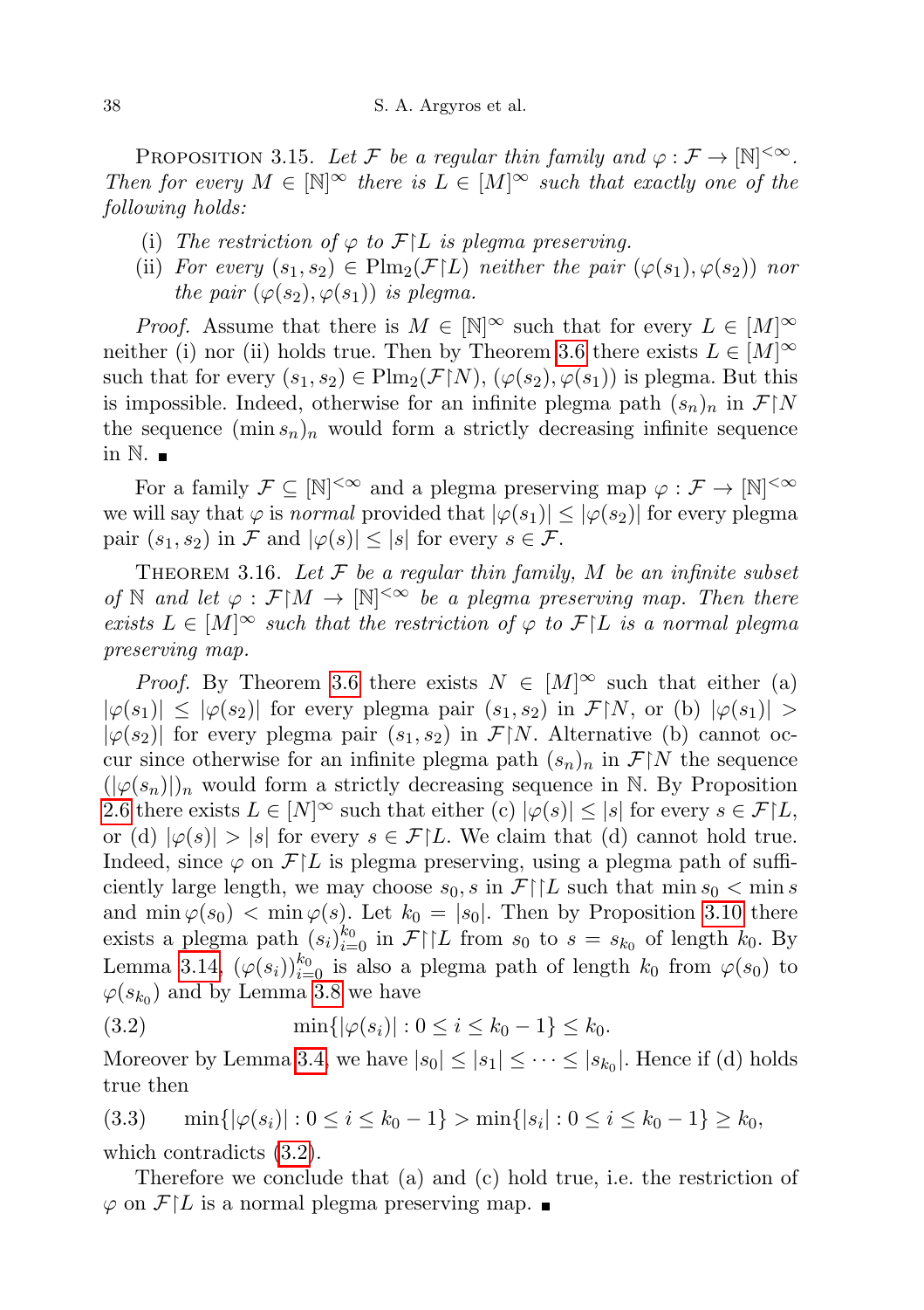**Proposition 3.15.** *Let $\mathcal{F}$ be a regular thin family and $\varphi : \mathcal{F} \to [\mathbb{N}]^{<\infty}$. Then for every $M \in [\mathbb{N}]^\infty$ there is $L \in [M]^\infty$ such that exactly one of the following holds:*

(i) *The restriction of $\varphi$ to $\mathcal{F}\upharpoonright L$ is plegma preserving.*

(ii) *For every $(s_1, s_2) \in \mathrm{Plm}_2(\mathcal{F}\upharpoonright L)$ neither the pair $(\varphi(s_1), \varphi(s_2))$ nor the pair $(\varphi(s_2), \varphi(s_1))$ is plegma.*

*Proof.* Assume that there is $M \in [\mathbb{N}]^\infty$ such that for every $L \in [M]^\infty$ neither (i) nor (ii) holds true. Then by Theorem 3.6 there exists $L \in [M]^\infty$ such that for every $(s_1, s_2) \in \mathrm{Plm}_2(\mathcal{F}\upharpoonright N)$, $(\varphi(s_2), \varphi(s_1))$ is plegma. But this is impossible. Indeed, otherwise for an infinite plegma path $(s_n)_n$ in $\mathcal{F}\upharpoonright N$ the sequence $(\min s_n)_n$ would form a strictly decreasing infinite sequence in $\mathbb{N}$. ∎

For a family $\mathcal{F} \subseteq [\mathbb{N}]^{<\infty}$ and a plegma preserving map $\varphi : \mathcal{F} \to [\mathbb{N}]^{<\infty}$ we will say that $\varphi$ is *normal* provided that $|\varphi(s_1)| \leq |\varphi(s_2)|$ for every plegma pair $(s_1, s_2)$ in $\mathcal{F}$ and $|\varphi(s)| \leq |s|$ for every $s \in \mathcal{F}$.

**Theorem 3.16.** *Let $\mathcal{F}$ be a regular thin family, $M$ be an infinite subset of $\mathbb{N}$ and let $\varphi : \mathcal{F}\upharpoonright M \to [\mathbb{N}]^{<\infty}$ be a plegma preserving map. Then there exists $L \in [M]^\infty$ such that the restriction of $\varphi$ to $\mathcal{F}\upharpoonright L$ is a normal plegma preserving map.*

*Proof.* By Theorem 3.6 there exists $N \in [M]^\infty$ such that either (a) $|\varphi(s_1)| \leq |\varphi(s_2)|$ for every plegma pair $(s_1, s_2)$ in $\mathcal{F}\upharpoonright N$, or (b) $|\varphi(s_1)| > |\varphi(s_2)|$ for every plegma pair $(s_1, s_2)$ in $\mathcal{F}\upharpoonright N$. Alternative (b) cannot occur since otherwise for an infinite plegma path $(s_n)_n$ in $\mathcal{F}\upharpoonright N$ the sequence $(|\varphi(s_n)|)_n$ would form a strictly decreasing sequence in $\mathbb{N}$. By Proposition 2.6 there exists $L \in [N]^\infty$ such that either (c) $|\varphi(s)| \leq |s|$ for every $s \in \mathcal{F}\upharpoonright L$, or (d) $|\varphi(s)| > |s|$ for every $s \in \mathcal{F}\upharpoonright L$. We claim that (d) cannot hold true. Indeed, since $\varphi$ on $\mathcal{F}\upharpoonright L$ is plegma preserving, using a plegma path of sufficiently large length, we may choose $s_0, s$ in $\mathcal{F}\upharpoonright\upharpoonright L$ such that $\min s_0 < \min s$ and $\min \varphi(s_0) < \min \varphi(s)$. Let $k_0 = |s_0|$. Then by Proposition 3.10 there exists a plegma path $(s_i)_{i=0}^{k_0}$ in $\mathcal{F}\upharpoonright\upharpoonright L$ from $s_0$ to $s = s_{k_0}$ of length $k_0$. By Lemma 3.14, $(\varphi(s_i))_{i=0}^{k_0}$ is also a plegma path of length $k_0$ from $\varphi(s_0)$ to $\varphi(s_{k_0})$ and by Lemma 3.8 we have

$$\min\{|\varphi(s_i)| : 0 \leq i \leq k_0 - 1\} \leq k_0. \tag{3.2}$$

Moreover by Lemma 3.4, we have $|s_0| \leq |s_1| \leq \cdots \leq |s_{k_0}|$. Hence if (d) holds true then

$$\min\{|\varphi(s_i)| : 0 \leq i \leq k_0 - 1\} > \min\{|s_i| : 0 \leq i \leq k_0 - 1\} \geq k_0, \tag{3.3}$$

which contradicts (3.2).

Therefore we conclude that (a) and (c) hold true, i.e. the restriction of $\varphi$ on $\mathcal{F}\upharpoonright L$ is a normal plegma preserving map. ∎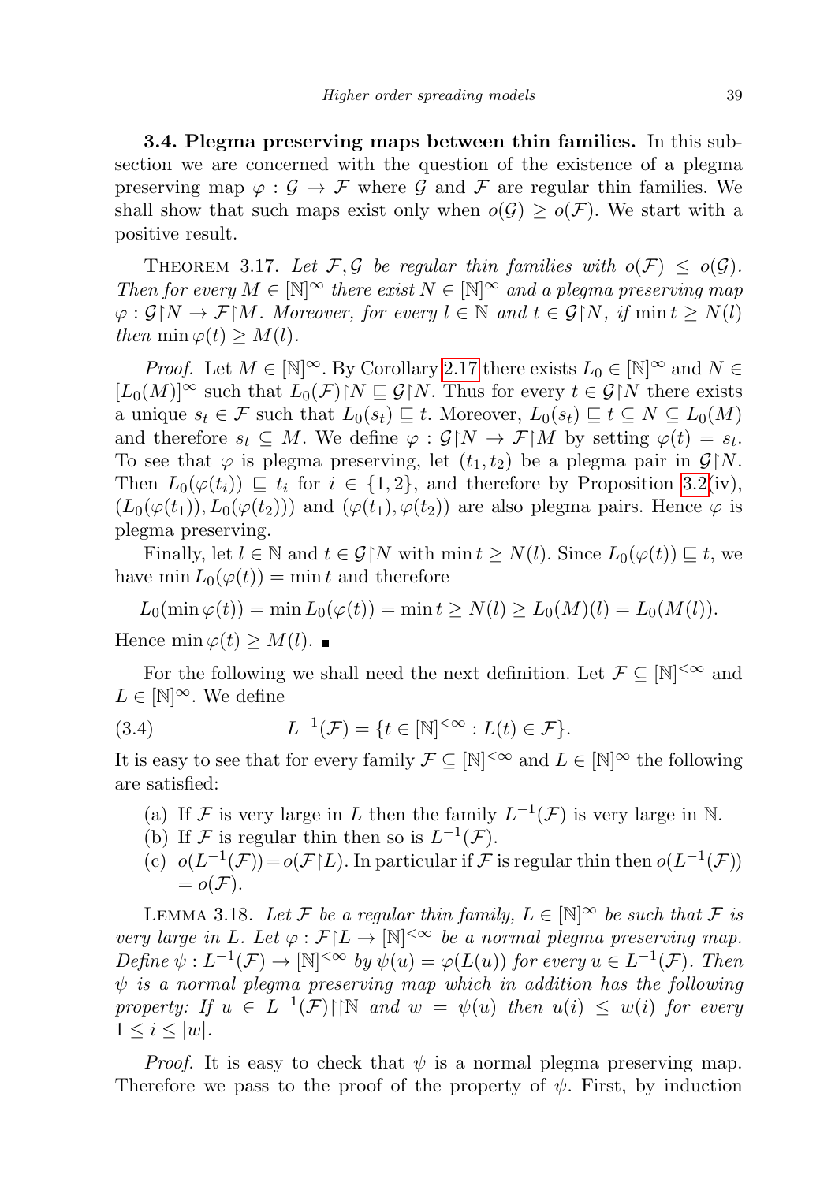**3.4. Plegma preserving maps between thin families.** In this subsection we are concerned with the question of the existence of a plegma preserving map $\varphi : \mathcal{G} \to \mathcal{F}$ where $\mathcal{G}$ and $\mathcal{F}$ are regular thin families. We shall show that such maps exist only when $o(\mathcal{G}) \geq o(\mathcal{F})$. We start with a positive result.

THEOREM 3.17. *Let $\mathcal{F}, \mathcal{G}$ be regular thin families with $o(\mathcal{F}) \leq o(\mathcal{G})$. Then for every $M \in [\mathbb{N}]^\infty$ there exist $N \in [\mathbb{N}]^\infty$ and a plegma preserving map $\varphi : \mathcal{G}\upharpoonright N \to \mathcal{F}\upharpoonright M$. Moreover, for every $l \in \mathbb{N}$ and $t \in \mathcal{G}\upharpoonright N$, if $\min t \geq N(l)$ then $\min \varphi(t) \geq M(l)$.*

*Proof.* Let $M \in [\mathbb{N}]^\infty$. By Corollary 2.17 there exists $L_0 \in [\mathbb{N}]^\infty$ and $N \in [L_0(M)]^\infty$ such that $L_0(\mathcal{F})\upharpoonright N \sqsubseteq \mathcal{G}\upharpoonright N$. Thus for every $t \in \mathcal{G}\upharpoonright N$ there exists a unique $s_t \in \mathcal{F}$ such that $L_0(s_t) \sqsubseteq t$. Moreover, $L_0(s_t) \sqsubseteq t \subseteq N \subseteq L_0(M)$ and therefore $s_t \subseteq M$. We define $\varphi : \mathcal{G}\upharpoonright N \to \mathcal{F}\upharpoonright M$ by setting $\varphi(t) = s_t$. To see that $\varphi$ is plegma preserving, let $(t_1, t_2)$ be a plegma pair in $\mathcal{G}\upharpoonright N$. Then $L_0(\varphi(t_i)) \sqsubseteq t_i$ for $i \in \{1, 2\}$, and therefore by Proposition 3.2(iv), $(L_0(\varphi(t_1)), L_0(\varphi(t_2)))$ and $(\varphi(t_1), \varphi(t_2))$ are also plegma pairs. Hence $\varphi$ is plegma preserving.

Finally, let $l \in \mathbb{N}$ and $t \in \mathcal{G}\upharpoonright N$ with $\min t \geq N(l)$. Since $L_0(\varphi(t)) \sqsubseteq t$, we have $\min L_0(\varphi(t)) = \min t$ and therefore

$$L_0(\min \varphi(t)) = \min L_0(\varphi(t)) = \min t \geq N(l) \geq L_0(M)(l) = L_0(M(l)).$$

Hence $\min \varphi(t) \geq M(l)$. ∎

For the following we shall need the next definition. Let $\mathcal{F} \subseteq [\mathbb{N}]^{<\infty}$ and $L \in [\mathbb{N}]^\infty$. We define

$$L^{-1}(\mathcal{F}) = \{t \in [\mathbb{N}]^{<\infty} : L(t) \in \mathcal{F}\}. \tag{3.4}$$

It is easy to see that for every family $\mathcal{F} \subseteq [\mathbb{N}]^{<\infty}$ and $L \in [\mathbb{N}]^\infty$ the following are satisfied:

(a) If $\mathcal{F}$ is very large in $L$ then the family $L^{-1}(\mathcal{F})$ is very large in $\mathbb{N}$.
(b) If $\mathcal{F}$ is regular thin then so is $L^{-1}(\mathcal{F})$.
(c) $o(L^{-1}(\mathcal{F})) = o(\mathcal{F}\upharpoonright L)$. In particular if $\mathcal{F}$ is regular thin then $o(L^{-1}(\mathcal{F})) = o(\mathcal{F})$.

LEMMA 3.18. *Let $\mathcal{F}$ be a regular thin family, $L \in [\mathbb{N}]^\infty$ be such that $\mathcal{F}$ is very large in $L$. Let $\varphi : \mathcal{F}\upharpoonright L \to [\mathbb{N}]^{<\infty}$ be a normal plegma preserving map. Define $\psi : L^{-1}(\mathcal{F}) \to [\mathbb{N}]^{<\infty}$ by $\psi(u) = \varphi(L(u))$ for every $u \in L^{-1}(\mathcal{F})$. Then $\psi$ is a normal plegma preserving map which in addition has the following property: If $u \in L^{-1}(\mathcal{F})\upharpoonright\upharpoonright\mathbb{N}$ and $w = \psi(u)$ then $u(i) \leq w(i)$ for every $1 \leq i \leq |w|$.*

*Proof.* It is easy to check that $\psi$ is a normal plegma preserving map. Therefore we pass to the proof of the property of $\psi$. First, by induction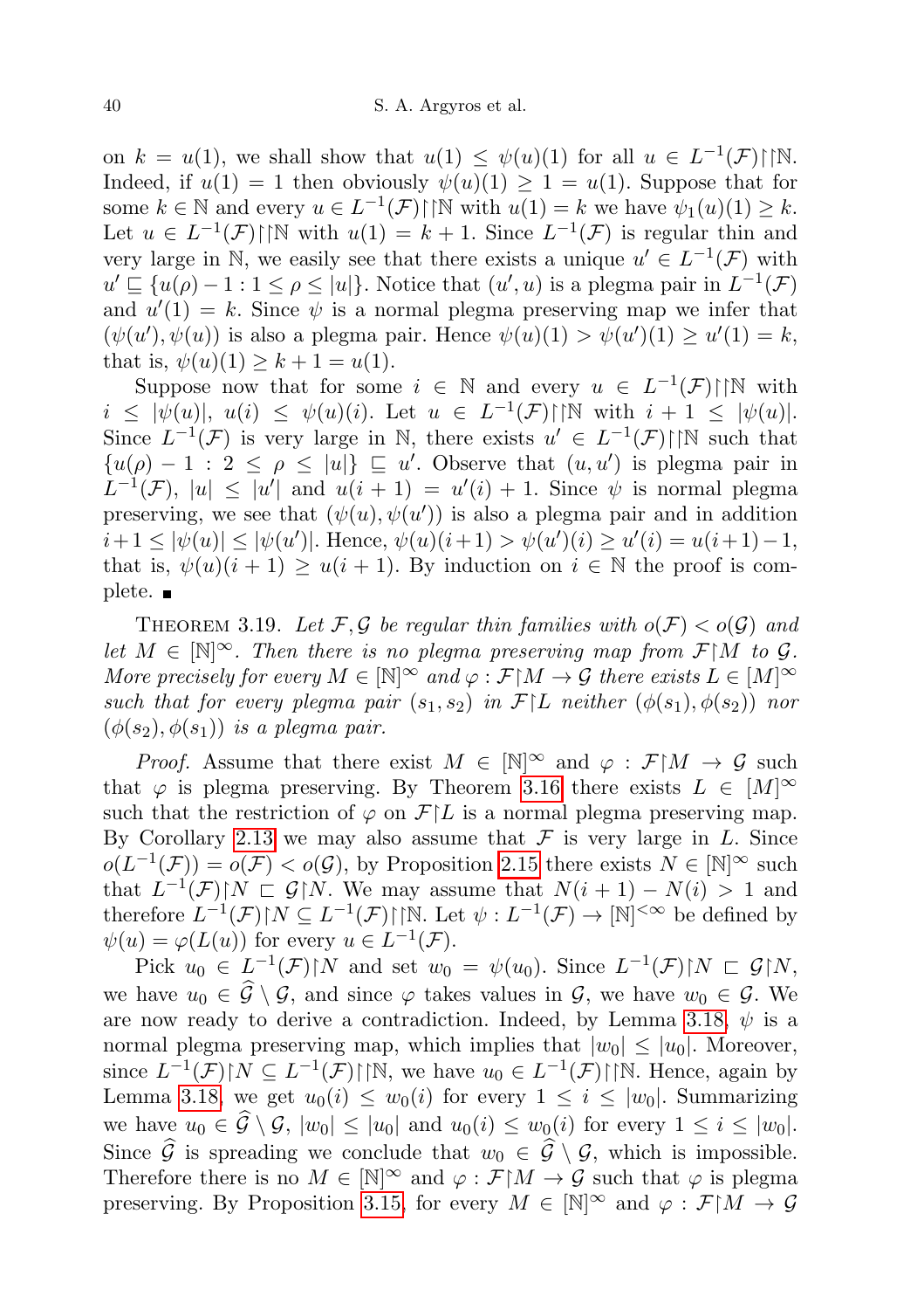on $k = u(1)$, we shall show that $u(1) \leq \psi(u)(1)$ for all $u \in L^{-1}(\mathcal{F})\upharpoonright\upharpoonright\mathbb{N}$. Indeed, if $u(1) = 1$ then obviously $\psi(u)(1) \geq 1 = u(1)$. Suppose that for some $k \in \mathbb{N}$ and every $u \in L^{-1}(\mathcal{F})\upharpoonright\upharpoonright\mathbb{N}$ with $u(1) = k$ we have $\psi_1(u)(1) \geq k$. Let $u \in L^{-1}(\mathcal{F})\upharpoonright\upharpoonright\mathbb{N}$ with $u(1) = k+1$. Since $L^{-1}(\mathcal{F})$ is regular thin and very large in $\mathbb{N}$, we easily see that there exists a unique $u' \in L^{-1}(\mathcal{F})$ with $u' \sqsubseteq \{u(\rho) - 1 : 1 \leq \rho \leq |u|\}$. Notice that $(u', u)$ is a plegma pair in $L^{-1}(\mathcal{F})$ and $u'(1) = k$. Since $\psi$ is a normal plegma preserving map we infer that $(\psi(u'), \psi(u))$ is also a plegma pair. Hence $\psi(u)(1) > \psi(u')(1) \geq u'(1) = k$, that is, $\psi(u)(1) \geq k + 1 = u(1)$.

Suppose now that for some $i \in \mathbb{N}$ and every $u \in L^{-1}(\mathcal{F})\upharpoonright\upharpoonright\mathbb{N}$ with $i \leq |\psi(u)|$, $u(i) \leq \psi(u)(i)$. Let $u \in L^{-1}(\mathcal{F})\upharpoonright\upharpoonright\mathbb{N}$ with $i+1 \leq |\psi(u)|$. Since $L^{-1}(\mathcal{F})$ is very large in $\mathbb{N}$, there exists $u' \in L^{-1}(\mathcal{F})\upharpoonright\upharpoonright\mathbb{N}$ such that $\{u(\rho) - 1 : 2 \leq \rho \leq |u|\} \sqsubseteq u'$. Observe that $(u, u')$ is plegma pair in $L^{-1}(\mathcal{F})$, $|u| \leq |u'|$ and $u(i+1) = u'(i) + 1$. Since $\psi$ is normal plegma preserving, we see that $(\psi(u), \psi(u'))$ is also a plegma pair and in addition $i+1 \leq |\psi(u)| \leq |\psi(u')|$. Hence, $\psi(u)(i+1) > \psi(u')(i) \geq u'(i) = u(i+1) - 1$, that is, $\psi(u)(i+1) \geq u(i+1)$. By induction on $i \in \mathbb{N}$ the proof is complete. ∎

THEOREM 3.19. *Let $\mathcal{F}, \mathcal{G}$ be regular thin families with $o(\mathcal{F}) < o(\mathcal{G})$ and let $M \in [\mathbb{N}]^\infty$. Then there is no plegma preserving map from $\mathcal{F}\upharpoonright M$ to $\mathcal{G}$. More precisely for every $M \in [\mathbb{N}]^\infty$ and $\varphi : \mathcal{F}\upharpoonright M \to \mathcal{G}$ there exists $L \in [M]^\infty$ such that for every plegma pair $(s_1, s_2)$ in $\mathcal{F}\upharpoonright L$ neither $(\phi(s_1), \phi(s_2))$ nor $(\phi(s_2), \phi(s_1))$ is a plegma pair.*

*Proof.* Assume that there exist $M \in [\mathbb{N}]^\infty$ and $\varphi : \mathcal{F}\upharpoonright M \to \mathcal{G}$ such that $\varphi$ is plegma preserving. By Theorem 3.16 there exists $L \in [M]^\infty$ such that the restriction of $\varphi$ on $\mathcal{F}\upharpoonright L$ is a normal plegma preserving map. By Corollary 2.13 we may also assume that $\mathcal{F}$ is very large in $L$. Since $o(L^{-1}(\mathcal{F})) = o(\mathcal{F}) < o(\mathcal{G})$, by Proposition 2.15 there exists $N \in [\mathbb{N}]^\infty$ such that $L^{-1}(\mathcal{F})\upharpoonright N \sqsubset \mathcal{G}\upharpoonright N$. We may assume that $N(i+1) - N(i) > 1$ and therefore $L^{-1}(\mathcal{F})\upharpoonright N \subseteq L^{-1}(\mathcal{F})\upharpoonright\upharpoonright\mathbb{N}$. Let $\psi : L^{-1}(\mathcal{F}) \to [\mathbb{N}]^{<\infty}$ be defined by $\psi(u) = \varphi(L(u))$ for every $u \in L^{-1}(\mathcal{F})$.

Pick $u_0 \in L^{-1}(\mathcal{F})\upharpoonright N$ and set $w_0 = \psi(u_0)$. Since $L^{-1}(\mathcal{F})\upharpoonright N \sqsubset \mathcal{G}\upharpoonright N$, we have $u_0 \in \widehat{\mathcal{G}} \setminus \mathcal{G}$, and since $\varphi$ takes values in $\mathcal{G}$, we have $w_0 \in \mathcal{G}$. We are now ready to derive a contradiction. Indeed, by Lemma 3.18, $\psi$ is a normal plegma preserving map, which implies that $|w_0| \leq |u_0|$. Moreover, since $L^{-1}(\mathcal{F})\upharpoonright N \subseteq L^{-1}(\mathcal{F})\upharpoonright\upharpoonright\mathbb{N}$, we have $u_0 \in L^{-1}(\mathcal{F})\upharpoonright\upharpoonright\mathbb{N}$. Hence, again by Lemma 3.18, we get $u_0(i) \leq w_0(i)$ for every $1 \leq i \leq |w_0|$. Summarizing we have $u_0 \in \widehat{\mathcal{G}} \setminus \mathcal{G}$, $|w_0| \leq |u_0|$ and $u_0(i) \leq w_0(i)$ for every $1 \leq i \leq |w_0|$. Since $\widehat{\mathcal{G}}$ is spreading we conclude that $w_0 \in \widehat{\mathcal{G}} \setminus \mathcal{G}$, which is impossible. Therefore there is no $M \in [\mathbb{N}]^\infty$ and $\varphi : \mathcal{F}\upharpoonright M \to \mathcal{G}$ such that $\varphi$ is plegma preserving. By Proposition 3.15, for every $M \in [\mathbb{N}]^\infty$ and $\varphi : \mathcal{F}\upharpoonright M \to \mathcal{G}$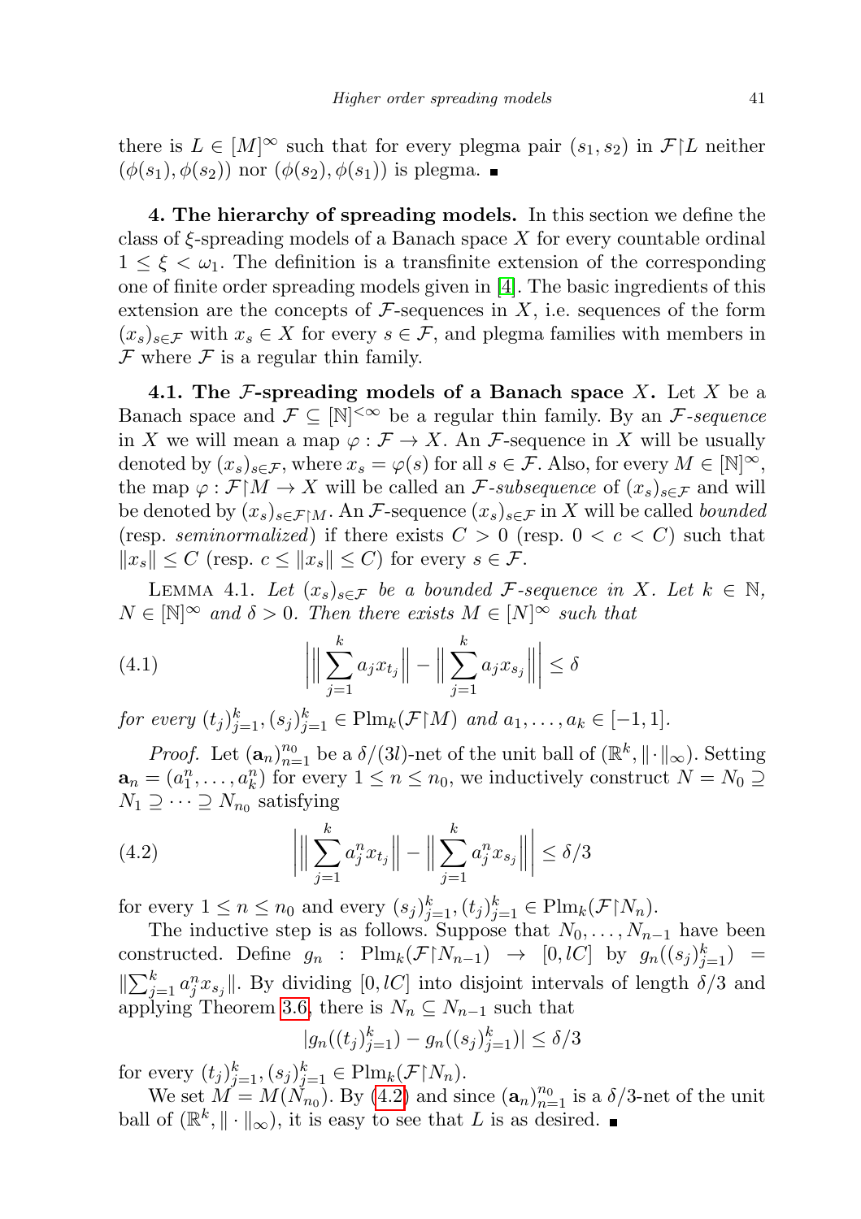there is $L \in [M]^\infty$ such that for every plegma pair $(s_1, s_2)$ in $\mathcal{F}\upharpoonright L$ neither $(\phi(s_1), \phi(s_2))$ nor $(\phi(s_2), \phi(s_1))$ is plegma. ∎

**4. The hierarchy of spreading models.** In this section we define the class of $\xi$-spreading models of a Banach space $X$ for every countable ordinal $1 \leq \xi < \omega_1$. The definition is a transfinite extension of the corresponding one of finite order spreading models given in [4]. The basic ingredients of this extension are the concepts of $\mathcal{F}$-sequences in $X$, i.e. sequences of the form $(x_s)_{s\in\mathcal{F}}$ with $x_s \in X$ for every $s \in \mathcal{F}$, and plegma families with members in $\mathcal{F}$ where $\mathcal{F}$ is a regular thin family.

**4.1. The $\mathcal{F}$-spreading models of a Banach space $X$.** Let $X$ be a Banach space and $\mathcal{F} \subseteq [\mathbb{N}]^{<\infty}$ be a regular thin family. By an *$\mathcal{F}$-sequence* in $X$ we will mean a map $\varphi : \mathcal{F} \to X$. An $\mathcal{F}$-sequence in $X$ will be usually denoted by $(x_s)_{s\in\mathcal{F}}$, where $x_s = \varphi(s)$ for all $s \in \mathcal{F}$. Also, for every $M \in [\mathbb{N}]^\infty$, the map $\varphi : \mathcal{F}\upharpoonright M \to X$ will be called an *$\mathcal{F}$-subsequence* of $(x_s)_{s\in\mathcal{F}}$ and will be denoted by $(x_s)_{s\in\mathcal{F}\upharpoonright M}$. An $\mathcal{F}$-sequence $(x_s)_{s\in\mathcal{F}}$ in $X$ will be called *bounded* (resp. *seminormalized*) if there exists $C > 0$ (resp. $0 < c < C$) such that $\|x_s\| \leq C$ (resp. $c \leq \|x_s\| \leq C$) for every $s \in \mathcal{F}$.

Lemma 4.1. *Let $(x_s)_{s\in\mathcal{F}}$ be a bounded $\mathcal{F}$-sequence in $X$. Let $k \in \mathbb{N}$, $N \in [\mathbb{N}]^\infty$ and $\delta > 0$. Then there exists $M \in [N]^\infty$ such that*

$$\left| \Big\| \sum_{j=1}^{k} a_j x_{t_j} \Big\| - \Big\| \sum_{j=1}^{k} a_j x_{s_j} \Big\| \right| \leq \delta \tag{4.1}$$

*for every $(t_j)_{j=1}^k, (s_j)_{j=1}^k \in \mathrm{Plm}_k(\mathcal{F}\upharpoonright M)$ and $a_1, \ldots, a_k \in [-1, 1]$.*

*Proof.* Let $(\mathbf{a}_n)_{n=1}^{n_0}$ be a $\delta/(3l)$-net of the unit ball of $(\mathbb{R}^k, \|\cdot\|_\infty)$. Setting $\mathbf{a}_n = (a_1^n, \ldots, a_k^n)$ for every $1 \leq n \leq n_0$, we inductively construct $N = N_0 \supseteq N_1 \supseteq \cdots \supseteq N_{n_0}$ satisfying

$$\left| \Big\| \sum_{j=1}^{k} a_j^n x_{t_j} \Big\| - \Big\| \sum_{j=1}^{k} a_j^n x_{s_j} \Big\| \right| \leq \delta/3 \tag{4.2}$$

for every $1 \leq n \leq n_0$ and every $(s_j)_{j=1}^k, (t_j)_{j=1}^k \in \mathrm{Plm}_k(\mathcal{F}\upharpoonright N_n)$.

The inductive step is as follows. Suppose that $N_0, \ldots, N_{n-1}$ have been constructed. Define $g_n : \mathrm{Plm}_k(\mathcal{F}\upharpoonright N_{n-1}) \to [0, lC]$ by $g_n((s_j)_{j=1}^k) = \|\sum_{j=1}^k a_j^n x_{s_j}\|$. By dividing $[0, lC]$ into disjoint intervals of length $\delta/3$ and applying Theorem 3.6, there is $N_n \subseteq N_{n-1}$ such that

$$|g_n((t_j)_{j=1}^k) - g_n((s_j)_{j=1}^k)| \leq \delta/3$$

for every $(t_j)_{j=1}^k, (s_j)_{j=1}^k \in \mathrm{Plm}_k(\mathcal{F}\upharpoonright N_n)$.

We set $M = M(N_{n_0})$. By (4.2) and since $(\mathbf{a}_n)_{n=1}^{n_0}$ is a $\delta/3$-net of the unit ball of $(\mathbb{R}^k, \|\cdot\|_\infty)$, it is easy to see that $L$ is as desired. ∎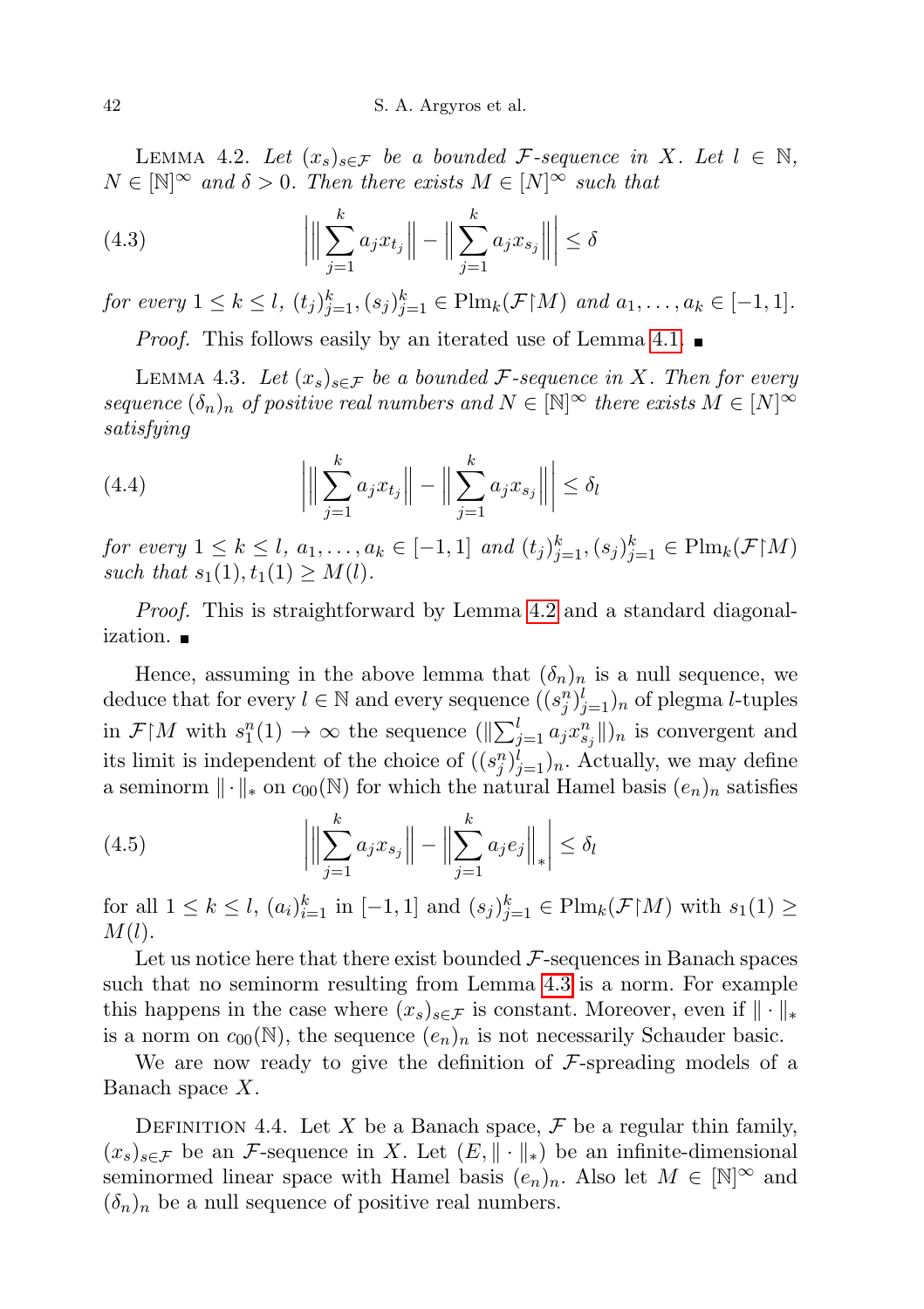Lemma 4.2. *Let $(x_s)_{s\in\mathcal{F}}$ be a bounded $\mathcal{F}$-sequence in $X$. Let $l \in \mathbb{N}$, $N \in [\mathbb{N}]^\infty$ and $\delta > 0$. Then there exists $M \in [N]^\infty$ such that*

$$\Big| \Big\| \sum_{j=1}^{k} a_j x_{t_j} \Big\| - \Big\| \sum_{j=1}^{k} a_j x_{s_j} \Big\| \Big| \le \delta \tag{4.3}$$

*for every $1 \le k \le l$, $(t_j)_{j=1}^k, (s_j)_{j=1}^k \in \mathrm{Plm}_k(\mathcal{F}\restriction M)$ and $a_1, \ldots, a_k \in [-1,1]$.*

*Proof.* This follows easily by an iterated use of Lemma 4.1. ■

Lemma 4.3. *Let $(x_s)_{s\in\mathcal{F}}$ be a bounded $\mathcal{F}$-sequence in $X$. Then for every sequence $(\delta_n)_n$ of positive real numbers and $N \in [\mathbb{N}]^\infty$ there exists $M \in [N]^\infty$ satisfying*

$$\Big| \Big\| \sum_{j=1}^{k} a_j x_{t_j} \Big\| - \Big\| \sum_{j=1}^{k} a_j x_{s_j} \Big\| \Big| \le \delta_l \tag{4.4}$$

*for every $1 \le k \le l$, $a_1, \ldots, a_k \in [-1,1]$ and $(t_j)_{j=1}^k, (s_j)_{j=1}^k \in \mathrm{Plm}_k(\mathcal{F}\restriction M)$ such that $s_1(1), t_1(1) \ge M(l)$.*

*Proof.* This is straightforward by Lemma 4.2 and a standard diagonalization. ■

Hence, assuming in the above lemma that $(\delta_n)_n$ is a null sequence, we deduce that for every $l \in \mathbb{N}$ and every sequence $((s_j^n)_{j=1}^l)_n$ of plegma $l$-tuples in $\mathcal{F}\restriction M$ with $s_1^n(1) \to \infty$ the sequence $(\|\sum_{j=1}^l a_j x_{s_j}^n\|)_n$ is convergent and its limit is independent of the choice of $((s_j^n)_{j=1}^l)_n$. Actually, we may define a seminorm $\|\cdot\|_*$ on $c_{00}(\mathbb{N})$ for which the natural Hamel basis $(e_n)_n$ satisfies

$$\Big| \Big\| \sum_{j=1}^{k} a_j x_{s_j} \Big\| - \Big\| \sum_{j=1}^{k} a_j e_j \Big\|_* \Big| \le \delta_l \tag{4.5}$$

for all $1 \le k \le l$, $(a_i)_{i=1}^k$ in $[-1,1]$ and $(s_j)_{j=1}^k \in \mathrm{Plm}_k(\mathcal{F}\restriction M)$ with $s_1(1) \ge M(l)$.

Let us notice here that there exist bounded $\mathcal{F}$-sequences in Banach spaces such that no seminorm resulting from Lemma 4.3 is a norm. For example this happens in the case where $(x_s)_{s\in\mathcal{F}}$ is constant. Moreover, even if $\|\cdot\|_*$ is a norm on $c_{00}(\mathbb{N})$, the sequence $(e_n)_n$ is not necessarily Schauder basic.

We are now ready to give the definition of $\mathcal{F}$-spreading models of a Banach space $X$.

Definition 4.4. Let $X$ be a Banach space, $\mathcal{F}$ be a regular thin family, $(x_s)_{s\in\mathcal{F}}$ be an $\mathcal{F}$-sequence in $X$. Let $(E, \|\cdot\|_*)$ be an infinite-dimensional seminormed linear space with Hamel basis $(e_n)_n$. Also let $M \in [\mathbb{N}]^\infty$ and $(\delta_n)_n$ be a null sequence of positive real numbers.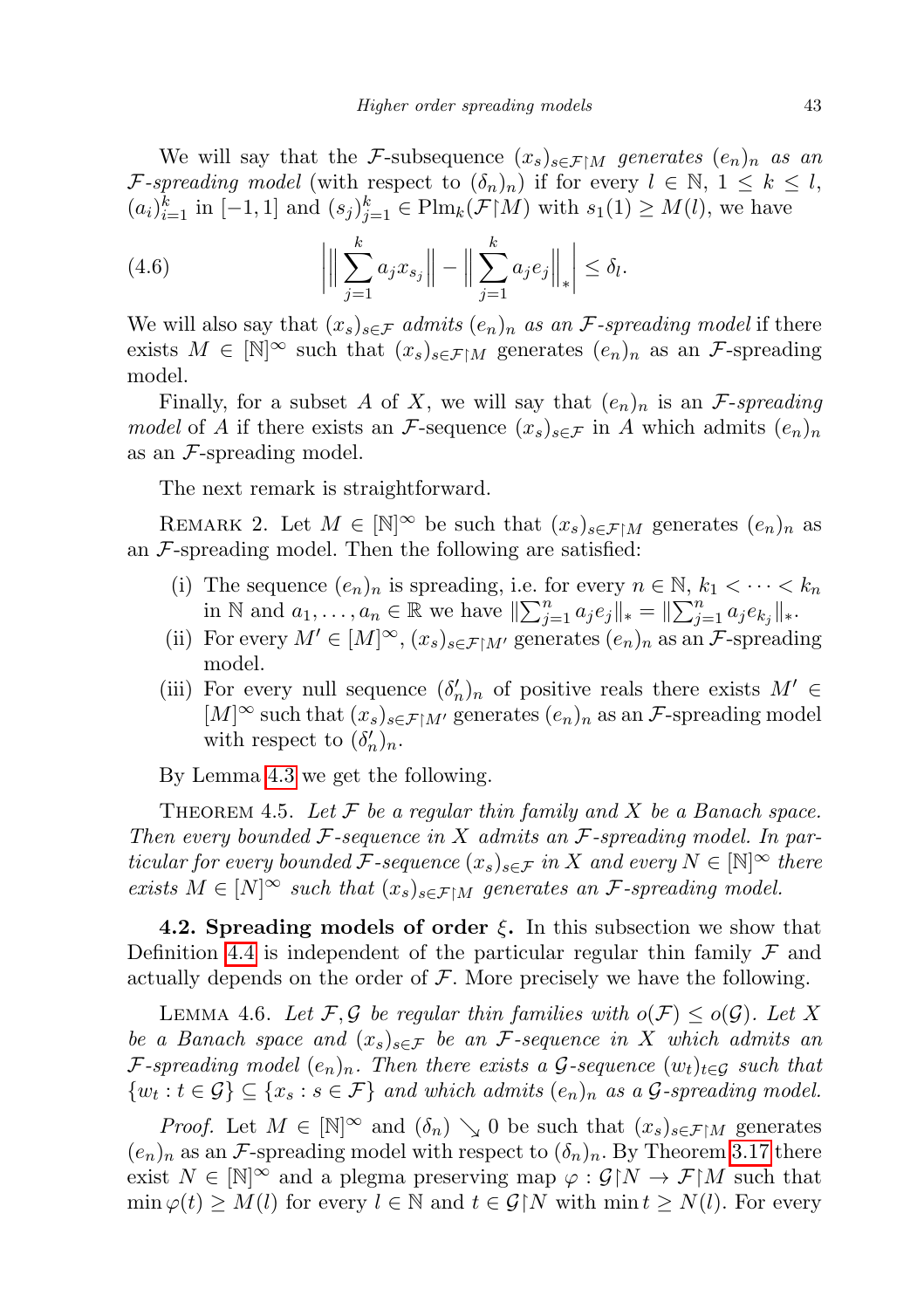We will say that the $\mathcal{F}$-subsequence $(x_s)_{s\in\mathcal{F}\restriction M}$ *generates* $(e_n)_n$ *as an* $\mathcal{F}$*-spreading model* (with respect to $(\delta_n)_n$) if for every $l \in \mathbb{N}$, $1 \le k \le l$, $(a_i)_{i=1}^k$ in $[-1,1]$ and $(s_j)_{j=1}^k \in \mathrm{Plm}_k(\mathcal{F}\restriction M)$ with $s_1(1) \ge M(l)$, we have

$$\left| \Big\| \sum_{j=1}^{k} a_j x_{s_j} \Big\| - \Big\| \sum_{j=1}^{k} a_j e_j \Big\|_* \right| \le \delta_l. \tag{4.6}$$

We will also say that $(x_s)_{s\in\mathcal{F}}$ *admits* $(e_n)_n$ *as an* $\mathcal{F}$*-spreading model* if there exists $M \in [\mathbb{N}]^\infty$ such that $(x_s)_{s\in\mathcal{F}\restriction M}$ generates $(e_n)_n$ as an $\mathcal{F}$-spreading model.

Finally, for a subset $A$ of $X$, we will say that $(e_n)_n$ is an $\mathcal{F}$*-spreading model* of $A$ if there exists an $\mathcal{F}$-sequence $(x_s)_{s\in\mathcal{F}}$ in $A$ which admits $(e_n)_n$ as an $\mathcal{F}$-spreading model.

The next remark is straightforward.

Remark 2. Let $M \in [\mathbb{N}]^\infty$ be such that $(x_s)_{s\in\mathcal{F}\restriction M}$ generates $(e_n)_n$ as an $\mathcal{F}$-spreading model. Then the following are satisfied:

- (i) The sequence $(e_n)_n$ is spreading, i.e. for every $n \in \mathbb{N}$, $k_1 < \cdots < k_n$ in $\mathbb{N}$ and $a_1, \ldots, a_n \in \mathbb{R}$ we have $\|\sum_{j=1}^n a_j e_j\|_* = \|\sum_{j=1}^n a_j e_{k_j}\|_*$.
- (ii) For every $M' \in [M]^\infty$, $(x_s)_{s\in\mathcal{F}\restriction M'}$ generates $(e_n)_n$ as an $\mathcal{F}$-spreading model.
- (iii) For every null sequence $(\delta'_n)_n$ of positive reals there exists $M' \in [M]^\infty$ such that $(x_s)_{s\in\mathcal{F}\restriction M'}$ generates $(e_n)_n$ as an $\mathcal{F}$-spreading model with respect to $(\delta'_n)_n$.

By Lemma 4.3 we get the following.

Theorem 4.5. *Let $\mathcal{F}$ be a regular thin family and $X$ be a Banach space. Then every bounded $\mathcal{F}$-sequence in $X$ admits an $\mathcal{F}$-spreading model. In particular for every bounded $\mathcal{F}$-sequence $(x_s)_{s\in\mathcal{F}}$ in $X$ and every $N \in [\mathbb{N}]^\infty$ there exists $M \in [N]^\infty$ such that $(x_s)_{s\in\mathcal{F}\restriction M}$ generates an $\mathcal{F}$-spreading model.*

**4.2. Spreading models of order $\xi$.** In this subsection we show that Definition 4.4 is independent of the particular regular thin family $\mathcal{F}$ and actually depends on the order of $\mathcal{F}$. More precisely we have the following.

Lemma 4.6. *Let $\mathcal{F}, \mathcal{G}$ be regular thin families with $o(\mathcal{F}) \le o(\mathcal{G})$. Let $X$ be a Banach space and $(x_s)_{s\in\mathcal{F}}$ be an $\mathcal{F}$-sequence in $X$ which admits an $\mathcal{F}$-spreading model $(e_n)_n$. Then there exists a $\mathcal{G}$-sequence $(w_t)_{t\in\mathcal{G}}$ such that $\{w_t : t \in \mathcal{G}\} \subseteq \{x_s : s \in \mathcal{F}\}$ and which admits $(e_n)_n$ as a $\mathcal{G}$-spreading model.*

*Proof.* Let $M \in [\mathbb{N}]^\infty$ and $(\delta_n) \searrow 0$ be such that $(x_s)_{s\in\mathcal{F}\restriction M}$ generates $(e_n)_n$ as an $\mathcal{F}$-spreading model with respect to $(\delta_n)_n$. By Theorem 3.17 there exist $N \in [\mathbb{N}]^\infty$ and a plegma preserving map $\varphi : \mathcal{G}\restriction N \to \mathcal{F}\restriction M$ such that $\min \varphi(t) \ge M(l)$ for every $l \in \mathbb{N}$ and $t \in \mathcal{G}\restriction N$ with $\min t \ge N(l)$. For every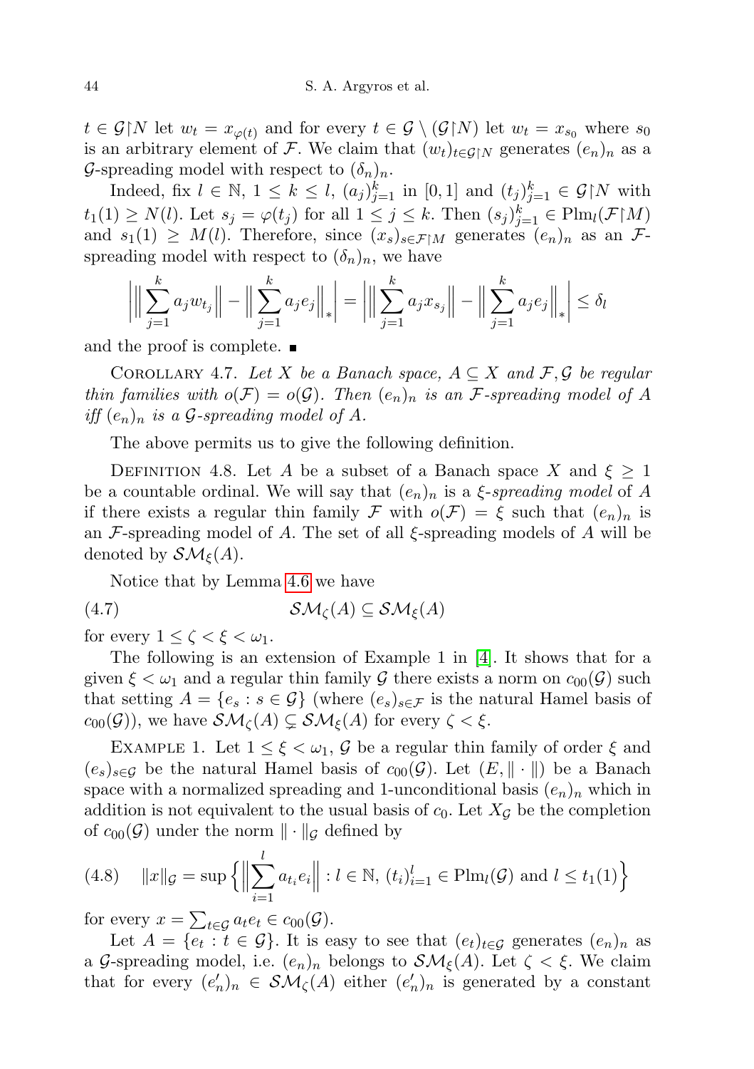$t \in \mathcal{G}\upharpoonright N$ let $w_t = x_{\varphi(t)}$ and for every $t \in \mathcal{G} \setminus (\mathcal{G}\upharpoonright N)$ let $w_t = x_{s_0}$ where $s_0$ is an arbitrary element of $\mathcal{F}$. We claim that $(w_t)_{t\in\mathcal{G}\upharpoonright N}$ generates $(e_n)_n$ as a $\mathcal{G}$-spreading model with respect to $(\delta_n)_n$.

Indeed, fix $l \in \mathbb{N}$, $1 \le k \le l$, $(a_j)_{j=1}^k$ in $[0,1]$ and $(t_j)_{j=1}^k \in \mathcal{G}\upharpoonright N$ with $t_1(1) \ge N(l)$. Let $s_j = \varphi(t_j)$ for all $1 \le j \le k$. Then $(s_j)_{j=1}^k \in \mathrm{Plm}_l(\mathcal{F}\upharpoonright M)$ and $s_1(1) \ge M(l)$. Therefore, since $(x_s)_{s\in\mathcal{F}\upharpoonright M}$ generates $(e_n)_n$ as an $\mathcal{F}$-spreading model with respect to $(\delta_n)_n$, we have

$$\Big|\Big\|\sum_{j=1}^k a_j w_{t_j}\Big\| - \Big\|\sum_{j=1}^k a_j e_j\Big\|_*\Big| = \Big|\Big\|\sum_{j=1}^k a_j x_{s_j}\Big\| - \Big\|\sum_{j=1}^k a_j e_j\Big\|_*\Big| \le \delta_l$$

and the proof is complete. ∎

Corollary 4.7. *Let $X$ be a Banach space, $A \subseteq X$ and $\mathcal{F}, \mathcal{G}$ be regular thin families with $o(\mathcal{F}) = o(\mathcal{G})$. Then $(e_n)_n$ is an $\mathcal{F}$-spreading model of $A$ iff $(e_n)_n$ is a $\mathcal{G}$-spreading model of $A$.*

The above permits us to give the following definition.

Definition 4.8. Let $A$ be a subset of a Banach space $X$ and $\xi \ge 1$ be a countable ordinal. We will say that $(e_n)_n$ is a *$\xi$-spreading model* of $A$ if there exists a regular thin family $\mathcal{F}$ with $o(\mathcal{F}) = \xi$ such that $(e_n)_n$ is an $\mathcal{F}$-spreading model of $A$. The set of all $\xi$-spreading models of $A$ will be denoted by $\mathcal{SM}_\xi(A)$.

Notice that by Lemma 4.6 we have

$$\mathcal{SM}_\zeta(A) \subseteq \mathcal{SM}_\xi(A) \tag{4.7}$$

for every $1 \le \zeta < \xi < \omega_1$.

The following is an extension of Example 1 in [4]. It shows that for a given $\xi < \omega_1$ and a regular thin family $\mathcal{G}$ there exists a norm on $c_{00}(\mathcal{G})$ such that setting $A = \{e_s : s \in \mathcal{G}\}$ (where $(e_s)_{s\in\mathcal{F}}$ is the natural Hamel basis of $c_{00}(\mathcal{G})$), we have $\mathcal{SM}_\zeta(A) \subsetneq \mathcal{SM}_\xi(A)$ for every $\zeta < \xi$.

Example 1. Let $1 \le \xi < \omega_1$, $\mathcal{G}$ be a regular thin family of order $\xi$ and $(e_s)_{s\in\mathcal{G}}$ be the natural Hamel basis of $c_{00}(\mathcal{G})$. Let $(E, \|\cdot\|)$ be a Banach space with a normalized spreading and 1-unconditional basis $(e_n)_n$ which in addition is not equivalent to the usual basis of $c_0$. Let $X_\mathcal{G}$ be the completion of $c_{00}(\mathcal{G})$ under the norm $\|\cdot\|_\mathcal{G}$ defined by

$$\|x\|_\mathcal{G} = \sup\Big\{\Big\|\sum_{i=1}^l a_{t_i} e_i\Big\| : l \in \mathbb{N},\ (t_i)_{i=1}^l \in \mathrm{Plm}_l(\mathcal{G}) \text{ and } l \le t_1(1)\Big\} \tag{4.8}$$

for every $x = \sum_{t\in\mathcal{G}} a_t e_t \in c_{00}(\mathcal{G})$.

Let $A = \{e_t : t \in \mathcal{G}\}$. It is easy to see that $(e_t)_{t\in\mathcal{G}}$ generates $(e_n)_n$ as a $\mathcal{G}$-spreading model, i.e. $(e_n)_n$ belongs to $\mathcal{SM}_\xi(A)$. Let $\zeta < \xi$. We claim that for every $(e'_n)_n \in \mathcal{SM}_\zeta(A)$ either $(e'_n)_n$ is generated by a constant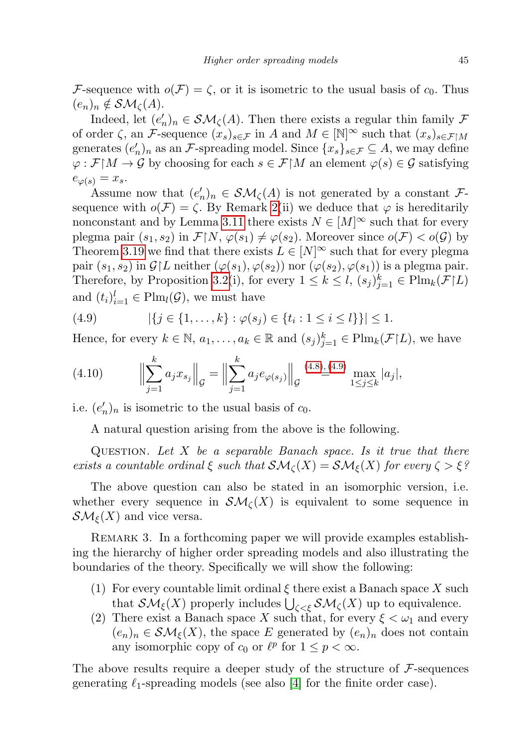$\mathcal{F}$-sequence with $o(\mathcal{F}) = \zeta$, or it is isometric to the usual basis of $c_0$. Thus $(e_n)_n \notin \mathcal{SM}_\zeta(A)$.

Indeed, let $(e'_n)_n \in \mathcal{SM}_\zeta(A)$. Then there exists a regular thin family $\mathcal{F}$ of order $\zeta$, an $\mathcal{F}$-sequence $(x_s)_{s\in\mathcal{F}}$ in $A$ and $M \in [\mathbb{N}]^\infty$ such that $(x_s)_{s\in\mathcal{F}\upharpoonright M}$ generates $(e'_n)_n$ as an $\mathcal{F}$-spreading model. Since $\{x_s\}_{s\in\mathcal{F}} \subseteq A$, we may define $\varphi : \mathcal{F}\upharpoonright M \to \mathcal{G}$ by choosing for each $s \in \mathcal{F}\upharpoonright M$ an element $\varphi(s) \in \mathcal{G}$ satisfying $e_{\varphi(s)} = x_s$.

Assume now that $(e'_n)_n \in \mathcal{SM}_\zeta(A)$ is not generated by a constant $\mathcal{F}$-sequence with $o(\mathcal{F}) = \zeta$. By Remark 2(ii) we deduce that $\varphi$ is hereditarily nonconstant and by Lemma 3.11 there exists $N \in [M]^\infty$ such that for every plegma pair $(s_1, s_2)$ in $\mathcal{F}\upharpoonright N$, $\varphi(s_1) \neq \varphi(s_2)$. Moreover since $o(\mathcal{F}) < o(\mathcal{G})$ by Theorem 3.19 we find that there exists $L \in [N]^\infty$ such that for every plegma pair $(s_1, s_2)$ in $\mathcal{G}\upharpoonright L$ neither $(\varphi(s_1), \varphi(s_2))$ nor $(\varphi(s_2), \varphi(s_1))$ is a plegma pair. Therefore, by Proposition 3.2(i), for every $1 \le k \le l$, $(s_j)_{j=1}^k \in \mathrm{Plm}_k(\mathcal{F}\upharpoonright L)$ and $(t_i)_{i=1}^l \in \mathrm{Plm}_l(\mathcal{G})$, we must have

$$|\{j \in \{1, \ldots, k\} : \varphi(s_j) \in \{t_i : 1 \le i \le l\}\}| \le 1. \tag{4.9}$$

Hence, for every $k \in \mathbb{N}$, $a_1, \ldots, a_k \in \mathbb{R}$ and $(s_j)_{j=1}^k \in \mathrm{Plm}_k(\mathcal{F}\upharpoonright L)$, we have

$$\Big\|\sum_{j=1}^k a_j x_{s_j}\Big\|_{\mathcal{G}} = \Big\|\sum_{j=1}^k a_j e_{\varphi(s_j)}\Big\|_{\mathcal{G}} \overset{(4.8),(4.9)}{=} \max_{1\le j\le k} |a_j|, \tag{4.10}$$

i.e. $(e'_n)_n$ is isometric to the usual basis of $c_0$.

A natural question arising from the above is the following.

Question. *Let $X$ be a separable Banach space. Is it true that there exists a countable ordinal $\xi$ such that $\mathcal{SM}_\zeta(X) = \mathcal{SM}_\xi(X)$ for every $\zeta > \xi$?*

The above question can also be stated in an isomorphic version, i.e. whether every sequence in $\mathcal{SM}_\zeta(X)$ is equivalent to some sequence in $\mathcal{SM}_\xi(X)$ and vice versa.

Remark 3. In a forthcoming paper we will provide examples establishing the hierarchy of higher order spreading models and also illustrating the boundaries of the theory. Specifically we will show the following:

(1) For every countable limit ordinal $\xi$ there exist a Banach space $X$ such that $\mathcal{SM}_\xi(X)$ properly includes $\bigcup_{\zeta<\xi} \mathcal{SM}_\zeta(X)$ up to equivalence.
(2) There exist a Banach space $X$ such that, for every $\xi < \omega_1$ and every $(e_n)_n \in \mathcal{SM}_\xi(X)$, the space $E$ generated by $(e_n)_n$ does not contain any isomorphic copy of $c_0$ or $\ell^p$ for $1 \le p < \infty$.

The above results require a deeper study of the structure of $\mathcal{F}$-sequences generating $\ell_1$-spreading models (see also [4] for the finite order case).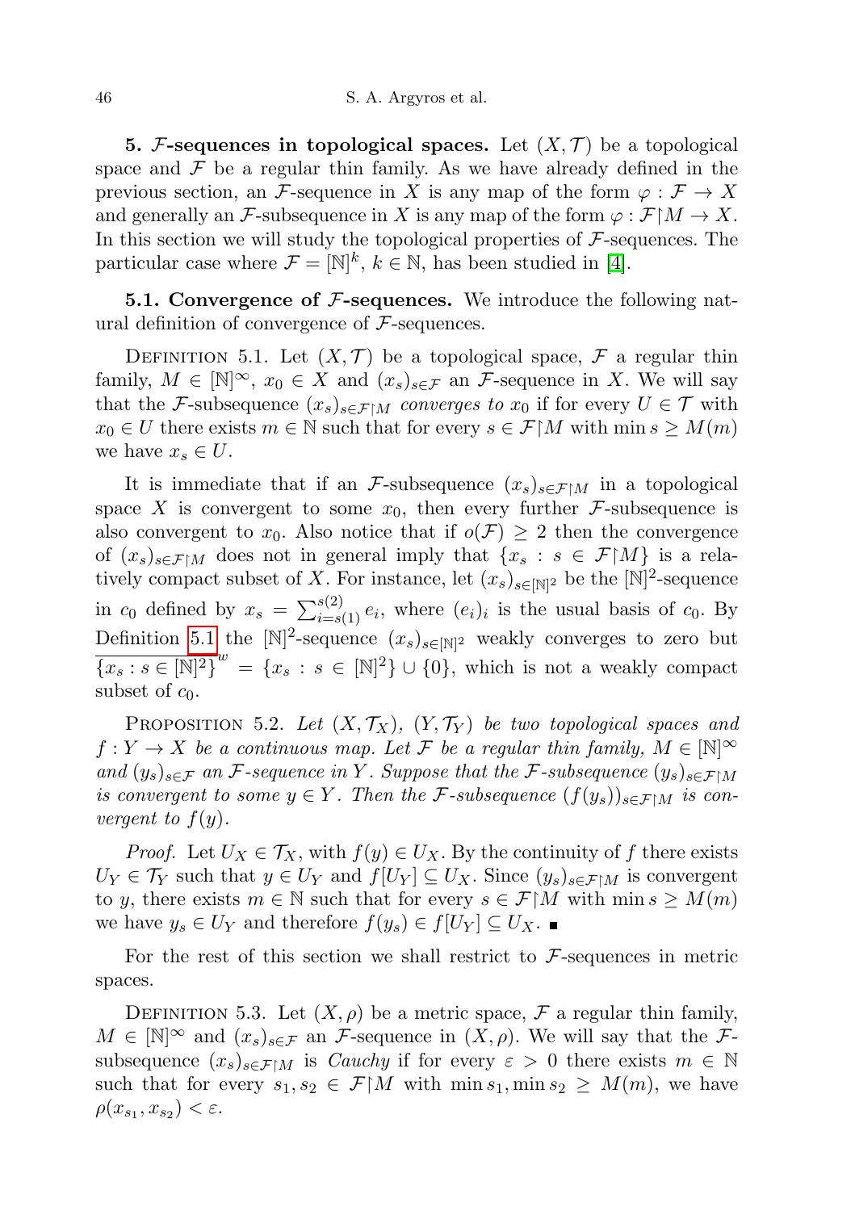**5. $\mathcal{F}$-sequences in topological spaces.** Let $(X,\mathcal{T})$ be a topological space and $\mathcal{F}$ be a regular thin family. As we have already defined in the previous section, an $\mathcal{F}$-sequence in $X$ is any map of the form $\varphi : \mathcal{F} \to X$ and generally an $\mathcal{F}$-subsequence in $X$ is any map of the form $\varphi : \mathcal{F}\restriction M \to X$. In this section we will study the topological properties of $\mathcal{F}$-sequences. The particular case where $\mathcal{F} = [\mathbb{N}]^k$, $k \in \mathbb{N}$, has been studied in [4].

**5.1. Convergence of $\mathcal{F}$-sequences.** We introduce the following natural definition of convergence of $\mathcal{F}$-sequences.

Definition 5.1. Let $(X,\mathcal{T})$ be a topological space, $\mathcal{F}$ a regular thin family, $M \in [\mathbb{N}]^\infty$, $x_0 \in X$ and $(x_s)_{s\in\mathcal{F}}$ an $\mathcal{F}$-sequence in $X$. We will say that the $\mathcal{F}$-subsequence $(x_s)_{s\in\mathcal{F}\restriction M}$ *converges to* $x_0$ if for every $U \in \mathcal{T}$ with $x_0 \in U$ there exists $m \in \mathbb{N}$ such that for every $s \in \mathcal{F}\restriction M$ with $\min s \geq M(m)$ we have $x_s \in U$.

It is immediate that if an $\mathcal{F}$-subsequence $(x_s)_{s\in\mathcal{F}\restriction M}$ in a topological space $X$ is convergent to some $x_0$, then every further $\mathcal{F}$-subsequence is also convergent to $x_0$. Also notice that if $o(\mathcal{F}) \geq 2$ then the convergence of $(x_s)_{s\in\mathcal{F}\restriction M}$ does not in general imply that $\{x_s : s \in \mathcal{F}\restriction M\}$ is a relatively compact subset of $X$. For instance, let $(x_s)_{s\in[\mathbb{N}]^2}$ be the $[\mathbb{N}]^2$-sequence in $c_0$ defined by $x_s = \sum_{i=s(1)}^{s(2)} e_i$, where $(e_i)_i$ is the usual basis of $c_0$. By Definition 5.1 the $[\mathbb{N}]^2$-sequence $(x_s)_{s\in[\mathbb{N}]^2}$ weakly converges to zero but $\overline{\{x_s : s \in [\mathbb{N}]^2\}}^w = \{x_s : s \in [\mathbb{N}]^2\} \cup \{0\}$, which is not a weakly compact subset of $c_0$.

Proposition 5.2. *Let $(X,\mathcal{T}_X)$, $(Y,\mathcal{T}_Y)$ be two topological spaces and $f : Y \to X$ be a continuous map. Let $\mathcal{F}$ be a regular thin family, $M \in [\mathbb{N}]^\infty$ and $(y_s)_{s\in\mathcal{F}}$ an $\mathcal{F}$-sequence in $Y$. Suppose that the $\mathcal{F}$-subsequence $(y_s)_{s\in\mathcal{F}\restriction M}$ is convergent to some $y \in Y$. Then the $\mathcal{F}$-subsequence $(f(y_s))_{s\in\mathcal{F}\restriction M}$ is convergent to $f(y)$.*

*Proof.* Let $U_X \in \mathcal{T}_X$, with $f(y) \in U_X$. By the continuity of $f$ there exists $U_Y \in \mathcal{T}_Y$ such that $y \in U_Y$ and $f[U_Y] \subseteq U_X$. Since $(y_s)_{s\in\mathcal{F}\restriction M}$ is convergent to $y$, there exists $m \in \mathbb{N}$ such that for every $s \in \mathcal{F}\restriction M$ with $\min s \geq M(m)$ we have $y_s \in U_Y$ and therefore $f(y_s) \in f[U_Y] \subseteq U_X$. ∎

For the rest of this section we shall restrict to $\mathcal{F}$-sequences in metric spaces.

Definition 5.3. Let $(X,\rho)$ be a metric space, $\mathcal{F}$ a regular thin family, $M \in [\mathbb{N}]^\infty$ and $(x_s)_{s\in\mathcal{F}}$ an $\mathcal{F}$-sequence in $(X,\rho)$. We will say that the $\mathcal{F}$-subsequence $(x_s)_{s\in\mathcal{F}\restriction M}$ is *Cauchy* if for every $\varepsilon > 0$ there exists $m \in \mathbb{N}$ such that for every $s_1, s_2 \in \mathcal{F}\restriction M$ with $\min s_1, \min s_2 \geq M(m)$, we have $\rho(x_{s_1}, x_{s_2}) < \varepsilon$.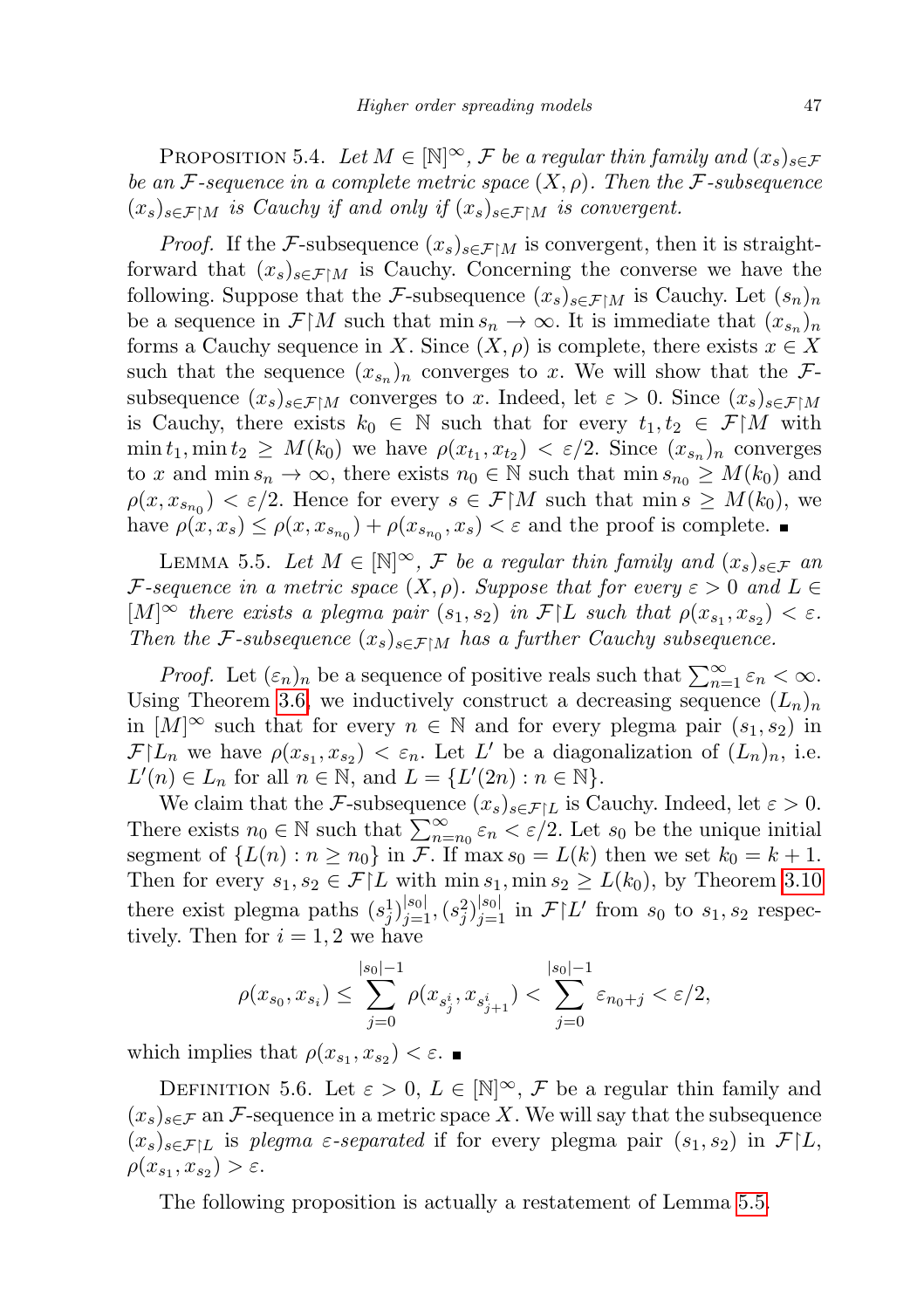Proposition 5.4. *Let $M \in [\mathbb{N}]^\infty$, $\mathcal{F}$ be a regular thin family and $(x_s)_{s\in\mathcal{F}}$ be an $\mathcal{F}$-sequence in a complete metric space $(X, \rho)$. Then the $\mathcal{F}$-subsequence $(x_s)_{s\in\mathcal{F}\restriction M}$ is Cauchy if and only if $(x_s)_{s\in\mathcal{F}\restriction M}$ is convergent.*

*Proof.* If the $\mathcal{F}$-subsequence $(x_s)_{s\in\mathcal{F}\restriction M}$ is convergent, then it is straightforward that $(x_s)_{s\in\mathcal{F}\restriction M}$ is Cauchy. Concerning the converse we have the following. Suppose that the $\mathcal{F}$-subsequence $(x_s)_{s\in\mathcal{F}\restriction M}$ is Cauchy. Let $(s_n)_n$ be a sequence in $\mathcal{F}\restriction M$ such that $\min s_n \to \infty$. It is immediate that $(x_{s_n})_n$ forms a Cauchy sequence in $X$. Since $(X, \rho)$ is complete, there exists $x \in X$ such that the sequence $(x_{s_n})_n$ converges to $x$. We will show that the $\mathcal{F}$-subsequence $(x_s)_{s\in\mathcal{F}\restriction M}$ converges to $x$. Indeed, let $\varepsilon > 0$. Since $(x_s)_{s\in\mathcal{F}\restriction M}$ is Cauchy, there exists $k_0 \in \mathbb{N}$ such that for every $t_1, t_2 \in \mathcal{F}\restriction M$ with $\min t_1, \min t_2 \geq M(k_0)$ we have $\rho(x_{t_1}, x_{t_2}) < \varepsilon/2$. Since $(x_{s_n})_n$ converges to $x$ and $\min s_n \to \infty$, there exists $n_0 \in \mathbb{N}$ such that $\min s_{n_0} \geq M(k_0)$ and $\rho(x, x_{s_{n_0}}) < \varepsilon/2$. Hence for every $s \in \mathcal{F}\restriction M$ such that $\min s \geq M(k_0)$, we have $\rho(x, x_s) \leq \rho(x, x_{s_{n_0}}) + \rho(x_{s_{n_0}}, x_s) < \varepsilon$ and the proof is complete. ∎

Lemma 5.5. *Let $M \in [\mathbb{N}]^\infty$, $\mathcal{F}$ be a regular thin family and $(x_s)_{s\in\mathcal{F}}$ an $\mathcal{F}$-sequence in a metric space $(X, \rho)$. Suppose that for every $\varepsilon > 0$ and $L \in [M]^\infty$ there exists a plegma pair $(s_1, s_2)$ in $\mathcal{F}\restriction L$ such that $\rho(x_{s_1}, x_{s_2}) < \varepsilon$. Then the $\mathcal{F}$-subsequence $(x_s)_{s\in\mathcal{F}\restriction M}$ has a further Cauchy subsequence.*

*Proof.* Let $(\varepsilon_n)_n$ be a sequence of positive reals such that $\sum_{n=1}^\infty \varepsilon_n < \infty$. Using Theorem 3.6, we inductively construct a decreasing sequence $(L_n)_n$ in $[M]^\infty$ such that for every $n \in \mathbb{N}$ and for every plegma pair $(s_1, s_2)$ in $\mathcal{F}\restriction L_n$ we have $\rho(x_{s_1}, x_{s_2}) < \varepsilon_n$. Let $L'$ be a diagonalization of $(L_n)_n$, i.e. $L'(n) \in L_n$ for all $n \in \mathbb{N}$, and $L = \{L'(2n) : n \in \mathbb{N}\}$.

We claim that the $\mathcal{F}$-subsequence $(x_s)_{s\in\mathcal{F}\restriction L}$ is Cauchy. Indeed, let $\varepsilon > 0$. There exists $n_0 \in \mathbb{N}$ such that $\sum_{n=n_0}^\infty \varepsilon_n < \varepsilon/2$. Let $s_0$ be the unique initial segment of $\{L(n) : n \geq n_0\}$ in $\mathcal{F}$. If $\max s_0 = L(k)$ then we set $k_0 = k+1$. Then for every $s_1, s_2 \in \mathcal{F}\restriction L$ with $\min s_1, \min s_2 \geq L(k_0)$, by Theorem 3.10 there exist plegma paths $(s_j^1)_{j=1}^{|s_0|}, (s_j^2)_{j=1}^{|s_0|}$ in $\mathcal{F}\restriction L'$ from $s_0$ to $s_1, s_2$ respectively. Then for $i = 1, 2$ we have

$$\rho(x_{s_0}, x_{s_i}) \leq \sum_{j=0}^{|s_0|-1} \rho(x_{s_j^i}, x_{s_{j+1}^i}) < \sum_{j=0}^{|s_0|-1} \varepsilon_{n_0+j} < \varepsilon/2,$$

which implies that $\rho(x_{s_1}, x_{s_2}) < \varepsilon$. ∎

Definition 5.6. Let $\varepsilon > 0$, $L \in [\mathbb{N}]^\infty$, $\mathcal{F}$ be a regular thin family and $(x_s)_{s\in\mathcal{F}}$ an $\mathcal{F}$-sequence in a metric space $X$. We will say that the subsequence $(x_s)_{s\in\mathcal{F}\restriction L}$ is *plegma $\varepsilon$-separated* if for every plegma pair $(s_1, s_2)$ in $\mathcal{F}\restriction L$, $\rho(x_{s_1}, x_{s_2}) > \varepsilon$.

The following proposition is actually a restatement of Lemma 5.5.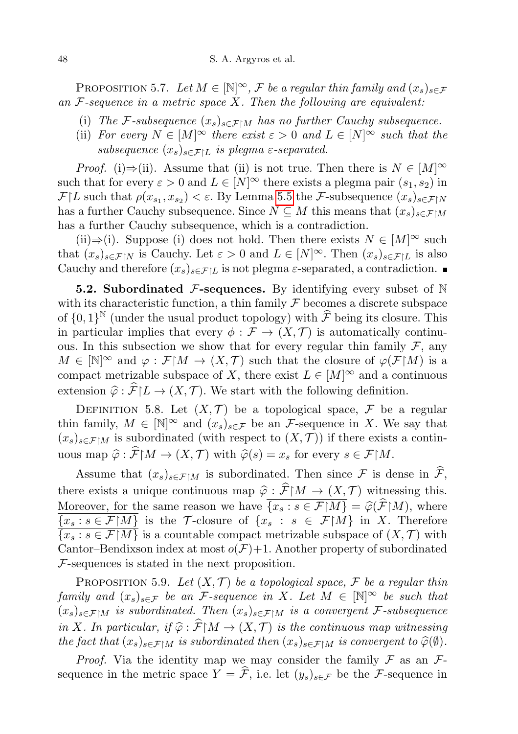Proposition 5.7. *Let $M \in [\mathbb{N}]^\infty$, $\mathcal{F}$ be a regular thin family and $(x_s)_{s\in\mathcal{F}}$ an $\mathcal{F}$-sequence in a metric space $X$. Then the following are equivalent:*

- (i) *The $\mathcal{F}$-subsequence $(x_s)_{s\in\mathcal{F}\restriction M}$ has no further Cauchy subsequence.*
- (ii) *For every $N \in [M]^\infty$ there exist $\varepsilon > 0$ and $L \in [N]^\infty$ such that the subsequence $(x_s)_{s\in\mathcal{F}\restriction L}$ is plegma $\varepsilon$-separated.*

*Proof.* (i)⇒(ii). Assume that (ii) is not true. Then there is $N \in [M]^\infty$ such that for every $\varepsilon > 0$ and $L \in [N]^\infty$ there exists a plegma pair $(s_1, s_2)$ in $\mathcal{F}\restriction L$ such that $\rho(x_{s_1}, x_{s_2}) < \varepsilon$. By Lemma 5.5 the $\mathcal{F}$-subsequence $(x_s)_{s\in\mathcal{F}\restriction N}$ has a further Cauchy subsequence. Since $N \subseteq M$ this means that $(x_s)_{s\in\mathcal{F}\restriction M}$ has a further Cauchy subsequence, which is a contradiction.

(ii)⇒(i). Suppose (i) does not hold. Then there exists $N \in [M]^\infty$ such that $(x_s)_{s\in\mathcal{F}\restriction N}$ is Cauchy. Let $\varepsilon > 0$ and $L \in [N]^\infty$. Then $(x_s)_{s\in\mathcal{F}\restriction L}$ is also Cauchy and therefore $(x_s)_{s\in\mathcal{F}\restriction L}$ is not plegma $\varepsilon$-separated, a contradiction. ∎

**5.2. Subordinated $\mathcal{F}$-sequences.** By identifying every subset of $\mathbb{N}$ with its characteristic function, a thin family $\mathcal{F}$ becomes a discrete subspace of $\{0,1\}^{\mathbb{N}}$ (under the usual product topology) with $\widehat{\mathcal{F}}$ being its closure. This in particular implies that every $\phi : \mathcal{F} \to (X, \mathcal{T})$ is automatically continuous. In this subsection we show that for every regular thin family $\mathcal{F}$, any $M \in [\mathbb{N}]^\infty$ and $\varphi : \mathcal{F}\restriction M \to (X, \mathcal{T})$ such that the closure of $\varphi(\mathcal{F}\restriction M)$ is a compact metrizable subspace of $X$, there exist $L \in [M]^\infty$ and a continuous extension $\widehat{\varphi} : \widehat{\mathcal{F}}\restriction L \to (X, \mathcal{T})$. We start with the following definition.

Definition 5.8. Let $(X, \mathcal{T})$ be a topological space, $\mathcal{F}$ be a regular thin family, $M \in [\mathbb{N}]^\infty$ and $(x_s)_{s\in\mathcal{F}}$ be an $\mathcal{F}$-sequence in $X$. We say that $(x_s)_{s\in\mathcal{F}\restriction M}$ is subordinated (with respect to $(X, \mathcal{T})$) if there exists a continuous map $\widehat{\varphi} : \widehat{\mathcal{F}}\restriction M \to (X, \mathcal{T})$ with $\widehat{\varphi}(s) = x_s$ for every $s \in \mathcal{F}\restriction M$.

Assume that $(x_s)_{s\in\mathcal{F}\restriction M}$ is subordinated. Then since $\mathcal{F}$ is dense in $\widehat{\mathcal{F}}$, there exists a unique continuous map $\widehat{\varphi} : \widehat{\mathcal{F}}\restriction M \to (X, \mathcal{T})$ witnessing this. Moreover, for the same reason we have $\overline{\{x_s : s \in \mathcal{F}\restriction M\}} = \widehat{\varphi}(\widehat{\mathcal{F}}\restriction M)$, where $\overline{\{x_s : s \in \mathcal{F}\restriction M\}}$ is the $\mathcal{T}$-closure of $\{x_s : s \in \mathcal{F}\restriction M\}$ in $X$. Therefore $\overline{\{x_s : s \in \mathcal{F}\restriction M\}}$ is a countable compact metrizable subspace of $(X, \mathcal{T})$ with Cantor–Bendixson index at most $o(\mathcal{F})+1$. Another property of subordinated $\mathcal{F}$-sequences is stated in the next proposition.

Proposition 5.9. *Let $(X, \mathcal{T})$ be a topological space, $\mathcal{F}$ be a regular thin family and $(x_s)_{s\in\mathcal{F}}$ be an $\mathcal{F}$-sequence in $X$. Let $M \in [\mathbb{N}]^\infty$ be such that $(x_s)_{s\in\mathcal{F}\restriction M}$ is subordinated. Then $(x_s)_{s\in\mathcal{F}\restriction M}$ is a convergent $\mathcal{F}$-subsequence in $X$. In particular, if $\widehat{\varphi} : \widehat{\mathcal{F}}\restriction M \to (X, \mathcal{T})$ is the continuous map witnessing the fact that $(x_s)_{s\in\mathcal{F}\restriction M}$ is subordinated then $(x_s)_{s\in\mathcal{F}\restriction M}$ is convergent to $\widehat{\varphi}(\emptyset)$.*

*Proof.* Via the identity map we may consider the family $\mathcal{F}$ as an $\mathcal{F}$-sequence in the metric space $Y = \widehat{\mathcal{F}}$, i.e. let $(y_s)_{s\in\mathcal{F}}$ be the $\mathcal{F}$-sequence in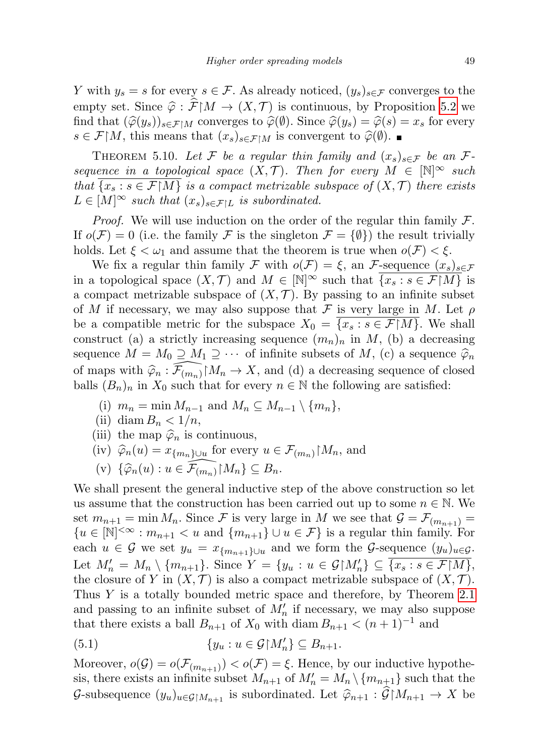$Y$ with $y_s = s$ for every $s \in \mathcal{F}$. As already noticed, $(y_s)_{s\in\mathcal{F}}$ converges to the empty set. Since $\widehat{\varphi} : \widehat{\mathcal{F}}\restriction M \to (X, \mathcal{T})$ is continuous, by Proposition 5.2 we find that $(\widehat{\varphi}(y_s))_{s\in\mathcal{F}\restriction M}$ converges to $\widehat{\varphi}(\emptyset)$. Since $\widehat{\varphi}(y_s) = \widehat{\varphi}(s) = x_s$ for every $s \in \mathcal{F}\restriction M$, this means that $(x_s)_{s\in\mathcal{F}\restriction M}$ is convergent to $\widehat{\varphi}(\emptyset)$. ■

THEOREM 5.10. *Let $\mathcal{F}$ be a regular thin family and $(x_s)_{s\in\mathcal{F}}$ be an $\mathcal{F}$-sequence in a topological space $(X, \mathcal{T})$. Then for every $M \in [\mathbb{N}]^\infty$ such that $\overline{\{x_s : s \in \mathcal{F}\restriction M\}}$ is a compact metrizable subspace of $(X, \mathcal{T})$ there exists $L \in [M]^\infty$ such that $(x_s)_{s\in\mathcal{F}\restriction L}$ is subordinated.*

*Proof.* We will use induction on the order of the regular thin family $\mathcal{F}$. If $o(\mathcal{F}) = 0$ (i.e. the family $\mathcal{F}$ is the singleton $\mathcal{F} = \{\emptyset\}$) the result trivially holds. Let $\xi < \omega_1$ and assume that the theorem is true when $o(\mathcal{F}) < \xi$.

We fix a regular thin family $\mathcal{F}$ with $o(\mathcal{F}) = \xi$, an $\mathcal{F}$-sequence $(x_s)_{s\in\mathcal{F}}$ in a topological space $(X, \mathcal{T})$ and $M \in [\mathbb{N}]^\infty$ such that $\overline{\{x_s : s \in \mathcal{F}\restriction M\}}$ is a compact metrizable subspace of $(X, \mathcal{T})$. By passing to an infinite subset of $M$ if necessary, we may also suppose that $\mathcal{F}$ is very large in $M$. Let $\rho$ be a compatible metric for the subspace $X_0 = \overline{\{x_s : s \in \mathcal{F}\restriction M\}}$. We shall construct (a) a strictly increasing sequence $(m_n)_n$ in $M$, (b) a decreasing sequence $M = M_0 \supseteq M_1 \supseteq \cdots$ of infinite subsets of $M$, (c) a sequence $\widehat{\varphi}_n$ of maps with $\widehat{\varphi}_n : \widehat{\mathcal{F}_{(m_n)}}\restriction M_n \to X$, and (d) a decreasing sequence of closed balls $(B_n)_n$ in $X_0$ such that for every $n \in \mathbb{N}$ the following are satisfied:

- (i) $m_n = \min M_{n-1}$ and $M_n \subseteq M_{n-1} \setminus \{m_n\}$,
- (ii) $\operatorname{diam} B_n < 1/n$,
- (iii) the map $\widehat{\varphi}_n$ is continuous,
- (iv) $\widehat{\varphi}_n(u) = x_{\{m_n\}\cup u}$ for every $u \in \mathcal{F}_{(m_n)}\restriction M_n$, and
- (v) $\{\widehat{\varphi}_n(u) : u \in \widehat{\mathcal{F}_{(m_n)}}\restriction M_n\} \subseteq B_n$.

We shall present the general inductive step of the above construction so let us assume that the construction has been carried out up to some $n \in \mathbb{N}$. We set $m_{n+1} = \min M_n$. Since $\mathcal{F}$ is very large in $M$ we see that $\mathcal{G} = \mathcal{F}_{(m_{n+1})} = \{u \in [\mathbb{N}]^{<\infty} : m_{n+1} < u \text{ and } \{m_{n+1}\} \cup u \in \mathcal{F}\}$ is a regular thin family. For each $u \in \mathcal{G}$ we set $y_u = x_{\{m_{n+1}\}\cup u}$ and we form the $\mathcal{G}$-sequence $(y_u)_{u\in\mathcal{G}}$. Let $M'_n = M_n \setminus \{m_{n+1}\}$. Since $Y = \{y_u : u \in \mathcal{G}\restriction M'_n\} \subseteq \overline{\{x_s : s \in \mathcal{F}\restriction M\}}$, the closure of $Y$ in $(X, \mathcal{T})$ is also a compact metrizable subspace of $(X, \mathcal{T})$. Thus $Y$ is a totally bounded metric space and therefore, by Theorem 2.1 and passing to an infinite subset of $M'_n$ if necessary, we may also suppose that there exists a ball $B_{n+1}$ of $X_0$ with $\operatorname{diam} B_{n+1} < (n+1)^{-1}$ and

$$\{y_u : u \in \mathcal{G}\restriction M'_n\} \subseteq B_{n+1}. \tag{5.1}$$

Moreover, $o(\mathcal{G}) = o(\mathcal{F}_{(m_{n+1})}) < o(\mathcal{F}) = \xi$. Hence, by our inductive hypothesis, there exists an infinite subset $M_{n+1}$ of $M'_n = M_n \setminus \{m_{n+1}\}$ such that the $\mathcal{G}$-subsequence $(y_u)_{u\in\mathcal{G}\restriction M_{n+1}}$ is subordinated. Let $\widehat{\varphi}_{n+1} : \widehat{\mathcal{G}}\restriction M_{n+1} \to X$ be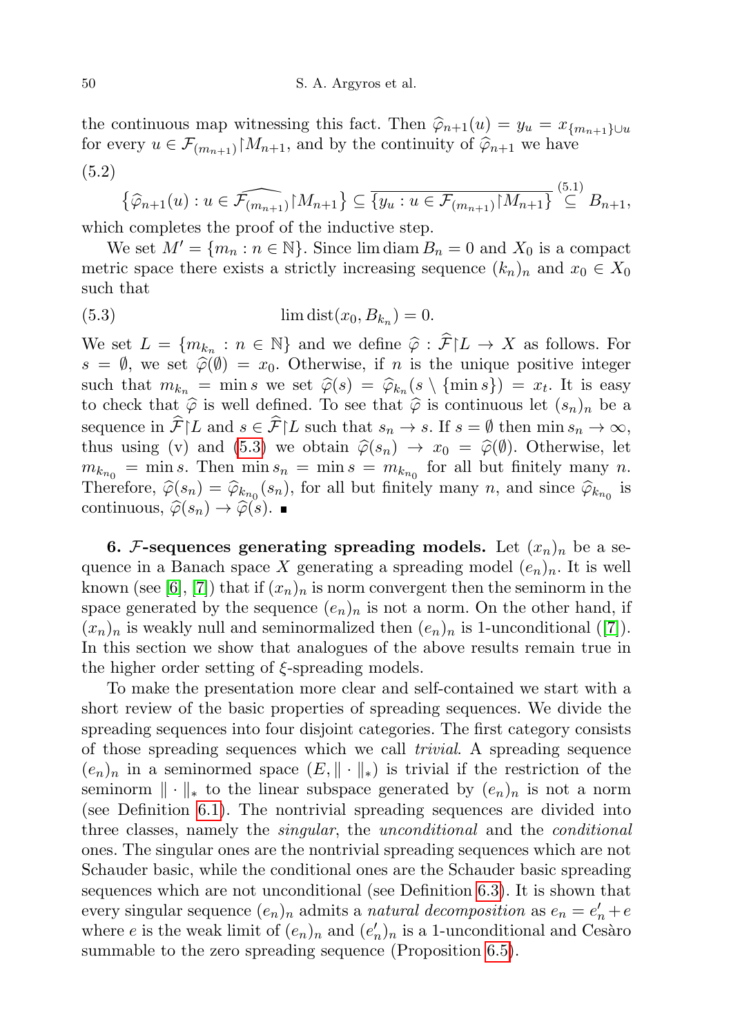the continuous map witnessing this fact. Then $\widehat{\varphi}_{n+1}(u) = y_u = x_{\{m_{n+1}\}\cup u}$ for every $u \in \mathcal{F}_{(m_{n+1})}\restriction M_{n+1}$, and by the continuity of $\widehat{\varphi}_{n+1}$ we have

(5.2)

$$\{\widehat{\varphi}_{n+1}(u) : u \in \widehat{\mathcal{F}_{(m_{n+1})}}\restriction M_{n+1}\} \subseteq \overline{\{y_u : u \in \mathcal{F}_{(m_{n+1})}\restriction M_{n+1}\}} \overset{(5.1)}{\subseteq} B_{n+1},$$

which completes the proof of the inductive step.

We set $M' = \{m_n : n \in \mathbb{N}\}$. Since $\lim \operatorname{diam} B_n = 0$ and $X_0$ is a compact metric space there exists a strictly increasing sequence $(k_n)_n$ and $x_0 \in X_0$ such that

$$\lim \operatorname{dist}(x_0, B_{k_n}) = 0. \tag{5.3}$$

We set $L = \{m_{k_n} : n \in \mathbb{N}\}$ and we define $\widehat{\varphi} : \widehat{\mathcal{F}}\restriction L \to X$ as follows. For $s = \emptyset$, we set $\widehat{\varphi}(\emptyset) = x_0$. Otherwise, if $n$ is the unique positive integer such that $m_{k_n} = \min s$ we set $\widehat{\varphi}(s) = \widehat{\varphi}_{k_n}(s \setminus \{\min s\}) = x_t$. It is easy to check that $\widehat{\varphi}$ is well defined. To see that $\widehat{\varphi}$ is continuous let $(s_n)_n$ be a sequence in $\widehat{\mathcal{F}}\restriction L$ and $s \in \widehat{\mathcal{F}}\restriction L$ such that $s_n \to s$. If $s = \emptyset$ then $\min s_n \to \infty$, thus using (v) and (5.3) we obtain $\widehat{\varphi}(s_n) \to x_0 = \widehat{\varphi}(\emptyset)$. Otherwise, let $m_{k_{n_0}} = \min s$. Then $\min s_n = \min s = m_{k_{n_0}}$ for all but finitely many $n$. Therefore, $\widehat{\varphi}(s_n) = \widehat{\varphi}_{k_{n_0}}(s_n)$, for all but finitely many $n$, and since $\widehat{\varphi}_{k_{n_0}}$ is continuous, $\widehat{\varphi}(s_n) \to \widehat{\varphi}(s)$. ∎

**6. $\mathcal{F}$-sequences generating spreading models.** Let $(x_n)_n$ be a sequence in a Banach space $X$ generating a spreading model $(e_n)_n$. It is well known (see [6], [7]) that if $(x_n)_n$ is norm convergent then the seminorm in the space generated by the sequence $(e_n)_n$ is not a norm. On the other hand, if $(x_n)_n$ is weakly null and seminormalized then $(e_n)_n$ is 1-unconditional ([7]). In this section we show that analogues of the above results remain true in the higher order setting of $\xi$-spreading models.

To make the presentation more clear and self-contained we start with a short review of the basic properties of spreading sequences. We divide the spreading sequences into four disjoint categories. The first category consists of those spreading sequences which we call *trivial*. A spreading sequence $(e_n)_n$ in a seminormed space $(E, \|\cdot\|_*)$ is trivial if the restriction of the seminorm $\|\cdot\|_*$ to the linear subspace generated by $(e_n)_n$ is not a norm (see Definition 6.1). The nontrivial spreading sequences are divided into three classes, namely the *singular*, the *unconditional* and the *conditional* ones. The singular ones are the nontrivial spreading sequences which are not Schauder basic, while the conditional ones are the Schauder basic spreading sequences which are not unconditional (see Definition 6.3). It is shown that every singular sequence $(e_n)_n$ admits a *natural decomposition* as $e_n = e'_n + e$ where $e$ is the weak limit of $(e_n)_n$ and $(e'_n)_n$ is a 1-unconditional and Cesàro summable to the zero spreading sequence (Proposition 6.5).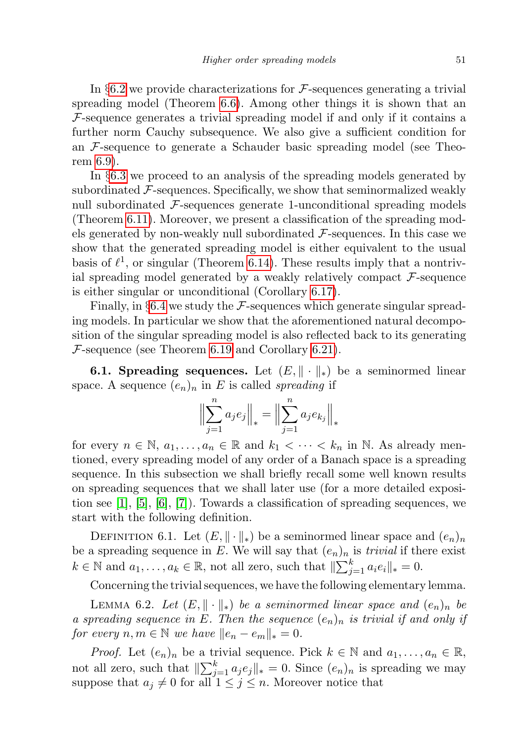In §6.2 we provide characterizations for $\mathcal{F}$-sequences generating a trivial spreading model (Theorem 6.6). Among other things it is shown that an $\mathcal{F}$-sequence generates a trivial spreading model if and only if it contains a further norm Cauchy subsequence. We also give a sufficient condition for an $\mathcal{F}$-sequence to generate a Schauder basic spreading model (see Theorem 6.9).

In §6.3 we proceed to an analysis of the spreading models generated by subordinated $\mathcal{F}$-sequences. Specifically, we show that seminormalized weakly null subordinated $\mathcal{F}$-sequences generate 1-unconditional spreading models (Theorem 6.11). Moreover, we present a classification of the spreading models generated by non-weakly null subordinated $\mathcal{F}$-sequences. In this case we show that the generated spreading model is either equivalent to the usual basis of $\ell^1$, or singular (Theorem 6.14). These results imply that a nontrivial spreading model generated by a weakly relatively compact $\mathcal{F}$-sequence is either singular or unconditional (Corollary 6.17).

Finally, in §6.4 we study the $\mathcal{F}$-sequences which generate singular spreading models. In particular we show that the aforementioned natural decomposition of the singular spreading model is also reflected back to its generating $\mathcal{F}$-sequence (see Theorem 6.19 and Corollary 6.21).

**6.1. Spreading sequences.** Let $(E, \|\cdot\|_*)$ be a seminormed linear space. A sequence $(e_n)_n$ in $E$ is called *spreading* if

$$\Big\|\sum_{j=1}^{n} a_j e_j\Big\|_* = \Big\|\sum_{j=1}^{n} a_j e_{k_j}\Big\|_*$$

for every $n \in \mathbb{N}$, $a_1, \ldots, a_n \in \mathbb{R}$ and $k_1 < \cdots < k_n$ in $\mathbb{N}$. As already mentioned, every spreading model of any order of a Banach space is a spreading sequence. In this subsection we shall briefly recall some well known results on spreading sequences that we shall later use (for a more detailed exposition see [1], [5], [6], [7]). Towards a classification of spreading sequences, we start with the following definition.

Definition 6.1. Let $(E, \|\cdot\|_*)$ be a seminormed linear space and $(e_n)_n$ be a spreading sequence in $E$. We will say that $(e_n)_n$ is *trivial* if there exist $k \in \mathbb{N}$ and $a_1, \ldots, a_k \in \mathbb{R}$, not all zero, such that $\|\sum_{j=1}^{k} a_i e_i\|_* = 0$.

Concerning the trivial sequences, we have the following elementary lemma.

Lemma 6.2. *Let $(E, \|\cdot\|_*)$ be a seminormed linear space and $(e_n)_n$ be a spreading sequence in $E$. Then the sequence $(e_n)_n$ is trivial if and only if for every $n, m \in \mathbb{N}$ we have $\|e_n - e_m\|_* = 0$.*

*Proof.* Let $(e_n)_n$ be a trivial sequence. Pick $k \in \mathbb{N}$ and $a_1, \ldots, a_n \in \mathbb{R}$, not all zero, such that $\|\sum_{j=1}^{k} a_j e_j\|_* = 0$. Since $(e_n)_n$ is spreading we may suppose that $a_j \neq 0$ for all $1 \leq j \leq n$. Moreover notice that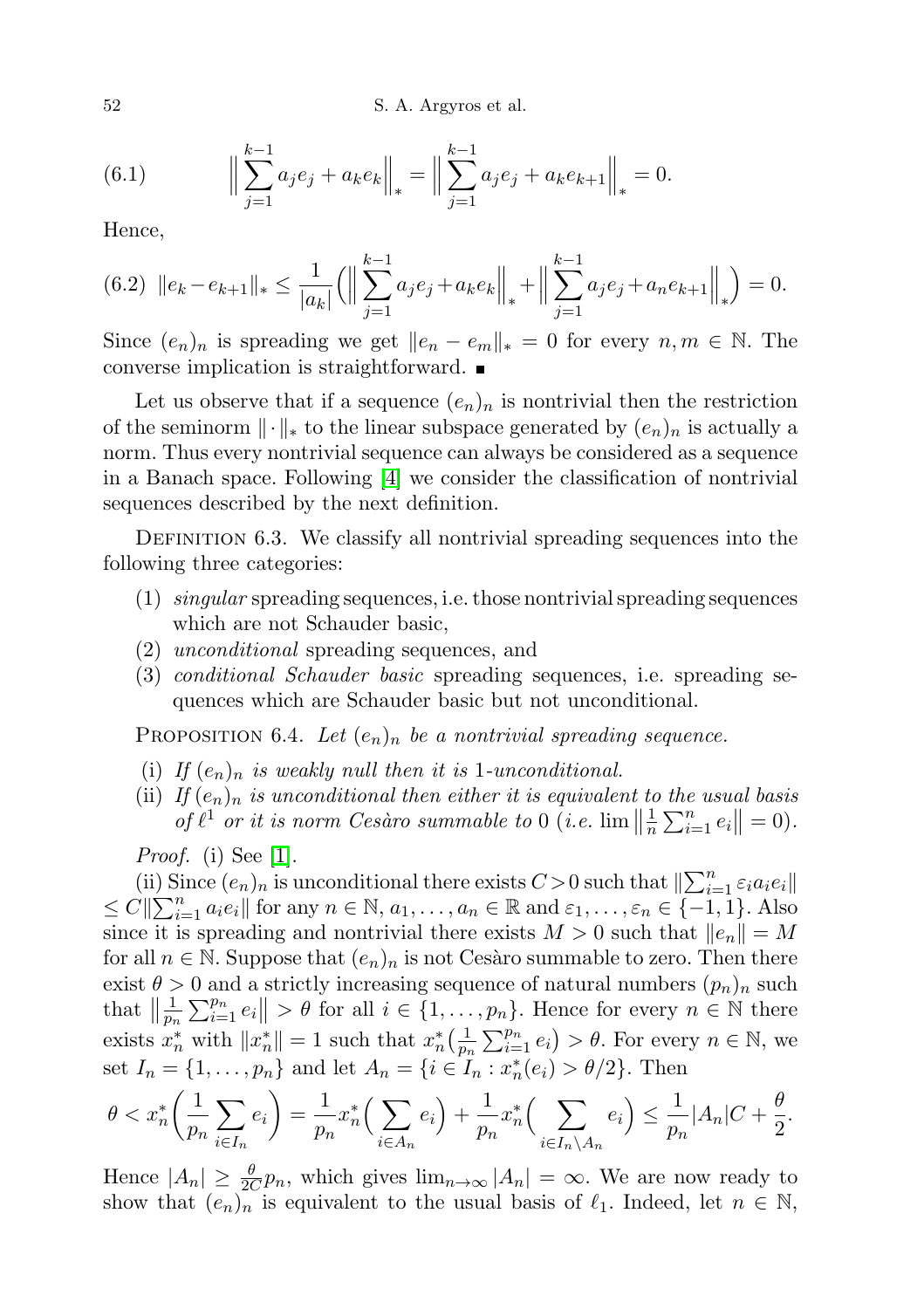$$(6.1) \qquad \Big\| \sum_{j=1}^{k-1} a_j e_j + a_k e_k \Big\|_* = \Big\| \sum_{j=1}^{k-1} a_j e_j + a_k e_{k+1} \Big\|_* = 0.$$

Hence,

$$(6.2) \quad \|e_k - e_{k+1}\|_* \le \frac{1}{|a_k|} \Big( \Big\| \sum_{j=1}^{k-1} a_j e_j + a_k e_k \Big\|_* + \Big\| \sum_{j=1}^{k-1} a_j e_j + a_n e_{k+1} \Big\|_* \Big) = 0.$$

Since $(e_n)_n$ is spreading we get $\|e_n - e_m\|_* = 0$ for every $n, m \in \mathbb{N}$. The converse implication is straightforward. ■

Let us observe that if a sequence $(e_n)_n$ is nontrivial then the restriction of the seminorm $\|\cdot\|_*$ to the linear subspace generated by $(e_n)_n$ is actually a norm. Thus every nontrivial sequence can always be considered as a sequence in a Banach space. Following [4] we consider the classification of nontrivial sequences described by the next definition.

Definition 6.3. We classify all nontrivial spreading sequences into the following three categories:

1. *singular* spreading sequences, i.e. those nontrivial spreading sequences which are not Schauder basic,
2. *unconditional* spreading sequences, and
3. *conditional Schauder basic* spreading sequences, i.e. spreading sequences which are Schauder basic but not unconditional.

Proposition 6.4. *Let $(e_n)_n$ be a nontrivial spreading sequence.*

(i) *If $(e_n)_n$ is weakly null then it is 1-unconditional.*
(ii) *If $(e_n)_n$ is unconditional then either it is equivalent to the usual basis of $\ell^1$ or it is norm Cesàro summable to 0 (i.e. $\lim \big\| \frac{1}{n} \sum_{i=1}^n e_i \big\| = 0$).*

*Proof.* (i) See [1].

(ii) Since $(e_n)_n$ is unconditional there exists $C > 0$ such that $\|\sum_{i=1}^n \varepsilon_i a_i e_i\| \le C \|\sum_{i=1}^n a_i e_i\|$ for any $n \in \mathbb{N}$, $a_1, \ldots, a_n \in \mathbb{R}$ and $\varepsilon_1, \ldots, \varepsilon_n \in \{-1, 1\}$. Also since it is spreading and nontrivial there exists $M > 0$ such that $\|e_n\| = M$ for all $n \in \mathbb{N}$. Suppose that $(e_n)_n$ is not Cesàro summable to zero. Then there exist $\theta > 0$ and a strictly increasing sequence of natural numbers $(p_n)_n$ such that $\big\| \frac{1}{p_n} \sum_{i=1}^{p_n} e_i \big\| > \theta$ for all $i \in \{1, \ldots, p_n\}$. Hence for every $n \in \mathbb{N}$ there exists $x_n^*$ with $\|x_n^*\| = 1$ such that $x_n^*\big(\frac{1}{p_n} \sum_{i=1}^{p_n} e_i\big) > \theta$. For every $n \in \mathbb{N}$, we set $I_n = \{1, \ldots, p_n\}$ and let $A_n = \{i \in I_n : x_n^*(e_i) > \theta/2\}$. Then

$$\theta < x_n^*\bigg( \frac{1}{p_n} \sum_{i \in I_n} e_i \bigg) = \frac{1}{p_n} x_n^*\Big( \sum_{i \in A_n} e_i \Big) + \frac{1}{p_n} x_n^*\Big( \sum_{i \in I_n \setminus A_n} e_i \Big) \le \frac{1}{p_n} |A_n| C + \frac{\theta}{2}.$$

Hence $|A_n| \ge \frac{\theta}{2C} p_n$, which gives $\lim_{n\to\infty} |A_n| = \infty$. We are now ready to show that $(e_n)_n$ is equivalent to the usual basis of $\ell_1$. Indeed, let $n \in \mathbb{N}$,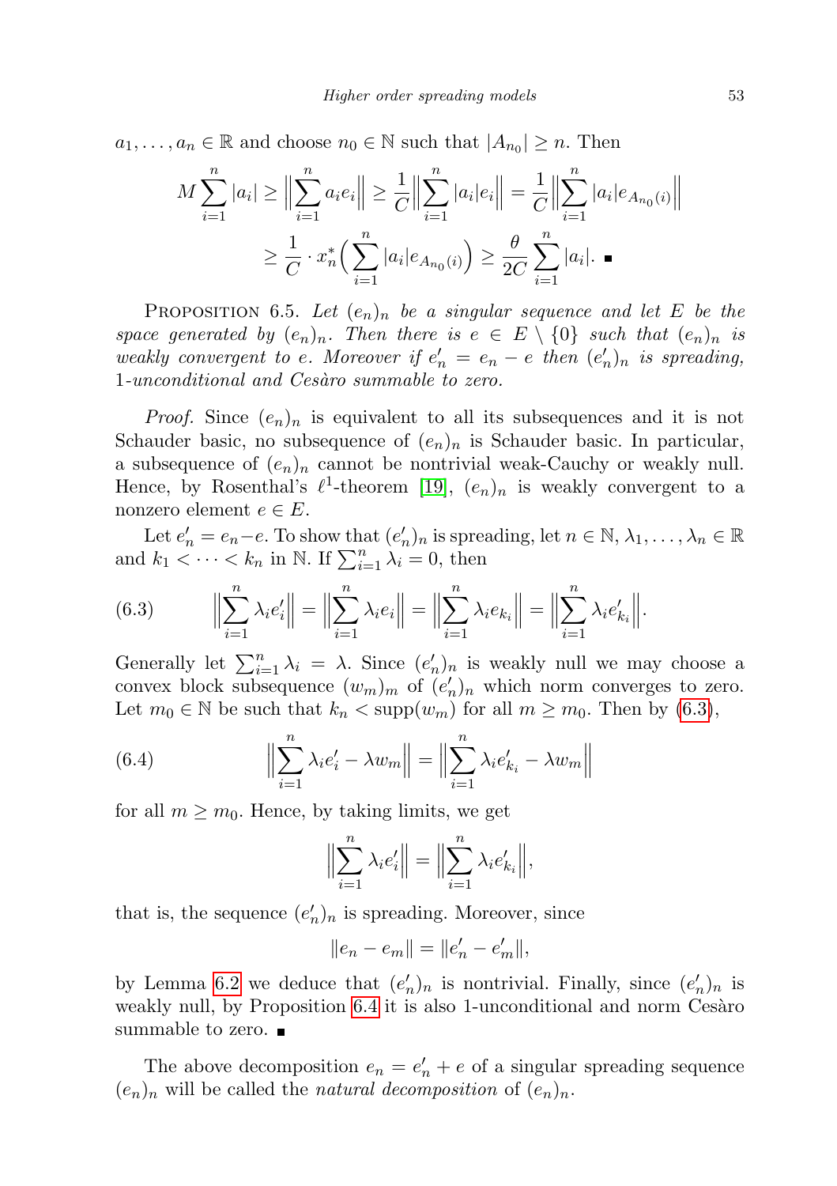$a_1, \ldots, a_n \in \mathbb{R}$ and choose $n_0 \in \mathbb{N}$ such that $|A_{n_0}| \geq n$. Then

$$M \sum_{i=1}^{n} |a_i| \geq \Big\| \sum_{i=1}^{n} a_i e_i \Big\| \geq \frac{1}{C} \Big\| \sum_{i=1}^{n} |a_i| e_i \Big\| = \frac{1}{C} \Big\| \sum_{i=1}^{n} |a_i| e_{A_{n_0}(i)} \Big\|$$
$$\geq \frac{1}{C} \cdot x_n^* \Big( \sum_{i=1}^{n} |a_i| e_{A_{n_0}(i)} \Big) \geq \frac{\theta}{2C} \sum_{i=1}^{n} |a_i|. \ \blacksquare$$

Proposition 6.5. *Let $(e_n)_n$ be a singular sequence and let $E$ be the space generated by $(e_n)_n$. Then there is $e \in E \setminus \{0\}$ such that $(e_n)_n$ is weakly convergent to $e$. Moreover if $e'_n = e_n - e$ then $(e'_n)_n$ is spreading, 1-unconditional and Cesàro summable to zero.*

*Proof.* Since $(e_n)_n$ is equivalent to all its subsequences and it is not Schauder basic, no subsequence of $(e_n)_n$ is Schauder basic. In particular, a subsequence of $(e_n)_n$ cannot be nontrivial weak-Cauchy or weakly null. Hence, by Rosenthal's $\ell^1$-theorem [19], $(e_n)_n$ is weakly convergent to a nonzero element $e \in E$.

Let $e'_n = e_n - e$. To show that $(e'_n)_n$ is spreading, let $n \in \mathbb{N}, \lambda_1, \ldots, \lambda_n \in \mathbb{R}$ and $k_1 < \cdots < k_n$ in $\mathbb{N}$. If $\sum_{i=1}^{n} \lambda_i = 0$, then

$$\Big\| \sum_{i=1}^{n} \lambda_i e'_i \Big\| = \Big\| \sum_{i=1}^{n} \lambda_i e_i \Big\| = \Big\| \sum_{i=1}^{n} \lambda_i e_{k_i} \Big\| = \Big\| \sum_{i=1}^{n} \lambda_i e'_{k_i} \Big\|. \tag{6.3}$$

Generally let $\sum_{i=1}^{n} \lambda_i = \lambda$. Since $(e'_n)_n$ is weakly null we may choose a convex block subsequence $(w_m)_m$ of $(e'_n)_n$ which norm converges to zero. Let $m_0 \in \mathbb{N}$ be such that $k_n < \operatorname{supp}(w_m)$ for all $m \geq m_0$. Then by (6.3),

$$\Big\| \sum_{i=1}^{n} \lambda_i e'_i - \lambda w_m \Big\| = \Big\| \sum_{i=1}^{n} \lambda_i e'_{k_i} - \lambda w_m \Big\| \tag{6.4}$$

for all $m \geq m_0$. Hence, by taking limits, we get

$$\Big\| \sum_{i=1}^{n} \lambda_i e'_i \Big\| = \Big\| \sum_{i=1}^{n} \lambda_i e'_{k_i} \Big\|,$$

that is, the sequence $(e'_n)_n$ is spreading. Moreover, since

$$\|e_n - e_m\| = \|e'_n - e'_m\|,$$

by Lemma 6.2 we deduce that $(e'_n)_n$ is nontrivial. Finally, since $(e'_n)_n$ is weakly null, by Proposition 6.4 it is also 1-unconditional and norm Cesàro summable to zero. $\blacksquare$

The above decomposition $e_n = e'_n + e$ of a singular spreading sequence $(e_n)_n$ will be called the *natural decomposition* of $(e_n)_n$.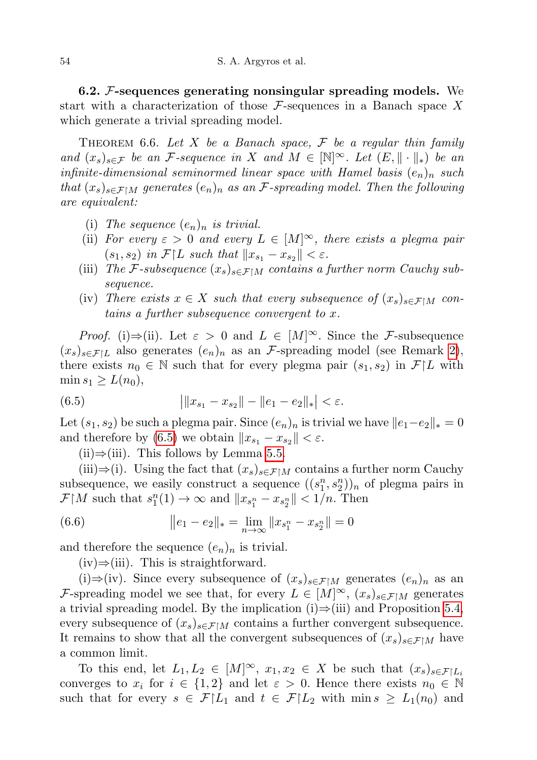**6.2. $\mathcal{F}$-sequences generating nonsingular spreading models.** We start with a characterization of those $\mathcal{F}$-sequences in a Banach space $X$ which generate a trivial spreading model.

THEOREM 6.6. *Let $X$ be a Banach space, $\mathcal{F}$ be a regular thin family and $(x_s)_{s\in\mathcal{F}}$ be an $\mathcal{F}$-sequence in $X$ and $M \in [\mathbb{N}]^\infty$. Let $(E, \|\cdot\|_*)$ be an infinite-dimensional seminormed linear space with Hamel basis $(e_n)_n$ such that $(x_s)_{s\in\mathcal{F}\upharpoonright M}$ generates $(e_n)_n$ as an $\mathcal{F}$-spreading model. Then the following are equivalent:*

- (i) *The sequence $(e_n)_n$ is trivial.*
- (ii) *For every $\varepsilon > 0$ and every $L \in [M]^\infty$, there exists a plegma pair $(s_1, s_2)$ in $\mathcal{F}\upharpoonright L$ such that $\|x_{s_1} - x_{s_2}\| < \varepsilon$.*
- (iii) *The $\mathcal{F}$-subsequence $(x_s)_{s\in\mathcal{F}\upharpoonright M}$ contains a further norm Cauchy subsequence.*
- (iv) *There exists $x \in X$ such that every subsequence of $(x_s)_{s\in\mathcal{F}\upharpoonright M}$ contains a further subsequence convergent to $x$.*

*Proof.* (i)⇒(ii). Let $\varepsilon > 0$ and $L \in [M]^\infty$. Since the $\mathcal{F}$-subsequence $(x_s)_{s\in\mathcal{F}\upharpoonright L}$ also generates $(e_n)_n$ as an $\mathcal{F}$-spreading model (see Remark 2), there exists $n_0 \in \mathbb{N}$ such that for every plegma pair $(s_1, s_2)$ in $\mathcal{F}\upharpoonright L$ with $\min s_1 \geq L(n_0)$,

$$\big|\|x_{s_1} - x_{s_2}\| - \|e_1 - e_2\|_*\big| < \varepsilon. \tag{6.5}$$

Let $(s_1, s_2)$ be such a plegma pair. Since $(e_n)_n$ is trivial we have $\|e_1 - e_2\|_* = 0$ and therefore by (6.5) we obtain $\|x_{s_1} - x_{s_2}\| < \varepsilon$.

(ii)⇒(iii). This follows by Lemma 5.5.

(iii)⇒(i). Using the fact that $(x_s)_{s\in\mathcal{F}\upharpoonright M}$ contains a further norm Cauchy subsequence, we easily construct a sequence $((s_1^n, s_2^n))_n$ of plegma pairs in $\mathcal{F}\upharpoonright M$ such that $s_1^n(1) \to \infty$ and $\|x_{s_1^n} - x_{s_2^n}\| < 1/n$. Then

$$\|e_1 - e_2\|_* = \lim_{n\to\infty} \|x_{s_1^n} - x_{s_2^n}\| = 0 \tag{6.6}$$

and therefore the sequence $(e_n)_n$ is trivial.

(iv)⇒(iii). This is straightforward.

(i)⇒(iv). Since every subsequence of $(x_s)_{s\in\mathcal{F}\upharpoonright M}$ generates $(e_n)_n$ as an $\mathcal{F}$-spreading model we see that, for every $L \in [M]^\infty$, $(x_s)_{s\in\mathcal{F}\upharpoonright M}$ generates a trivial spreading model. By the implication (i)⇒(iii) and Proposition 5.4, every subsequence of $(x_s)_{s\in\mathcal{F}\upharpoonright M}$ contains a further convergent subsequence. It remains to show that all the convergent subsequences of $(x_s)_{s\in\mathcal{F}\upharpoonright M}$ have a common limit.

To this end, let $L_1, L_2 \in [M]^\infty$, $x_1, x_2 \in X$ be such that $(x_s)_{s\in\mathcal{F}\upharpoonright L_i}$ converges to $x_i$ for $i \in \{1, 2\}$ and let $\varepsilon > 0$. Hence there exists $n_0 \in \mathbb{N}$ such that for every $s \in \mathcal{F}\upharpoonright L_1$ and $t \in \mathcal{F}\upharpoonright L_2$ with $\min s \geq L_1(n_0)$ and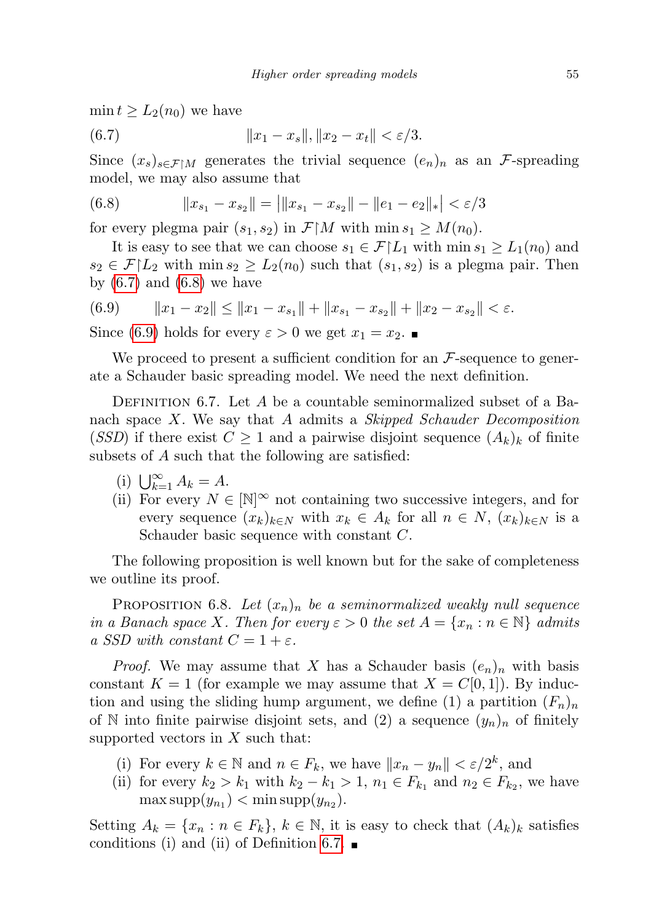$\min t \geq L_2(n_0)$ we have

$$\|x_1 - x_s\|, \|x_2 - x_t\| < \varepsilon/3. \tag{6.7}$$

Since $(x_s)_{s \in \mathcal{F} \upharpoonright M}$ generates the trivial sequence $(e_n)_n$ as an $\mathcal{F}$-spreading model, we may also assume that

$$\|x_{s_1} - x_{s_2}\| = \big| \|x_{s_1} - x_{s_2}\| - \|e_1 - e_2\|_* \big| < \varepsilon/3 \tag{6.8}$$

for every plegma pair $(s_1, s_2)$ in $\mathcal{F} \upharpoonright M$ with $\min s_1 \geq M(n_0)$.

It is easy to see that we can choose $s_1 \in \mathcal{F} \upharpoonright L_1$ with $\min s_1 \geq L_1(n_0)$ and $s_2 \in \mathcal{F} \upharpoonright L_2$ with $\min s_2 \geq L_2(n_0)$ such that $(s_1, s_2)$ is a plegma pair. Then by (6.7) and (6.8) we have

$$\|x_1 - x_2\| \leq \|x_1 - x_{s_1}\| + \|x_{s_1} - x_{s_2}\| + \|x_2 - x_{s_2}\| < \varepsilon. \tag{6.9}$$

Since (6.9) holds for every $\varepsilon > 0$ we get $x_1 = x_2$. ∎

We proceed to present a sufficient condition for an $\mathcal{F}$-sequence to generate a Schauder basic spreading model. We need the next definition.

Definition 6.7. Let $A$ be a countable seminormalized subset of a Banach space $X$. We say that $A$ admits a *Skipped Schauder Decomposition* (*SSD*) if there exist $C \geq 1$ and a pairwise disjoint sequence $(A_k)_k$ of finite subsets of $A$ such that the following are satisfied:

(i) $\bigcup_{k=1}^{\infty} A_k = A$.

(ii) For every $N \in [\mathbb{N}]^\infty$ not containing two successive integers, and for every sequence $(x_k)_{k \in N}$ with $x_k \in A_k$ for all $n \in N$, $(x_k)_{k \in N}$ is a Schauder basic sequence with constant $C$.

The following proposition is well known but for the sake of completeness we outline its proof.

Proposition 6.8. *Let $(x_n)_n$ be a seminormalized weakly null sequence in a Banach space $X$. Then for every $\varepsilon > 0$ the set $A = \{x_n : n \in \mathbb{N}\}$ admits a SSD with constant $C = 1 + \varepsilon$.*

*Proof.* We may assume that $X$ has a Schauder basis $(e_n)_n$ with basis constant $K = 1$ (for example we may assume that $X = C[0,1]$). By induction and using the sliding hump argument, we define (1) a partition $(F_n)_n$ of $\mathbb{N}$ into finite pairwise disjoint sets, and (2) a sequence $(y_n)_n$ of finitely supported vectors in $X$ such that:

(i) For every $k \in \mathbb{N}$ and $n \in F_k$, we have $\|x_n - y_n\| < \varepsilon/2^k$, and

(ii) for every $k_2 > k_1$ with $k_2 - k_1 > 1$, $n_1 \in F_{k_1}$ and $n_2 \in F_{k_2}$, we have $\max \operatorname{supp}(y_{n_1}) < \min \operatorname{supp}(y_{n_2})$.

Setting $A_k = \{x_n : n \in F_k\}$, $k \in \mathbb{N}$, it is easy to check that $(A_k)_k$ satisfies conditions (i) and (ii) of Definition 6.7. ∎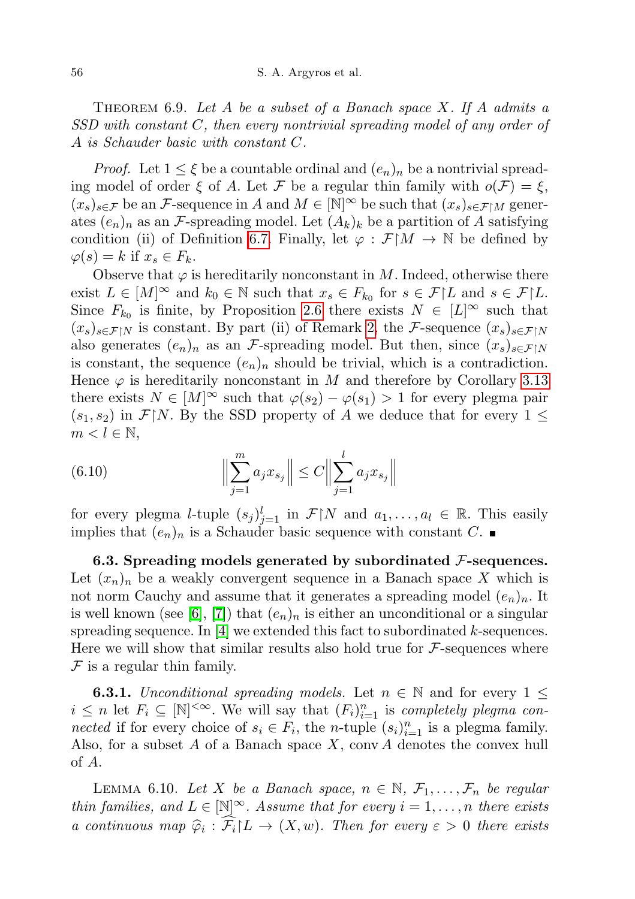Theorem 6.9. *Let $A$ be a subset of a Banach space $X$. If $A$ admits a SSD with constant $C$, then every nontrivial spreading model of any order of $A$ is Schauder basic with constant $C$.*

*Proof.* Let $1 \leq \xi$ be a countable ordinal and $(e_n)_n$ be a nontrivial spreading model of order $\xi$ of $A$. Let $\mathcal{F}$ be a regular thin family with $o(\mathcal{F}) = \xi$, $(x_s)_{s\in\mathcal{F}}$ be an $\mathcal{F}$-sequence in $A$ and $M \in [\mathbb{N}]^\infty$ be such that $(x_s)_{s\in\mathcal{F}\upharpoonright M}$ generates $(e_n)_n$ as an $\mathcal{F}$-spreading model. Let $(A_k)_k$ be a partition of $A$ satisfying condition (ii) of Definition 6.7. Finally, let $\varphi : \mathcal{F}\upharpoonright M \to \mathbb{N}$ be defined by $\varphi(s) = k$ if $x_s \in F_k$.

Observe that $\varphi$ is hereditarily nonconstant in $M$. Indeed, otherwise there exist $L \in [M]^\infty$ and $k_0 \in \mathbb{N}$ such that $x_s \in F_{k_0}$ for $s \in \mathcal{F}\upharpoonright L$ and $s \in \mathcal{F}\upharpoonright L$. Since $F_{k_0}$ is finite, by Proposition 2.6 there exists $N \in [L]^\infty$ such that $(x_s)_{s\in\mathcal{F}\upharpoonright N}$ is constant. By part (ii) of Remark 2, the $\mathcal{F}$-sequence $(x_s)_{s\in\mathcal{F}\upharpoonright N}$ also generates $(e_n)_n$ as an $\mathcal{F}$-spreading model. But then, since $(x_s)_{s\in\mathcal{F}\upharpoonright N}$ is constant, the sequence $(e_n)_n$ should be trivial, which is a contradiction. Hence $\varphi$ is hereditarily nonconstant in $M$ and therefore by Corollary 3.13 there exists $N \in [M]^\infty$ such that $\varphi(s_2) - \varphi(s_1) > 1$ for every plegma pair $(s_1, s_2)$ in $\mathcal{F}\upharpoonright N$. By the SSD property of $A$ we deduce that for every $1 \leq m < l \in \mathbb{N}$,

$$\Big\|\sum_{j=1}^{m} a_j x_{s_j}\Big\| \leq C\Big\|\sum_{j=1}^{l} a_j x_{s_j}\Big\| \tag{6.10}$$

for every plegma $l$-tuple $(s_j)_{j=1}^{l}$ in $\mathcal{F}\upharpoonright N$ and $a_1, \ldots, a_l \in \mathbb{R}$. This easily implies that $(e_n)_n$ is a Schauder basic sequence with constant $C$. ∎

**6.3. Spreading models generated by subordinated $\mathcal{F}$-sequences.** Let $(x_n)_n$ be a weakly convergent sequence in a Banach space $X$ which is not norm Cauchy and assume that it generates a spreading model $(e_n)_n$. It is well known (see [6], [7]) that $(e_n)_n$ is either an unconditional or a singular spreading sequence. In [4] we extended this fact to subordinated $k$-sequences. Here we will show that similar results also hold true for $\mathcal{F}$-sequences where $\mathcal{F}$ is a regular thin family.

**6.3.1.** *Unconditional spreading models.* Let $n \in \mathbb{N}$ and for every $1 \leq i \leq n$ let $F_i \subseteq [\mathbb{N}]^{<\infty}$. We will say that $(F_i)_{i=1}^n$ is *completely plegma connected* if for every choice of $s_i \in F_i$, the $n$-tuple $(s_i)_{i=1}^n$ is a plegma family. Also, for a subset $A$ of a Banach space $X$, $\operatorname{conv} A$ denotes the convex hull of $A$.

Lemma 6.10. *Let $X$ be a Banach space, $n \in \mathbb{N}$, $\mathcal{F}_1, \ldots, \mathcal{F}_n$ be regular thin families, and $L \in [\mathbb{N}]^\infty$. Assume that for every $i = 1, \ldots, n$ there exists a continuous map $\widehat{\varphi}_i : \widehat{\mathcal{F}_i}\upharpoonright L \to (X, w)$. Then for every $\varepsilon > 0$ there exists*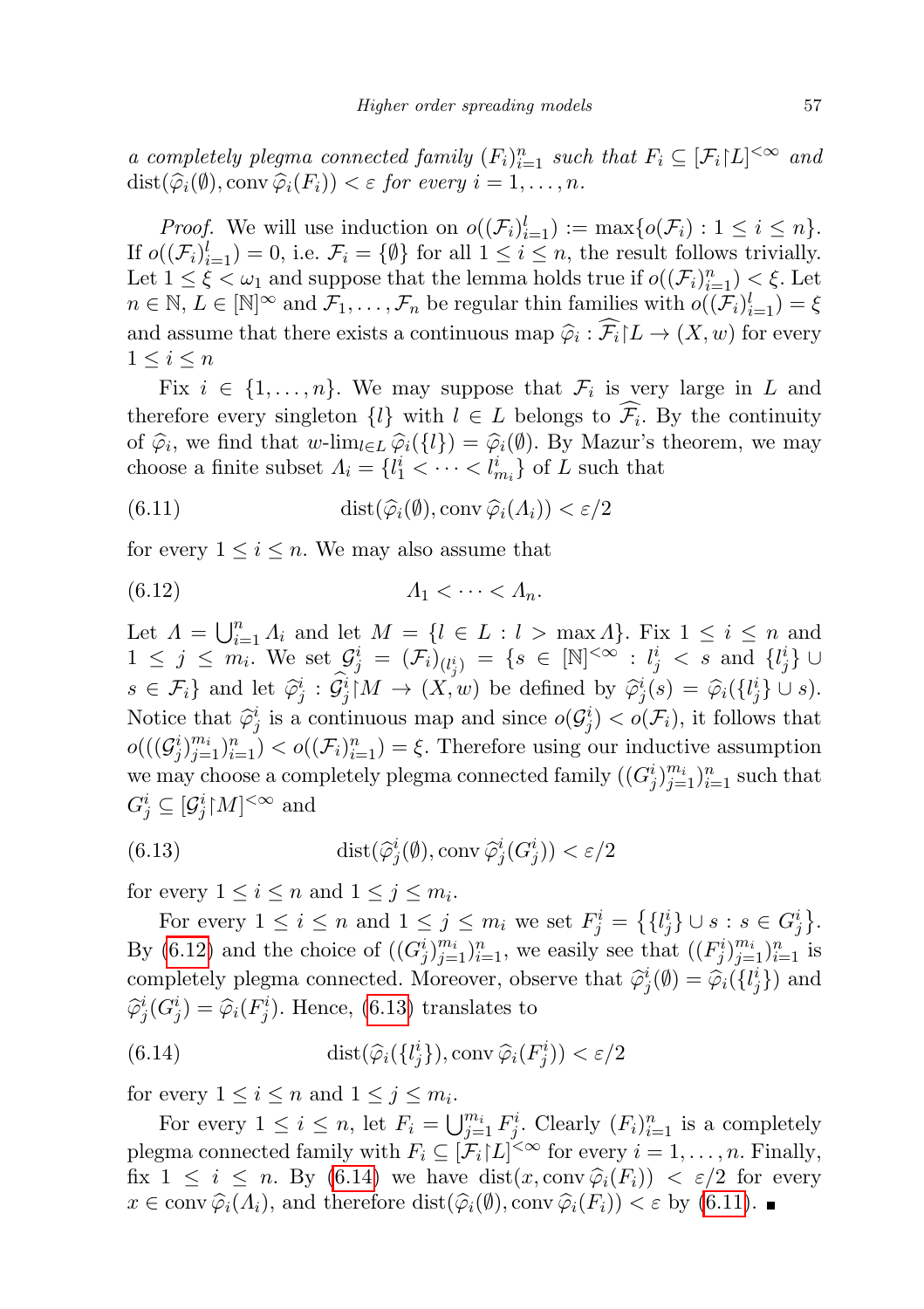*a completely plegma connected family* $(F_i)_{i=1}^n$ *such that* $F_i \subseteq [\mathcal{F}_i\upharpoonright L]^{<\infty}$ *and* $\mathrm{dist}(\widehat{\varphi}_i(\emptyset), \mathrm{conv}\,\widehat{\varphi}_i(F_i)) < \varepsilon$ *for every* $i = 1, \ldots, n$.

*Proof.* We will use induction on $o((\mathcal{F}_i)_{i=1}^l) := \max\{o(\mathcal{F}_i) : 1 \leq i \leq n\}$. If $o((\mathcal{F}_i)_{i=1}^l) = 0$, i.e. $\mathcal{F}_i = \{\emptyset\}$ for all $1 \leq i \leq n$, the result follows trivially. Let $1 \leq \xi < \omega_1$ and suppose that the lemma holds true if $o((\mathcal{F}_i)_{i=1}^n) < \xi$. Let $n \in \mathbb{N}$, $L \in [\mathbb{N}]^\infty$ and $\mathcal{F}_1, \ldots, \mathcal{F}_n$ be regular thin families with $o((\mathcal{F}_i)_{i=1}^l) = \xi$ and assume that there exists a continuous map $\widehat{\varphi}_i : \widehat{\mathcal{F}_i}\upharpoonright L \to (X, w)$ for every $1 \leq i \leq n$

Fix $i \in \{1, \ldots, n\}$. We may suppose that $\mathcal{F}_i$ is very large in $L$ and therefore every singleton $\{l\}$ with $l \in L$ belongs to $\widehat{\mathcal{F}_i}$. By the continuity of $\widehat{\varphi}_i$, we find that $w\text{-}\lim_{l \in L} \widehat{\varphi}_i(\{l\}) = \widehat{\varphi}_i(\emptyset)$. By Mazur's theorem, we may choose a finite subset $\Lambda_i = \{l_1^i < \cdots < l_{m_i}^i\}$ of $L$ such that

$$\mathrm{dist}(\widehat{\varphi}_i(\emptyset), \mathrm{conv}\,\widehat{\varphi}_i(\Lambda_i)) < \varepsilon/2 \tag{6.11}$$

for every $1 \leq i \leq n$. We may also assume that

$$\Lambda_1 < \cdots < \Lambda_n. \tag{6.12}$$

Let $\Lambda = \bigcup_{i=1}^n \Lambda_i$ and let $M = \{l \in L : l > \max \Lambda\}$. Fix $1 \leq i \leq n$ and $1 \leq j \leq m_i$. We set $\mathcal{G}_j^i = (\mathcal{F}_i)_{(l_j^i)} = \{s \in [\mathbb{N}]^{<\infty} : l_j^i < s \text{ and } \{l_j^i\} \cup s \in \mathcal{F}_i\}$ and let $\widehat{\varphi}_j^i : \widehat{\mathcal{G}_j^i}\upharpoonright M \to (X, w)$ be defined by $\widehat{\varphi}_j^i(s) = \widehat{\varphi}_i(\{l_j^i\} \cup s)$. Notice that $\widehat{\varphi}_j^i$ is a continuous map and since $o(\mathcal{G}_j^i) < o(\mathcal{F}_i)$, it follows that $o(((\mathcal{G}_j^i)_{j=1}^{m_i})_{i=1}^n) < o((\mathcal{F}_i)_{i=1}^n) = \xi$. Therefore using our inductive assumption we may choose a completely plegma connected family $((G_j^i)_{j=1}^{m_i})_{i=1}^n$ such that $G_j^i \subseteq [\mathcal{G}_j^i\upharpoonright M]^{<\infty}$ and

$$\mathrm{dist}(\widehat{\varphi}_j^i(\emptyset), \mathrm{conv}\,\widehat{\varphi}_j^i(G_j^i)) < \varepsilon/2 \tag{6.13}$$

for every $1 \leq i \leq n$ and $1 \leq j \leq m_i$.

For every $1 \leq i \leq n$ and $1 \leq j \leq m_i$ we set $F_j^i = \{\{l_j^i\} \cup s : s \in G_j^i\}$. By (6.12) and the choice of $((G_j^i)_{j=1}^{m_i})_{i=1}^n$, we easily see that $((F_j^i)_{j=1}^{m_i})_{i=1}^n$ is completely plegma connected. Moreover, observe that $\widehat{\varphi}_j^i(\emptyset) = \widehat{\varphi}_i(\{l_j^i\})$ and $\widehat{\varphi}_j^i(G_j^i) = \widehat{\varphi}_i(F_j^i)$. Hence, (6.13) translates to

$$\mathrm{dist}(\widehat{\varphi}_i(\{l_j^i\}), \mathrm{conv}\,\widehat{\varphi}_i(F_j^i)) < \varepsilon/2 \tag{6.14}$$

for every $1 \leq i \leq n$ and $1 \leq j \leq m_i$.

For every $1 \leq i \leq n$, let $F_i = \bigcup_{j=1}^{m_i} F_j^i$. Clearly $(F_i)_{i=1}^n$ is a completely plegma connected family with $F_i \subseteq [\mathcal{F}_i\upharpoonright L]^{<\infty}$ for every $i = 1, \ldots, n$. Finally, fix $1 \leq i \leq n$. By (6.14) we have $\mathrm{dist}(x, \mathrm{conv}\,\widehat{\varphi}_i(F_i)) < \varepsilon/2$ for every $x \in \mathrm{conv}\,\widehat{\varphi}_i(\Lambda_i)$, and therefore $\mathrm{dist}(\widehat{\varphi}_i(\emptyset), \mathrm{conv}\,\widehat{\varphi}_i(F_i)) < \varepsilon$ by (6.11). ∎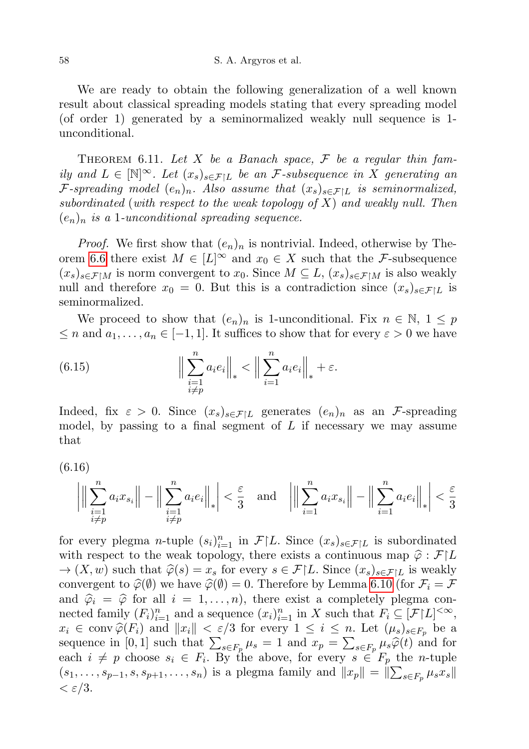We are ready to obtain the following generalization of a well known result about classical spreading models stating that every spreading model (of order 1) generated by a seminormalized weakly null sequence is 1-unconditional.

Theorem 6.11. *Let $X$ be a Banach space, $\mathcal{F}$ be a regular thin family and $L \in [\mathbb{N}]^\infty$. Let $(x_s)_{s\in\mathcal{F}\upharpoonright L}$ be an $\mathcal{F}$-subsequence in $X$ generating an $\mathcal{F}$-spreading model $(e_n)_n$. Also assume that $(x_s)_{s\in\mathcal{F}\upharpoonright L}$ is seminormalized, subordinated (with respect to the weak topology of $X$) and weakly null. Then $(e_n)_n$ is a 1-unconditional spreading sequence.*

*Proof.* We first show that $(e_n)_n$ is nontrivial. Indeed, otherwise by Theorem 6.6 there exist $M \in [L]^\infty$ and $x_0 \in X$ such that the $\mathcal{F}$-subsequence $(x_s)_{s\in\mathcal{F}\upharpoonright M}$ is norm convergent to $x_0$. Since $M \subseteq L$, $(x_s)_{s\in\mathcal{F}\upharpoonright M}$ is also weakly null and therefore $x_0 = 0$. But this is a contradiction since $(x_s)_{s\in\mathcal{F}\upharpoonright L}$ is seminormalized.

We proceed to show that $(e_n)_n$ is 1-unconditional. Fix $n \in \mathbb{N}$, $1 \le p \le n$ and $a_1, \dots, a_n \in [-1,1]$. It suffices to show that for every $\varepsilon > 0$ we have

$$\Big\|\sum_{\substack{i=1\\ i\neq p}}^{n} a_i e_i\Big\|_* < \Big\|\sum_{i=1}^{n} a_i e_i\Big\|_* + \varepsilon. \tag{6.15}$$

Indeed, fix $\varepsilon > 0$. Since $(x_s)_{s\in\mathcal{F}\upharpoonright L}$ generates $(e_n)_n$ as an $\mathcal{F}$-spreading model, by passing to a final segment of $L$ if necessary we may assume that

(6.16)
$$\bigg|\Big\|\sum_{\substack{i=1\\ i\neq p}}^{n} a_i x_{s_i}\Big\| - \Big\|\sum_{\substack{i=1\\ i\neq p}}^{n} a_i e_i\Big\|_*\bigg| < \frac{\varepsilon}{3} \quad \text{and} \quad \bigg|\Big\|\sum_{i=1}^{n} a_i x_{s_i}\Big\| - \Big\|\sum_{i=1}^{n} a_i e_i\Big\|_*\bigg| < \frac{\varepsilon}{3}$$

for every plegma $n$-tuple $(s_i)_{i=1}^n$ in $\mathcal{F}\upharpoonright L$. Since $(x_s)_{s\in\mathcal{F}\upharpoonright L}$ is subordinated with respect to the weak topology, there exists a continuous map $\widehat{\varphi} : \mathcal{F}\upharpoonright L \to (X, w)$ such that $\widehat{\varphi}(s) = x_s$ for every $s \in \mathcal{F}\upharpoonright L$. Since $(x_s)_{s\in\mathcal{F}\upharpoonright L}$ is weakly convergent to $\widehat{\varphi}(\emptyset)$ we have $\widehat{\varphi}(\emptyset) = 0$. Therefore by Lemma 6.10 (for $\mathcal{F}_i = \mathcal{F}$ and $\widehat{\varphi}_i = \widehat{\varphi}$ for all $i = 1, \dots, n$), there exist a completely plegma connected family $(F_i)_{i=1}^n$ and a sequence $(x_i)_{i=1}^n$ in $X$ such that $F_i \subseteq [\mathcal{F}\upharpoonright L]^{<\infty}$, $x_i \in \operatorname{conv} \widehat{\varphi}(F_i)$ and $\|x_i\| < \varepsilon/3$ for every $1 \le i \le n$. Let $(\mu_s)_{s\in F_p}$ be a sequence in $[0,1]$ such that $\sum_{s\in F_p} \mu_s = 1$ and $x_p = \sum_{s\in F_p} \mu_s \widehat{\varphi}(t)$ and for each $i \neq p$ choose $s_i \in F_i$. By the above, for every $s \in F_p$ the $n$-tuple $(s_1, \dots, s_{p-1}, s, s_{p+1}, \dots, s_n)$ is a plegma family and $\|x_p\| = \|\sum_{s\in F_p} \mu_s x_s\| < \varepsilon/3$.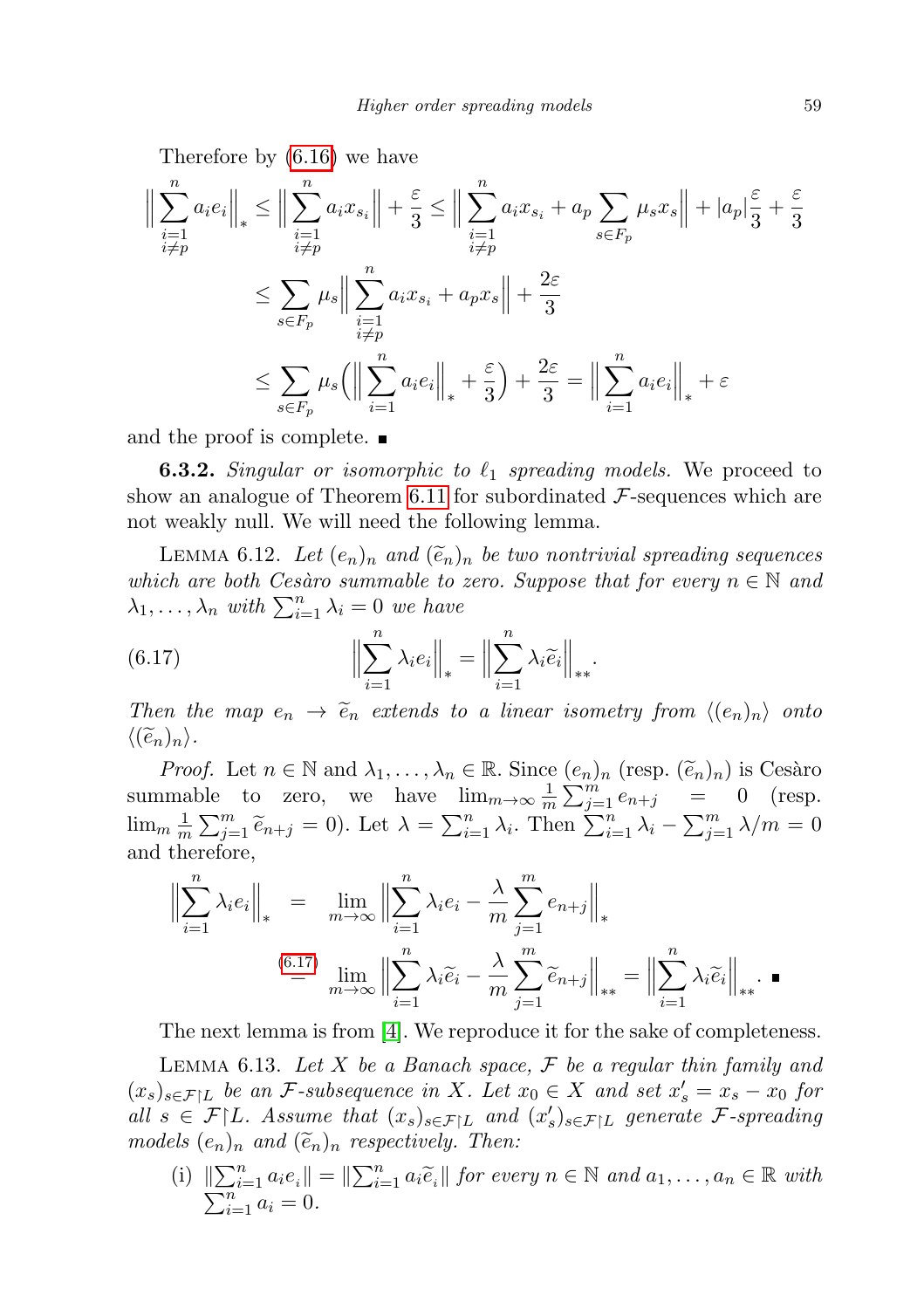Therefore by (6.16) we have

$$\Big\|\sum_{\substack{i=1\\ i\neq p}}^{n} a_i e_i\Big\|_* \leq \Big\|\sum_{\substack{i=1\\ i\neq p}}^{n} a_i x_{s_i}\Big\| + \frac{\varepsilon}{3} \leq \Big\|\sum_{\substack{i=1\\ i\neq p}}^{n} a_i x_{s_i} + a_p \sum_{s\in F_p} \mu_s x_s\Big\| + |a_p|\frac{\varepsilon}{3} + \frac{\varepsilon}{3}$$

$$\leq \sum_{s\in F_p} \mu_s \Big\|\sum_{\substack{i=1\\ i\neq p}}^{n} a_i x_{s_i} + a_p x_s\Big\| + \frac{2\varepsilon}{3}$$

$$\leq \sum_{s\in F_p} \mu_s \Big(\Big\|\sum_{i=1}^{n} a_i e_i\Big\|_* + \frac{\varepsilon}{3}\Big) + \frac{2\varepsilon}{3} = \Big\|\sum_{i=1}^{n} a_i e_i\Big\|_* + \varepsilon$$

and the proof is complete. ■

**6.3.2.** *Singular or isomorphic to $\ell_1$ spreading models.* We proceed to show an analogue of Theorem 6.11 for subordinated $\mathcal{F}$-sequences which are not weakly null. We will need the following lemma.

Lemma 6.12. *Let $(e_n)_n$ and $(\widetilde{e}_n)_n$ be two nontrivial spreading sequences which are both Cesàro summable to zero. Suppose that for every $n \in \mathbb{N}$ and $\lambda_1, \ldots, \lambda_n$ with $\sum_{i=1}^n \lambda_i = 0$ we have*

$$\Big\|\sum_{i=1}^{n} \lambda_i e_i\Big\|_* = \Big\|\sum_{i=1}^{n} \lambda_i \widetilde{e}_i\Big\|_{**}. \tag{6.17}$$

*Then the map $e_n \to \widetilde{e}_n$ extends to a linear isometry from $\langle (e_n)_n\rangle$ onto $\langle (\widetilde{e}_n)_n\rangle$.*

*Proof.* Let $n \in \mathbb{N}$ and $\lambda_1, \ldots, \lambda_n \in \mathbb{R}$. Since $(e_n)_n$ (resp. $(\widetilde{e}_n)_n$) is Cesàro summable to zero, we have $\lim_{m\to\infty} \frac{1}{m}\sum_{j=1}^m e_{n+j} = 0$ (resp. $\lim_m \frac{1}{m}\sum_{j=1}^m \widetilde{e}_{n+j} = 0$). Let $\lambda = \sum_{i=1}^n \lambda_i$. Then $\sum_{i=1}^n \lambda_i - \sum_{j=1}^m \lambda/m = 0$ and therefore,

$$\Big\|\sum_{i=1}^{n} \lambda_i e_i\Big\|_* = \lim_{m\to\infty} \Big\|\sum_{i=1}^{n} \lambda_i e_i - \frac{\lambda}{m}\sum_{j=1}^{m} e_{n+j}\Big\|_*$$

$$\overset{(6.17)}{=} \lim_{m\to\infty} \Big\|\sum_{i=1}^{n} \lambda_i \widetilde{e}_i - \frac{\lambda}{m}\sum_{j=1}^{m} \widetilde{e}_{n+j}\Big\|_{**} = \Big\|\sum_{i=1}^{n} \lambda_i \widetilde{e}_i\Big\|_{**}. \ ■$$

The next lemma is from [4]. We reproduce it for the sake of completeness.

Lemma 6.13. *Let $X$ be a Banach space, $\mathcal{F}$ be a regular thin family and $(x_s)_{s\in\mathcal{F}\upharpoonright L}$ be an $\mathcal{F}$-subsequence in $X$. Let $x_0 \in X$ and set $x'_s = x_s - x_0$ for all $s \in \mathcal{F}\upharpoonright L$. Assume that $(x_s)_{s\in\mathcal{F}\upharpoonright L}$ and $(x'_s)_{s\in\mathcal{F}\upharpoonright L}$ generate $\mathcal{F}$-spreading models $(e_n)_n$ and $(\widetilde{e}_n)_n$ respectively. Then:*

(i) $\|\sum_{i=1}^n a_i e_i\| = \|\sum_{i=1}^n a_i \widetilde{e}_i\|$ *for every $n \in \mathbb{N}$ and $a_1, \ldots, a_n \in \mathbb{R}$ with $\sum_{i=1}^n a_i = 0$.*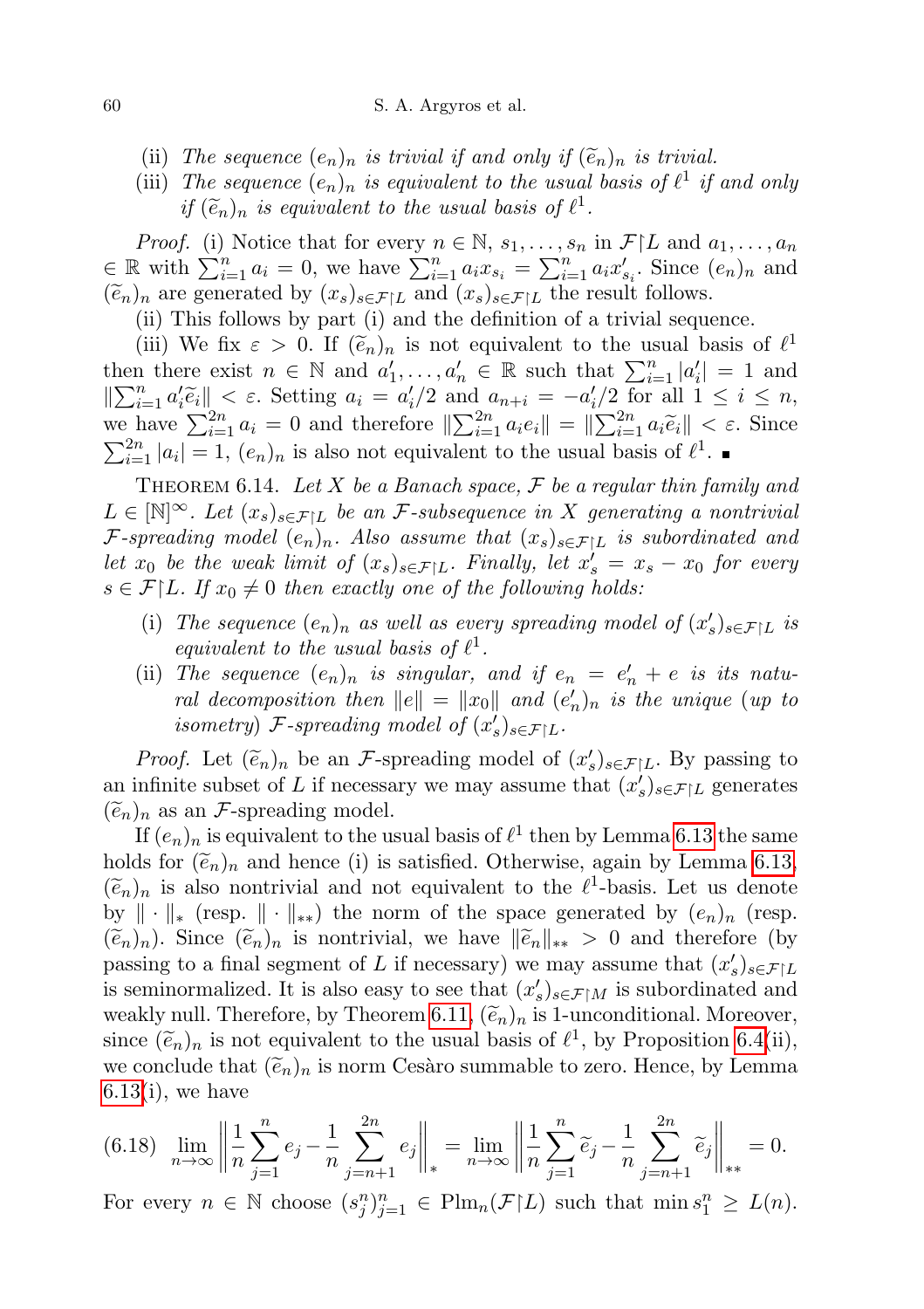(ii) *The sequence $(e_n)_n$ is trivial if and only if $(\widetilde{e}_n)_n$ is trivial.*

(iii) *The sequence $(e_n)_n$ is equivalent to the usual basis of $\ell^1$ if and only if $(\widetilde{e}_n)_n$ is equivalent to the usual basis of $\ell^1$.*

*Proof.* (i) Notice that for every $n \in \mathbb{N}$, $s_1, \ldots, s_n$ in $\mathcal{F}\upharpoonright L$ and $a_1, \ldots, a_n \in \mathbb{R}$ with $\sum_{i=1}^n a_i = 0$, we have $\sum_{i=1}^n a_i x_{s_i} = \sum_{i=1}^n a_i x'_{s_i}$. Since $(e_n)_n$ and $(\widetilde{e}_n)_n$ are generated by $(x_s)_{s\in\mathcal{F}\upharpoonright L}$ and $(x_s)_{s\in\mathcal{F}\upharpoonright L}$ the result follows.

(ii) This follows by part (i) and the definition of a trivial sequence.

(iii) We fix $\varepsilon > 0$. If $(\widetilde{e}_n)_n$ is not equivalent to the usual basis of $\ell^1$ then there exist $n \in \mathbb{N}$ and $a'_1, \ldots, a'_n \in \mathbb{R}$ such that $\sum_{i=1}^n |a'_i| = 1$ and $\|\sum_{i=1}^n a'_i \widetilde{e}_i\| < \varepsilon$. Setting $a_i = a'_i/2$ and $a_{n+i} = -a'_i/2$ for all $1 \le i \le n$, we have $\sum_{i=1}^{2n} a_i = 0$ and therefore $\|\sum_{i=1}^{2n} a_i e_i\| = \|\sum_{i=1}^{2n} a_i \widetilde{e}_i\| < \varepsilon$. Since $\sum_{i=1}^{2n} |a_i| = 1$, $(e_n)_n$ is also not equivalent to the usual basis of $\ell^1$. ∎

Theorem 6.14. *Let $X$ be a Banach space, $\mathcal{F}$ be a regular thin family and $L \in [\mathbb{N}]^\infty$. Let $(x_s)_{s\in\mathcal{F}\upharpoonright L}$ be an $\mathcal{F}$-subsequence in $X$ generating a nontrivial $\mathcal{F}$-spreading model $(e_n)_n$. Also assume that $(x_s)_{s\in\mathcal{F}\upharpoonright L}$ is subordinated and let $x_0$ be the weak limit of $(x_s)_{s\in\mathcal{F}\upharpoonright L}$. Finally, let $x'_s = x_s - x_0$ for every $s \in \mathcal{F}\upharpoonright L$. If $x_0 \neq 0$ then exactly one of the following holds:*

(i) *The sequence $(e_n)_n$ as well as every spreading model of $(x'_s)_{s\in\mathcal{F}\upharpoonright L}$ is equivalent to the usual basis of $\ell^1$.*

(ii) *The sequence $(e_n)_n$ is singular, and if $e_n = e'_n + e$ is its natural decomposition then $\|e\| = \|x_0\|$ and $(e'_n)_n$ is the unique (up to isometry) $\mathcal{F}$-spreading model of $(x'_s)_{s\in\mathcal{F}\upharpoonright L}$.*

*Proof.* Let $(\widetilde{e}_n)_n$ be an $\mathcal{F}$-spreading model of $(x'_s)_{s\in\mathcal{F}\upharpoonright L}$. By passing to an infinite subset of $L$ if necessary we may assume that $(x'_s)_{s\in\mathcal{F}\upharpoonright L}$ generates $(\widetilde{e}_n)_n$ as an $\mathcal{F}$-spreading model.

If $(e_n)_n$ is equivalent to the usual basis of $\ell^1$ then by Lemma 6.13 the same holds for $(\widetilde{e}_n)_n$ and hence (i) is satisfied. Otherwise, again by Lemma 6.13, $(\widetilde{e}_n)_n$ is also nontrivial and not equivalent to the $\ell^1$-basis. Let us denote by $\|\cdot\|_*$ (resp. $\|\cdot\|_{**}$) the norm of the space generated by $(e_n)_n$ (resp. $(\widetilde{e}_n)_n$). Since $(\widetilde{e}_n)_n$ is nontrivial, we have $\|\widetilde{e}_n\|_{**} > 0$ and therefore (by passing to a final segment of $L$ if necessary) we may assume that $(x'_s)_{s\in\mathcal{F}\upharpoonright L}$ is seminormalized. It is also easy to see that $(x'_s)_{s\in\mathcal{F}\upharpoonright M}$ is subordinated and weakly null. Therefore, by Theorem 6.11, $(\widetilde{e}_n)_n$ is 1-unconditional. Moreover, since $(\widetilde{e}_n)_n$ is not equivalent to the usual basis of $\ell^1$, by Proposition 6.4(ii), we conclude that $(\widetilde{e}_n)_n$ is norm Cesàro summable to zero. Hence, by Lemma 6.13(i), we have

$$\lim_{n\to\infty} \Big\| \frac{1}{n}\sum_{j=1}^n e_j - \frac{1}{n}\sum_{j=n+1}^{2n} e_j \Big\|_* = \lim_{n\to\infty} \Big\| \frac{1}{n}\sum_{j=1}^n \widetilde{e}_j - \frac{1}{n}\sum_{j=n+1}^{2n} \widetilde{e}_j \Big\|_{**} = 0. \tag{6.18}$$

For every $n \in \mathbb{N}$ choose $(s^n_j)_{j=1}^n \in \mathrm{Plm}_n(\mathcal{F}\upharpoonright L)$ such that $\min s^n_1 \ge L(n)$.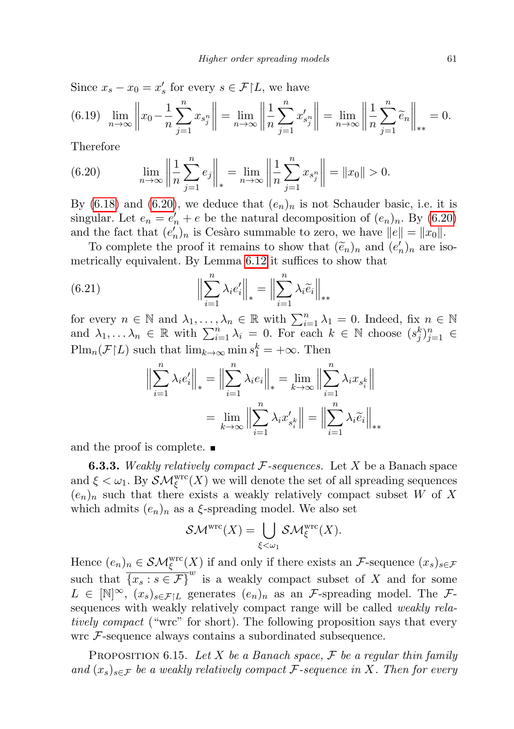Since $x_s - x_0 = x'_s$ for every $s \in \mathcal{F}\restriction L$, we have

$$\lim_{n\to\infty}\Big\|x_0 - \frac{1}{n}\sum_{j=1}^n x_{s_j^n}\Big\| = \lim_{n\to\infty}\Big\|\frac{1}{n}\sum_{j=1}^n x'_{s_j^n}\Big\| = \lim_{n\to\infty}\Big\|\frac{1}{n}\sum_{j=1}^n \widetilde{e}_n\Big\|_{**} = 0. \tag{6.19}$$

Therefore

$$\lim_{n\to\infty}\Big\|\frac{1}{n}\sum_{j=1}^n e_j\Big\|_* = \lim_{n\to\infty}\Big\|\frac{1}{n}\sum_{j=1}^n x_{s_j^n}\Big\| = \|x_0\| > 0. \tag{6.20}$$

By (6.18) and (6.20), we deduce that $(e_n)_n$ is not Schauder basic, i.e. it is singular. Let $e_n = e'_n + e$ be the natural decomposition of $(e_n)_n$. By (6.20) and the fact that $(e'_n)_n$ is Cesàro summable to zero, we have $\|e\| = \|x_0\|$.

To complete the proof it remains to show that $(\widetilde{e}_n)_n$ and $(e'_n)_n$ are isometrically equivalent. By Lemma 6.12 it suffices to show that

$$\Big\|\sum_{i=1}^n \lambda_i e'_i\Big\|_* = \Big\|\sum_{i=1}^n \lambda_i \widetilde{e}_i\Big\|_{**} \tag{6.21}$$

for every $n \in \mathbb{N}$ and $\lambda_1, \dots, \lambda_n \in \mathbb{R}$ with $\sum_{i=1}^n \lambda_1 = 0$. Indeed, fix $n \in \mathbb{N}$ and $\lambda_1, \dots \lambda_n \in \mathbb{R}$ with $\sum_{i=1}^n \lambda_i = 0$. For each $k \in \mathbb{N}$ choose $(s_j^k)_{j=1}^n \in \mathrm{Plm}_n(\mathcal{F}\restriction L)$ such that $\lim_{k\to\infty} \min s_1^k = +\infty$. Then

$$\begin{aligned}\Big\|\sum_{i=1}^n \lambda_i e'_i\Big\|_* &= \Big\|\sum_{i=1}^n \lambda_i e_i\Big\|_* = \lim_{k\to\infty}\Big\|\sum_{i=1}^n \lambda_i x_{s_i^k}\Big\| \\ &= \lim_{k\to\infty}\Big\|\sum_{i=1}^n \lambda_i x'_{s_i^k}\Big\| = \Big\|\sum_{i=1}^n \lambda_i \widetilde{e}_i\Big\|_{**}\end{aligned}$$

and the proof is complete. ∎

**6.3.3.** *Weakly relatively compact $\mathcal{F}$-sequences.* Let $X$ be a Banach space and $\xi < \omega_1$. By $\mathcal{SM}_\xi^{\mathrm{wrc}}(X)$ we will denote the set of all spreading sequences $(e_n)_n$ such that there exists a weakly relatively compact subset $W$ of $X$ which admits $(e_n)_n$ as a $\xi$-spreading model. We also set

$$\mathcal{SM}^{\mathrm{wrc}}(X) = \bigcup_{\xi<\omega_1} \mathcal{SM}_\xi^{\mathrm{wrc}}(X).$$

Hence $(e_n)_n \in \mathcal{SM}_\xi^{\mathrm{wrc}}(X)$ if and only if there exists an $\mathcal{F}$-sequence $(x_s)_{s\in\mathcal{F}}$ such that $\overline{\{x_s : s \in \mathcal{F}\}}^w$ is a weakly compact subset of $X$ and for some $L \in [\mathbb{N}]^\infty$, $(x_s)_{s\in\mathcal{F}\restriction L}$ generates $(e_n)_n$ as an $\mathcal{F}$-spreading model. The $\mathcal{F}$-sequences with weakly relatively compact range will be called *weakly relatively compact* ("wrc" for short). The following proposition says that every wrc $\mathcal{F}$-sequence always contains a subordinated subsequence.

Proposition 6.15. *Let $X$ be a Banach space, $\mathcal{F}$ be a regular thin family and $(x_s)_{s\in\mathcal{F}}$ be a weakly relatively compact $\mathcal{F}$-sequence in $X$. Then for every*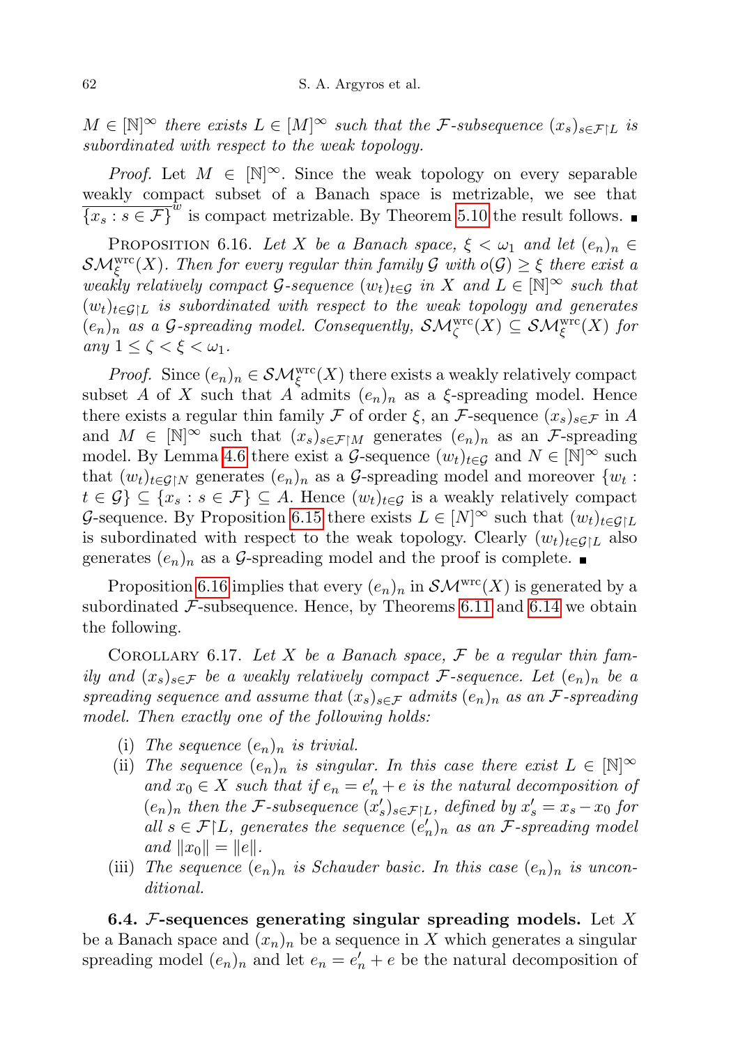$M \in [\mathbb{N}]^\infty$ *there exists* $L \in [M]^\infty$ *such that the* $\mathcal{F}$*-subsequence* $(x_s)_{s\in\mathcal{F}\upharpoonright L}$ *is subordinated with respect to the weak topology.*

*Proof.* Let $M \in [\mathbb{N}]^\infty$. Since the weak topology on every separable weakly compact subset of a Banach space is metrizable, we see that $\overline{\{x_s : s \in \mathcal{F}\}}^w$ is compact metrizable. By Theorem 5.10 the result follows. ∎

Proposition 6.16. *Let $X$ be a Banach space, $\xi < \omega_1$ and let $(e_n)_n \in \mathcal{SM}^{\mathrm{wrc}}_\xi(X)$. Then for every regular thin family $\mathcal{G}$ with $o(\mathcal{G}) \geq \xi$ there exist a weakly relatively compact $\mathcal{G}$-sequence $(w_t)_{t\in\mathcal{G}}$ in $X$ and $L \in [\mathbb{N}]^\infty$ such that $(w_t)_{t\in\mathcal{G}\upharpoonright L}$ is subordinated with respect to the weak topology and generates $(e_n)_n$ as a $\mathcal{G}$-spreading model. Consequently, $\mathcal{SM}^{\mathrm{wrc}}_\zeta(X) \subseteq \mathcal{SM}^{\mathrm{wrc}}_\xi(X)$ for any $1 \leq \zeta < \xi < \omega_1$.*

*Proof.* Since $(e_n)_n \in \mathcal{SM}^{\mathrm{wrc}}_\xi(X)$ there exists a weakly relatively compact subset $A$ of $X$ such that $A$ admits $(e_n)_n$ as a $\xi$-spreading model. Hence there exists a regular thin family $\mathcal{F}$ of order $\xi$, an $\mathcal{F}$-sequence $(x_s)_{s\in\mathcal{F}}$ in $A$ and $M \in [\mathbb{N}]^\infty$ such that $(x_s)_{s\in\mathcal{F}\upharpoonright M}$ generates $(e_n)_n$ as an $\mathcal{F}$-spreading model. By Lemma 4.6 there exist a $\mathcal{G}$-sequence $(w_t)_{t\in\mathcal{G}}$ and $N \in [\mathbb{N}]^\infty$ such that $(w_t)_{t\in\mathcal{G}\upharpoonright N}$ generates $(e_n)_n$ as a $\mathcal{G}$-spreading model and moreover $\{w_t : t \in \mathcal{G}\} \subseteq \{x_s : s \in \mathcal{F}\} \subseteq A$. Hence $(w_t)_{t\in\mathcal{G}}$ is a weakly relatively compact $\mathcal{G}$-sequence. By Proposition 6.15 there exists $L \in [N]^\infty$ such that $(w_t)_{t\in\mathcal{G}\upharpoonright L}$ is subordinated with respect to the weak topology. Clearly $(w_t)_{t\in\mathcal{G}\upharpoonright L}$ also generates $(e_n)_n$ as a $\mathcal{G}$-spreading model and the proof is complete. ∎

Proposition 6.16 implies that every $(e_n)_n$ in $\mathcal{SM}^{\mathrm{wrc}}(X)$ is generated by a subordinated $\mathcal{F}$-subsequence. Hence, by Theorems 6.11 and 6.14 we obtain the following.

Corollary 6.17. *Let $X$ be a Banach space, $\mathcal{F}$ be a regular thin family and $(x_s)_{s\in\mathcal{F}}$ be a weakly relatively compact $\mathcal{F}$-sequence. Let $(e_n)_n$ be a spreading sequence and assume that $(x_s)_{s\in\mathcal{F}}$ admits $(e_n)_n$ as an $\mathcal{F}$-spreading model. Then exactly one of the following holds:*

- (i) *The sequence $(e_n)_n$ is trivial.*
- (ii) *The sequence $(e_n)_n$ is singular. In this case there exist $L \in [\mathbb{N}]^\infty$ and $x_0 \in X$ such that if $e_n = e'_n + e$ is the natural decomposition of $(e_n)_n$ then the $\mathcal{F}$-subsequence $(x'_s)_{s\in\mathcal{F}\upharpoonright L}$, defined by $x'_s = x_s - x_0$ for all $s \in \mathcal{F}\upharpoonright L$, generates the sequence $(e'_n)_n$ as an $\mathcal{F}$-spreading model and $\|x_0\| = \|e\|$.*
- (iii) *The sequence $(e_n)_n$ is Schauder basic. In this case $(e_n)_n$ is unconditional.*

**6.4. $\mathcal{F}$-sequences generating singular spreading models.** Let $X$ be a Banach space and $(x_n)_n$ be a sequence in $X$ which generates a singular spreading model $(e_n)_n$ and let $e_n = e'_n + e$ be the natural decomposition of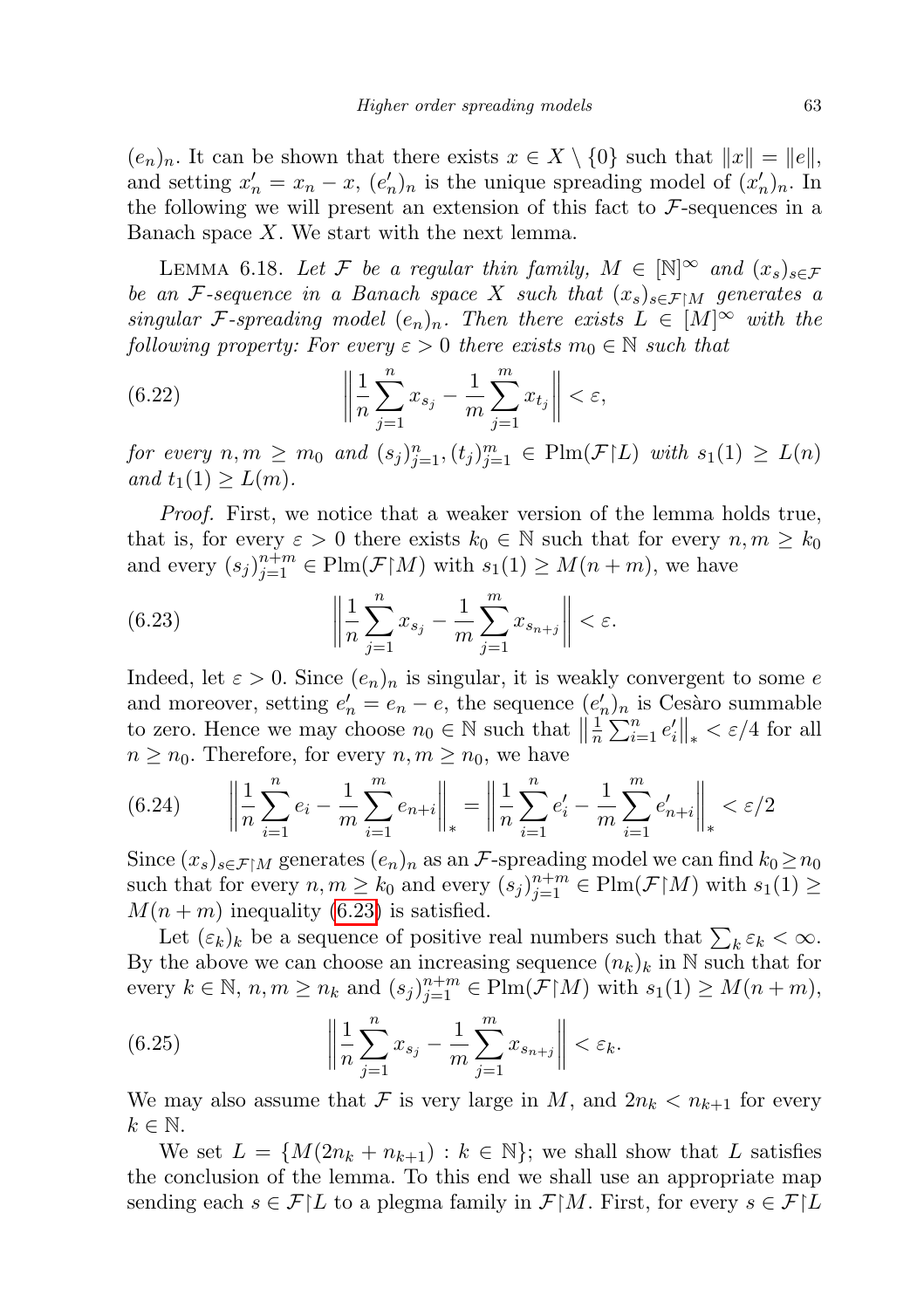$(e_n)_n$. It can be shown that there exists $x \in X \setminus \{0\}$ such that $\|x\| = \|e\|$, and setting $x'_n = x_n - x$, $(e'_n)_n$ is the unique spreading model of $(x'_n)_n$. In the following we will present an extension of this fact to $\mathcal{F}$-sequences in a Banach space $X$. We start with the next lemma.

LEMMA 6.18. *Let $\mathcal{F}$ be a regular thin family, $M \in [\mathbb{N}]^\infty$ and $(x_s)_{s\in\mathcal{F}}$ be an $\mathcal{F}$-sequence in a Banach space $X$ such that $(x_s)_{s\in\mathcal{F}\restriction M}$ generates a singular $\mathcal{F}$-spreading model $(e_n)_n$. Then there exists $L \in [M]^\infty$ with the following property: For every $\varepsilon > 0$ there exists $m_0 \in \mathbb{N}$ such that*

$$\left\| \frac{1}{n}\sum_{j=1}^{n} x_{s_j} - \frac{1}{m}\sum_{j=1}^{m} x_{t_j} \right\| < \varepsilon, \tag{6.22}$$

*for every $n, m \geq m_0$ and $(s_j)_{j=1}^n, (t_j)_{j=1}^m \in \mathrm{Plm}(\mathcal{F}\restriction L)$ with $s_1(1) \geq L(n)$ and $t_1(1) \geq L(m)$.*

*Proof.* First, we notice that a weaker version of the lemma holds true, that is, for every $\varepsilon > 0$ there exists $k_0 \in \mathbb{N}$ such that for every $n, m \geq k_0$ and every $(s_j)_{j=1}^{n+m} \in \mathrm{Plm}(\mathcal{F}\restriction M)$ with $s_1(1) \geq M(n+m)$, we have

$$\left\| \frac{1}{n}\sum_{j=1}^{n} x_{s_j} - \frac{1}{m}\sum_{j=1}^{m} x_{s_{n+j}} \right\| < \varepsilon. \tag{6.23}$$

Indeed, let $\varepsilon > 0$. Since $(e_n)_n$ is singular, it is weakly convergent to some $e$ and moreover, setting $e'_n = e_n - e$, the sequence $(e'_n)_n$ is Cesàro summable to zero. Hence we may choose $n_0 \in \mathbb{N}$ such that $\left\|\frac{1}{n}\sum_{i=1}^n e'_i\right\|_* < \varepsilon/4$ for all $n \geq n_0$. Therefore, for every $n, m \geq n_0$, we have

$$\left\| \frac{1}{n}\sum_{i=1}^{n} e_i - \frac{1}{m}\sum_{i=1}^{m} e_{n+i} \right\|_* = \left\| \frac{1}{n}\sum_{i=1}^{n} e'_i - \frac{1}{m}\sum_{i=1}^{m} e'_{n+i} \right\|_* < \varepsilon/2 \tag{6.24}$$

Since $(x_s)_{s\in\mathcal{F}\restriction M}$ generates $(e_n)_n$ as an $\mathcal{F}$-spreading model we can find $k_0 \geq n_0$ such that for every $n, m \geq k_0$ and every $(s_j)_{j=1}^{n+m} \in \mathrm{Plm}(\mathcal{F}\restriction M)$ with $s_1(1) \geq M(n+m)$ inequality (6.23) is satisfied.

Let $(\varepsilon_k)_k$ be a sequence of positive real numbers such that $\sum_k \varepsilon_k < \infty$. By the above we can choose an increasing sequence $(n_k)_k$ in $\mathbb{N}$ such that for every $k \in \mathbb{N}$, $n, m \geq n_k$ and $(s_j)_{j=1}^{n+m} \in \mathrm{Plm}(\mathcal{F}\restriction M)$ with $s_1(1) \geq M(n+m)$,

$$\left\| \frac{1}{n}\sum_{j=1}^{n} x_{s_j} - \frac{1}{m}\sum_{j=1}^{m} x_{s_{n+j}} \right\| < \varepsilon_k. \tag{6.25}$$

We may also assume that $\mathcal{F}$ is very large in $M$, and $2n_k < n_{k+1}$ for every $k \in \mathbb{N}$.

We set $L = \{M(2n_k + n_{k+1}) : k \in \mathbb{N}\}$; we shall show that $L$ satisfies the conclusion of the lemma. To this end we shall use an appropriate map sending each $s \in \mathcal{F}\restriction L$ to a plegma family in $\mathcal{F}\restriction M$. First, for every $s \in \mathcal{F}\restriction L$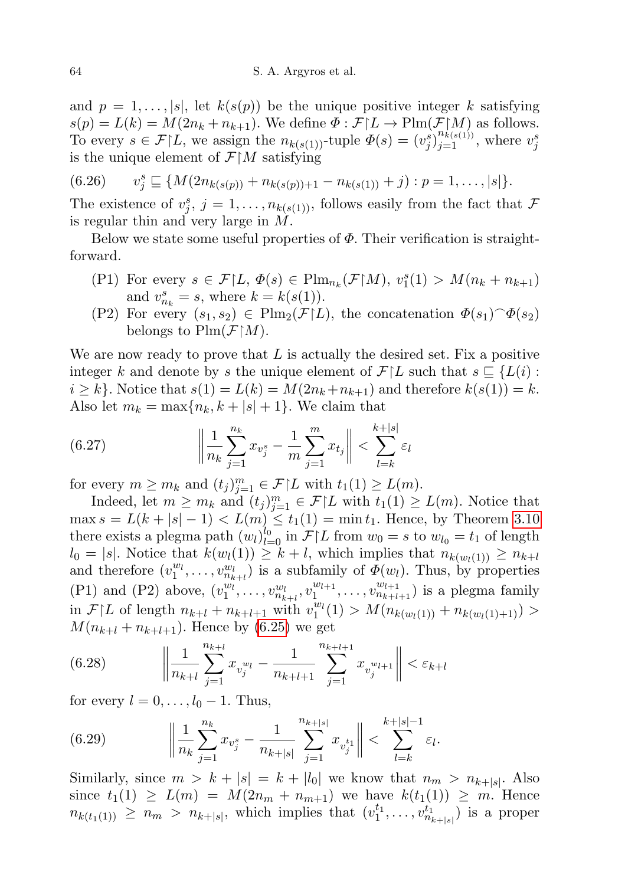and $p = 1, \ldots, |s|$, let $k(s(p))$ be the unique positive integer $k$ satisfying $s(p) = L(k) = M(2n_k + n_{k+1})$. We define $\Phi : \mathcal{F}\restriction L \to \mathrm{Plm}(\mathcal{F}\restriction M)$ as follows. To every $s \in \mathcal{F}\restriction L$, we assign the $n_{k(s(1))}$-tuple $\Phi(s) = (v_j^s)_{j=1}^{n_{k(s(1))}}$, where $v_j^s$ is the unique element of $\mathcal{F}\restriction M$ satisfying

$$v_j^s \sqsubseteq \{M(2n_{k(s(p))} + n_{k(s(p))+1} - n_{k(s(1))} + j) : p = 1, \ldots, |s|\}. \tag{6.26}$$

The existence of $v_j^s$, $j = 1, \ldots, n_{k(s(1))}$, follows easily from the fact that $\mathcal{F}$ is regular thin and very large in $M$.

Below we state some useful properties of $\Phi$. Their verification is straightforward.

- (P1) For every $s \in \mathcal{F}\restriction L$, $\Phi(s) \in \mathrm{Plm}_{n_k}(\mathcal{F}\restriction M)$, $v_1^s(1) > M(n_k + n_{k+1})$ and $v_{n_k}^s = s$, where $k = k(s(1))$.
- (P2) For every $(s_1, s_2) \in \mathrm{Plm}_2(\mathcal{F}\restriction L)$, the concatenation $\Phi(s_1)^\frown\Phi(s_2)$ belongs to $\mathrm{Plm}(\mathcal{F}\restriction M)$.

We are now ready to prove that $L$ is actually the desired set. Fix a positive integer $k$ and denote by $s$ the unique element of $\mathcal{F}\restriction L$ such that $s \sqsubseteq \{L(i) : i \geq k\}$. Notice that $s(1) = L(k) = M(2n_k + n_{k+1})$ and therefore $k(s(1)) = k$. Also let $m_k = \max\{n_k, k + |s| + 1\}$. We claim that

$$\left\| \frac{1}{n_k} \sum_{j=1}^{n_k} x_{v_j^s} - \frac{1}{m} \sum_{j=1}^{m} x_{t_j} \right\| < \sum_{l=k}^{k+|s|} \varepsilon_l \tag{6.27}$$

for every $m \geq m_k$ and $(t_j)_{j=1}^m \in \mathcal{F}\restriction L$ with $t_1(1) \geq L(m)$.

Indeed, let $m \geq m_k$ and $(t_j)_{j=1}^m \in \mathcal{F}\restriction L$ with $t_1(1) \geq L(m)$. Notice that $\max s = L(k + |s| - 1) < L(m) \leq t_1(1) = \min t_1$. Hence, by Theorem 3.10 there exists a plegma path $(w_l)_{l=0}^{l_0}$ in $\mathcal{F}\restriction L$ from $w_0 = s$ to $w_{l_0} = t_1$ of length $l_0 = |s|$. Notice that $k(w_l(1)) \geq k + l$, which implies that $n_{k(w_l(1))} \geq n_{k+l}$ and therefore $(v_1^{w_l}, \ldots, v_{n_{k+l}}^{w_l})$ is a subfamily of $\Phi(w_l)$. Thus, by properties (P1) and (P2) above, $(v_1^{w_l}, \ldots, v_{n_{k+l}}^{w_l}, v_1^{w_{l+1}}, \ldots, v_{n_{k+l+1}}^{w_{l+1}})$ is a plegma family in $\mathcal{F}\restriction L$ of length $n_{k+l} + n_{k+l+1}$ with $v_1^{w_l}(1) > M(n_{k(w_l(1))} + n_{k(w_l(1)+1)}) > M(n_{k+l} + n_{k+l+1})$. Hence by (6.25) we get

$$\left\| \frac{1}{n_{k+l}} \sum_{j=1}^{n_{k+l}} x_{v_j^{w_l}} - \frac{1}{n_{k+l+1}} \sum_{j=1}^{n_{k+l+1}} x_{v_j^{w_{l+1}}} \right\| < \varepsilon_{k+l} \tag{6.28}$$

for every $l = 0, \ldots, l_0 - 1$. Thus,

$$\left\| \frac{1}{n_k} \sum_{j=1}^{n_k} x_{v_j^s} - \frac{1}{n_{k+|s|}} \sum_{j=1}^{n_{k+|s|}} x_{v_j^{t_1}} \right\| < \sum_{l=k}^{k+|s|-1} \varepsilon_l. \tag{6.29}$$

Similarly, since $m > k + |s| = k + |l_0|$ we know that $n_m > n_{k+|s|}$. Also since $t_1(1) \geq L(m) = M(2n_m + n_{m+1})$ we have $k(t_1(1)) \geq m$. Hence $n_{k(t_1(1))} \geq n_m > n_{k+|s|}$, which implies that $(v_1^{t_1}, \ldots, v_{n_{k+|s|}}^{t_1})$ is a proper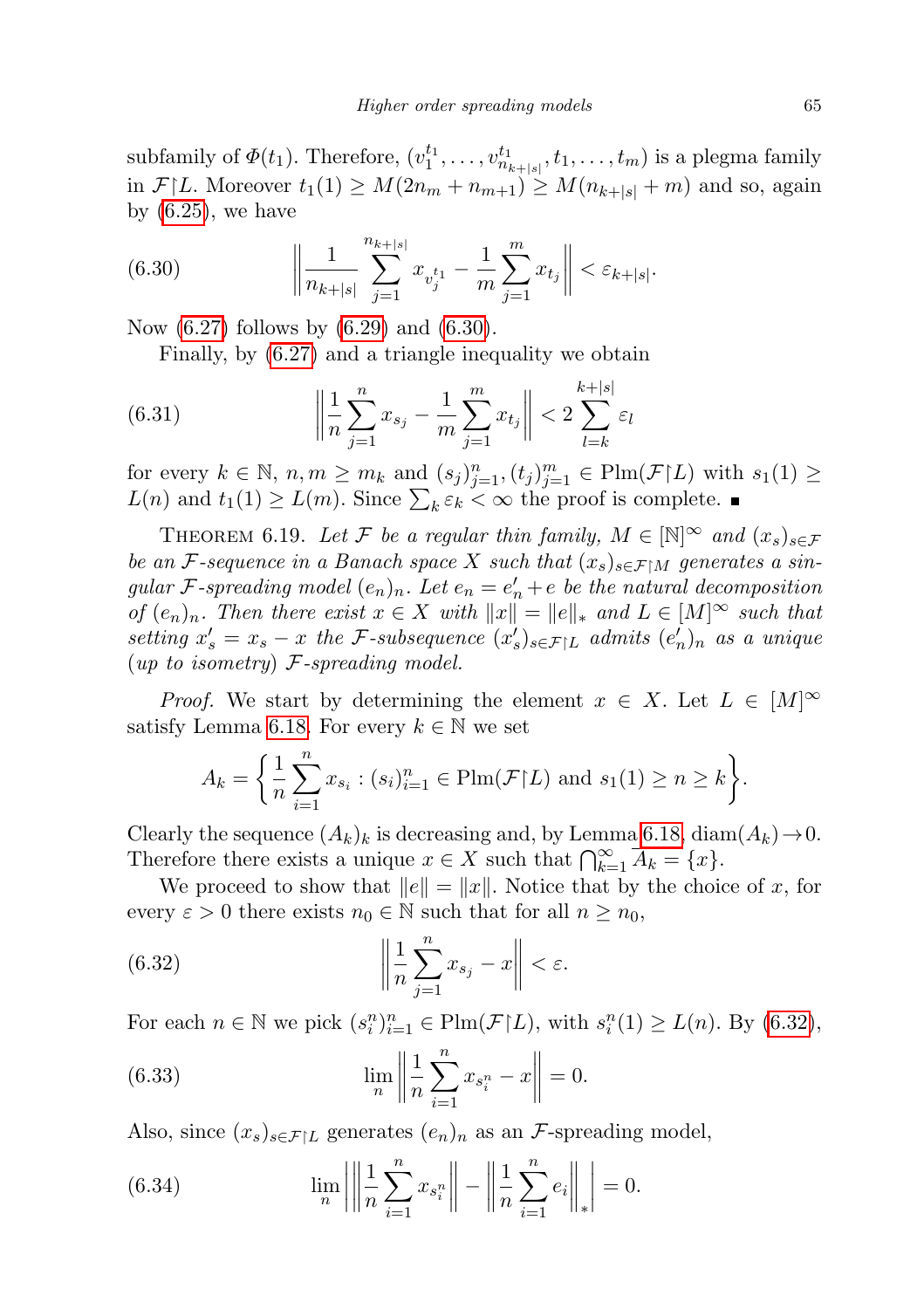subfamily of $\Phi(t_1)$. Therefore, $(v_1^{t_1}, \ldots, v_{n_{k+|s|}}^{t_1}, t_1, \ldots, t_m)$ is a plegma family in $\mathcal{F}\restriction L$. Moreover $t_1(1) \geq M(2n_m + n_{m+1}) \geq M(n_{k+|s|} + m)$ and so, again by (6.25), we have

$$\left\| \frac{1}{n_{k+|s|}} \sum_{j=1}^{n_{k+|s|}} x_{v_j^{t_1}} - \frac{1}{m} \sum_{j=1}^{m} x_{t_j} \right\| < \varepsilon_{k+|s|}. \tag{6.30}$$

Now (6.27) follows by (6.29) and (6.30).

Finally, by (6.27) and a triangle inequality we obtain

$$\left\| \frac{1}{n} \sum_{j=1}^{n} x_{s_j} - \frac{1}{m} \sum_{j=1}^{m} x_{t_j} \right\| < 2 \sum_{l=k}^{k+|s|} \varepsilon_l \tag{6.31}$$

for every $k \in \mathbb{N}$, $n, m \geq m_k$ and $(s_j)_{j=1}^n, (t_j)_{j=1}^m \in \mathrm{Plm}(\mathcal{F}\restriction L)$ with $s_1(1) \geq L(n)$ and $t_1(1) \geq L(m)$. Since $\sum_k \varepsilon_k < \infty$ the proof is complete. ∎

Theorem 6.19. *Let $\mathcal{F}$ be a regular thin family, $M \in [\mathbb{N}]^\infty$ and $(x_s)_{s\in\mathcal{F}}$ be an $\mathcal{F}$-sequence in a Banach space $X$ such that $(x_s)_{s\in\mathcal{F}\restriction M}$ generates a singular $\mathcal{F}$-spreading model $(e_n)_n$. Let $e_n = e'_n + e$ be the natural decomposition of $(e_n)_n$. Then there exist $x \in X$ with $\|x\| = \|e\|_*$ and $L \in [M]^\infty$ such that setting $x'_s = x_s - x$ the $\mathcal{F}$-subsequence $(x'_s)_{s\in\mathcal{F}\restriction L}$ admits $(e'_n)_n$ as a unique (up to isometry) $\mathcal{F}$-spreading model.*

*Proof.* We start by determining the element $x \in X$. Let $L \in [M]^\infty$ satisfy Lemma 6.18. For every $k \in \mathbb{N}$ we set

$$A_k = \left\{ \frac{1}{n} \sum_{i=1}^{n} x_{s_i} : (s_i)_{i=1}^n \in \mathrm{Plm}(\mathcal{F}\restriction L) \text{ and } s_1(1) \geq n \geq k \right\}.$$

Clearly the sequence $(A_k)_k$ is decreasing and, by Lemma 6.18, $\mathrm{diam}(A_k) \to 0$. Therefore there exists a unique $x \in X$ such that $\bigcap_{k=1}^\infty \overline{A_k} = \{x\}$.

We proceed to show that $\|e\| = \|x\|$. Notice that by the choice of $x$, for every $\varepsilon > 0$ there exists $n_0 \in \mathbb{N}$ such that for all $n \geq n_0$,

$$\left\| \frac{1}{n} \sum_{j=1}^{n} x_{s_j} - x \right\| < \varepsilon. \tag{6.32}$$

For each $n \in \mathbb{N}$ we pick $(s_i^n)_{i=1}^n \in \mathrm{Plm}(\mathcal{F}\restriction L)$, with $s_i^n(1) \geq L(n)$. By (6.32),

$$\lim_n \left\| \frac{1}{n} \sum_{i=1}^{n} x_{s_i^n} - x \right\| = 0. \tag{6.33}$$

Also, since $(x_s)_{s\in\mathcal{F}\restriction L}$ generates $(e_n)_n$ as an $\mathcal{F}$-spreading model,

$$\lim_n \left| \left\| \frac{1}{n} \sum_{i=1}^{n} x_{s_i^n} \right\| - \left\| \frac{1}{n} \sum_{i=1}^{n} e_i \right\|_* \right| = 0. \tag{6.34}$$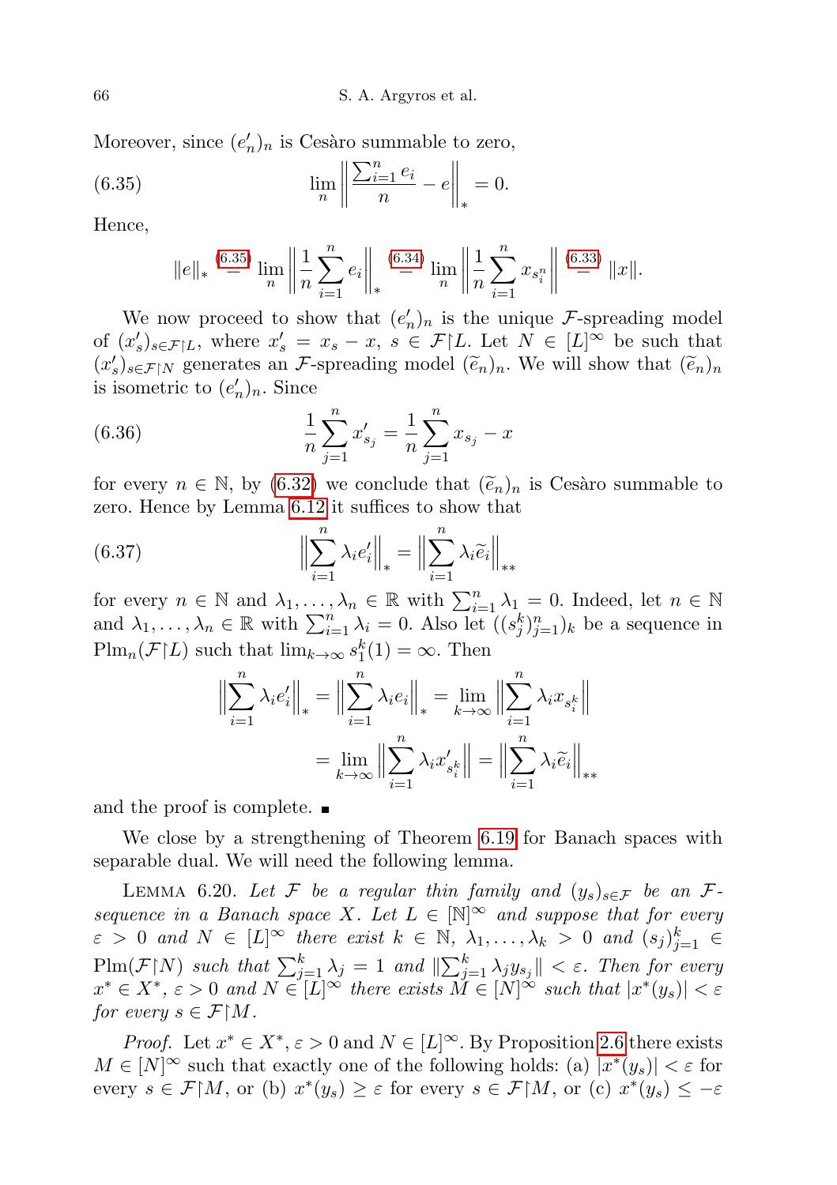Moreover, since $(e'_n)_n$ is Cesàro summable to zero,

$$\lim_n \left\| \frac{\sum_{i=1}^n e_i}{n} - e \right\|_* = 0. \tag{6.35}$$

Hence,

$$\|e\|_* \overset{(6.35)}{=} \lim_n \left\| \frac{1}{n} \sum_{i=1}^n e_i \right\|_* \overset{(6.34)}{=} \lim_n \left\| \frac{1}{n} \sum_{i=1}^n x_{s_i^n} \right\| \overset{(6.33)}{=} \|x\|.$$

We now proceed to show that $(e'_n)_n$ is the unique $\mathcal{F}$-spreading model of $(x'_s)_{s \in \mathcal{F} \upharpoonright L}$, where $x'_s = x_s - x$, $s \in \mathcal{F} \upharpoonright L$. Let $N \in [L]^\infty$ be such that $(x'_s)_{s \in \mathcal{F} \upharpoonright N}$ generates an $\mathcal{F}$-spreading model $(\widetilde{e}_n)_n$. We will show that $(\widetilde{e}_n)_n$ is isometric to $(e'_n)_n$. Since

$$\frac{1}{n} \sum_{j=1}^n x'_{s_j} = \frac{1}{n} \sum_{j=1}^n x_{s_j} - x \tag{6.36}$$

for every $n \in \mathbb{N}$, by (6.32) we conclude that $(\widetilde{e}_n)_n$ is Cesàro summable to zero. Hence by Lemma 6.12 it suffices to show that

$$\Big\| \sum_{i=1}^n \lambda_i e'_i \Big\|_* = \Big\| \sum_{i=1}^n \lambda_i \widetilde{e}_i \Big\|_{**} \tag{6.37}$$

for every $n \in \mathbb{N}$ and $\lambda_1, \ldots, \lambda_n \in \mathbb{R}$ with $\sum_{i=1}^n \lambda_1 = 0$. Indeed, let $n \in \mathbb{N}$ and $\lambda_1, \ldots, \lambda_n \in \mathbb{R}$ with $\sum_{i=1}^n \lambda_i = 0$. Also let $((s_j^k)_{j=1}^n)_k$ be a sequence in $\mathrm{Plm}_n(\mathcal{F} \upharpoonright L)$ such that $\lim_{k \to \infty} s_1^k(1) = \infty$. Then

$$\begin{aligned}
\Big\| \sum_{i=1}^n \lambda_i e'_i \Big\|_* &= \Big\| \sum_{i=1}^n \lambda_i e_i \Big\|_* = \lim_{k \to \infty} \Big\| \sum_{i=1}^n \lambda_i x_{s_i^k} \Big\| \\
&= \lim_{k \to \infty} \Big\| \sum_{i=1}^n \lambda_i x'_{s_i^k} \Big\| = \Big\| \sum_{i=1}^n \lambda_i \widetilde{e}_i \Big\|_{**}
\end{aligned}$$

and the proof is complete. ∎

We close by a strengthening of Theorem 6.19 for Banach spaces with separable dual. We will need the following lemma.

Lemma 6.20. *Let $\mathcal{F}$ be a regular thin family and $(y_s)_{s \in \mathcal{F}}$ be an $\mathcal{F}$-sequence in a Banach space $X$. Let $L \in [\mathbb{N}]^\infty$ and suppose that for every $\varepsilon > 0$ and $N \in [L]^\infty$ there exist $k \in \mathbb{N}$, $\lambda_1, \ldots, \lambda_k > 0$ and $(s_j)_{j=1}^k \in \mathrm{Plm}(\mathcal{F} \upharpoonright N)$ such that $\sum_{j=1}^k \lambda_j = 1$ and $\|\sum_{j=1}^k \lambda_j y_{s_j}\| < \varepsilon$. Then for every $x^* \in X^*$, $\varepsilon > 0$ and $N \in [L]^\infty$ there exists $M \in [N]^\infty$ such that $|x^*(y_s)| < \varepsilon$ for every $s \in \mathcal{F} \upharpoonright M$.*

*Proof.* Let $x^* \in X^*$, $\varepsilon > 0$ and $N \in [L]^\infty$. By Proposition 2.6 there exists $M \in [N]^\infty$ such that exactly one of the following holds: (a) $|x^*(y_s)| < \varepsilon$ for every $s \in \mathcal{F} \upharpoonright M$, or (b) $x^*(y_s) \geq \varepsilon$ for every $s \in \mathcal{F} \upharpoonright M$, or (c) $x^*(y_s) \leq -\varepsilon$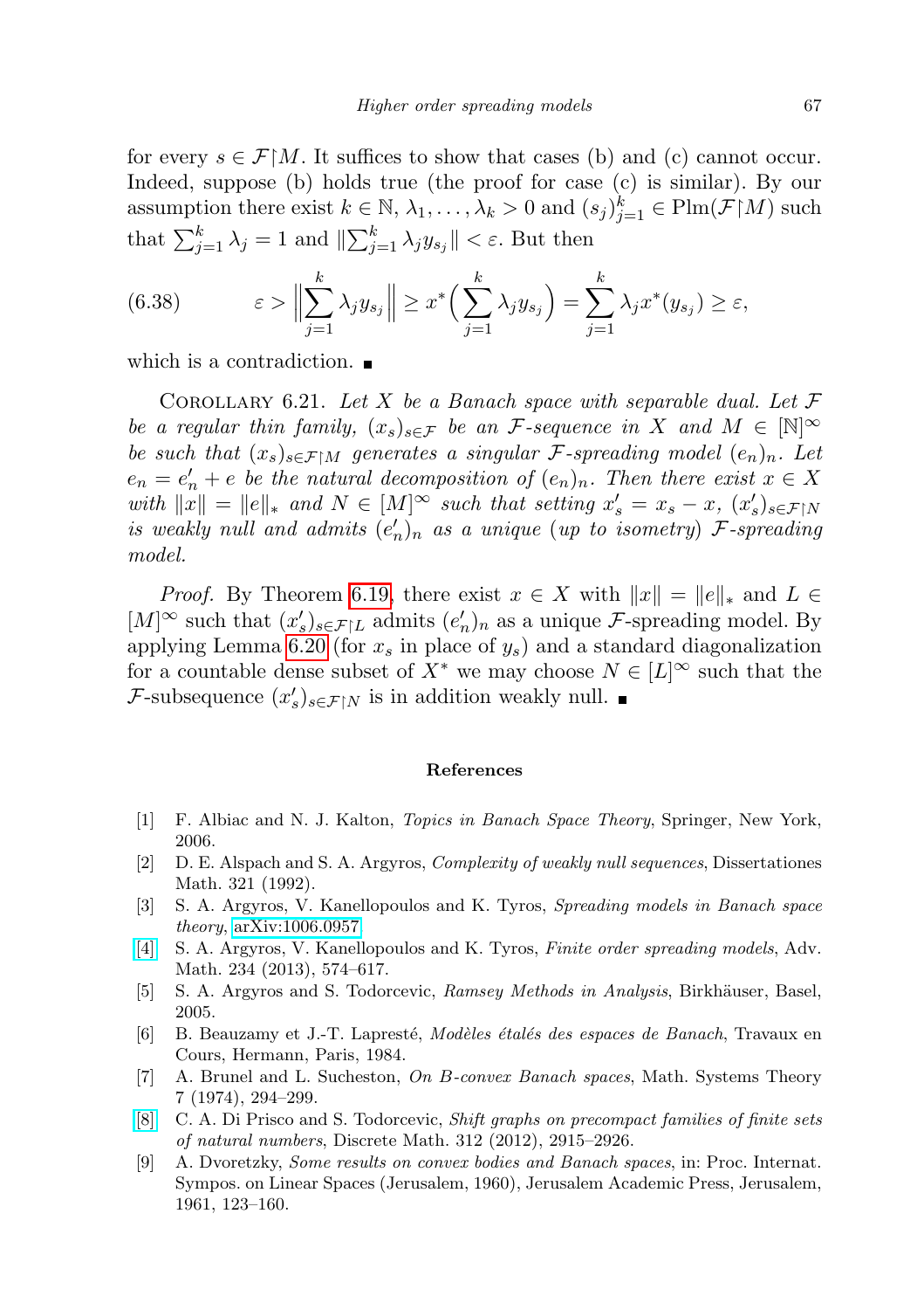for every $s \in \mathcal{F}\upharpoonright M$. It suffices to show that cases (b) and (c) cannot occur. Indeed, suppose (b) holds true (the proof for case (c) is similar). By our assumption there exist $k \in \mathbb{N}$, $\lambda_1, \ldots, \lambda_k > 0$ and $(s_j)_{j=1}^k \in \mathrm{Plm}(\mathcal{F}\upharpoonright M)$ such that $\sum_{j=1}^k \lambda_j = 1$ and $\|\sum_{j=1}^k \lambda_j y_{s_j}\| < \varepsilon$. But then

$$\varepsilon > \Big\|\sum_{j=1}^k \lambda_j y_{s_j}\Big\| \geq x^*\Big(\sum_{j=1}^k \lambda_j y_{s_j}\Big) = \sum_{j=1}^k \lambda_j x^*(y_{s_j}) \geq \varepsilon, \tag{6.38}$$

which is a contradiction. ■

Corollary 6.21. *Let $X$ be a Banach space with separable dual. Let $\mathcal{F}$ be a regular thin family, $(x_s)_{s\in\mathcal{F}}$ be an $\mathcal{F}$-sequence in $X$ and $M \in [\mathbb{N}]^\infty$ be such that $(x_s)_{s\in\mathcal{F}\upharpoonright M}$ generates a singular $\mathcal{F}$-spreading model $(e_n)_n$. Let $e_n = e'_n + e$ be the natural decomposition of $(e_n)_n$. Then there exist $x \in X$ with $\|x\| = \|e\|_*$ and $N \in [M]^\infty$ such that setting $x'_s = x_s - x$, $(x'_s)_{s\in\mathcal{F}\upharpoonright N}$ is weakly null and admits $(e'_n)_n$ as a unique (up to isometry) $\mathcal{F}$-spreading model.*

*Proof.* By Theorem 6.19, there exist $x \in X$ with $\|x\| = \|e\|_*$ and $L \in [M]^\infty$ such that $(x'_s)_{s\in\mathcal{F}\upharpoonright L}$ admits $(e'_n)_n$ as a unique $\mathcal{F}$-spreading model. By applying Lemma 6.20 (for $x_s$ in place of $y_s$) and a standard diagonalization for a countable dense subset of $X^*$ we may choose $N \in [L]^\infty$ such that the $\mathcal{F}$-subsequence $(x'_s)_{s\in\mathcal{F}\upharpoonright N}$ is in addition weakly null. ■

## References

[1] F. Albiac and N. J. Kalton, *Topics in Banach Space Theory*, Springer, New York, 2006.

[2] D. E. Alspach and S. A. Argyros, *Complexity of weakly null sequences*, Dissertationes Math. 321 (1992).

[3] S. A. Argyros, V. Kanellopoulos and K. Tyros, *Spreading models in Banach space theory*, arXiv:1006.0957.

[4] S. A. Argyros, V. Kanellopoulos and K. Tyros, *Finite order spreading models*, Adv. Math. 234 (2013), 574–617.

[5] S. A. Argyros and S. Todorcevic, *Ramsey Methods in Analysis*, Birkhäuser, Basel, 2005.

[6] B. Beauzamy et J.-T. Lapresté, *Modèles étalés des espaces de Banach*, Travaux en Cours, Hermann, Paris, 1984.

[7] A. Brunel and L. Sucheston, *On B-convex Banach spaces*, Math. Systems Theory 7 (1974), 294–299.

[8] C. A. Di Prisco and S. Todorcevic, *Shift graphs on precompact families of finite sets of natural numbers*, Discrete Math. 312 (2012), 2915–2926.

[9] A. Dvoretzky, *Some results on convex bodies and Banach spaces*, in: Proc. Internat. Sympos. on Linear Spaces (Jerusalem, 1960), Jerusalem Academic Press, Jerusalem, 1961, 123–160.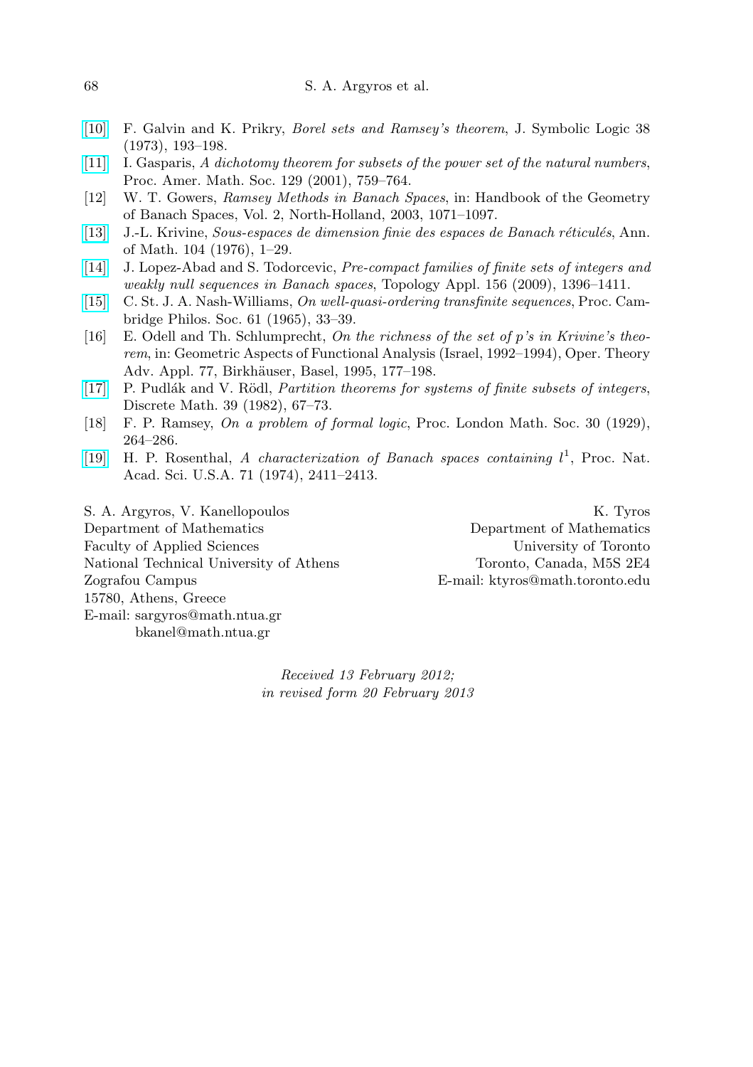[10] F. Galvin and K. Prikry, *Borel sets and Ramsey's theorem*, J. Symbolic Logic 38 (1973), 193–198.

[11] I. Gasparis, *A dichotomy theorem for subsets of the power set of the natural numbers*, Proc. Amer. Math. Soc. 129 (2001), 759–764.

[12] W. T. Gowers, *Ramsey Methods in Banach Spaces*, in: Handbook of the Geometry of Banach Spaces, Vol. 2, North-Holland, 2003, 1071–1097.

[13] J.-L. Krivine, *Sous-espaces de dimension finie des espaces de Banach réticulés*, Ann. of Math. 104 (1976), 1–29.

[14] J. Lopez-Abad and S. Todorcevic, *Pre-compact families of finite sets of integers and weakly null sequences in Banach spaces*, Topology Appl. 156 (2009), 1396–1411.

[15] C. St. J. A. Nash-Williams, *On well-quasi-ordering transfinite sequences*, Proc. Cambridge Philos. Soc. 61 (1965), 33–39.

[16] E. Odell and Th. Schlumprecht, *On the richness of the set of p's in Krivine's theorem*, in: Geometric Aspects of Functional Analysis (Israel, 1992–1994), Oper. Theory Adv. Appl. 77, Birkhäuser, Basel, 1995, 177–198.

[17] P. Pudlák and V. Rödl, *Partition theorems for systems of finite subsets of integers*, Discrete Math. 39 (1982), 67–73.

[18] F. P. Ramsey, *On a problem of formal logic*, Proc. London Math. Soc. 30 (1929), 264–286.

[19] H. P. Rosenthal, *A characterization of Banach spaces containing $l^1$*, Proc. Nat. Acad. Sci. U.S.A. 71 (1974), 2411–2413.

S. A. Argyros, V. Kanellopoulos
Department of Mathematics
Faculty of Applied Sciences
National Technical University of Athens
Zografou Campus
15780, Athens, Greece
E-mail: sargyros@math.ntua.gr
bkanel@math.ntua.gr

K. Tyros
Department of Mathematics
University of Toronto
Toronto, Canada, M5S 2E4
E-mail: ktyros@math.toronto.edu

*Received 13 February 2012;*
*in revised form 20 February 2013*